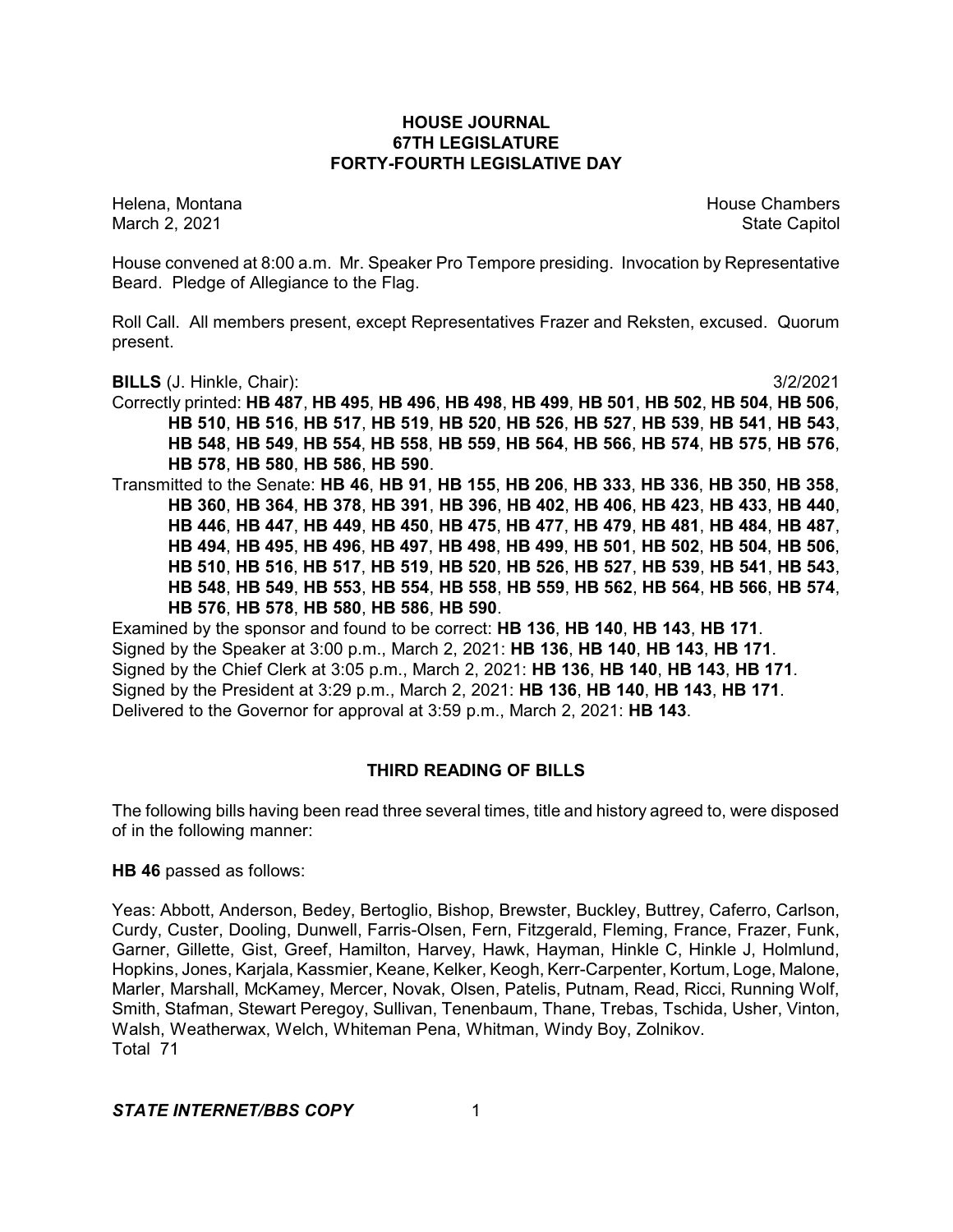# HOUSE JOURNAL
## 67TH LEGISLATURE
## FORTY-FOURTH LEGISLATIVE DAY

Helena, Montana House Chambers
March 2, 2021 State Capitol

House convened at 8:00 a.m. Mr. Speaker Pro Tempore presiding. Invocation by Representative Beard. Pledge of Allegiance to the Flag.

Roll Call. All members present, except Representatives Frazer and Reksten, excused. Quorum present.

**BILLS** (J. Hinkle, Chair): 3/2/2021

Correctly printed: **HB 487**, **HB 495**, **HB 496**, **HB 498**, **HB 499**, **HB 501**, **HB 502**, **HB 504**, **HB 506**, **HB 510**, **HB 516**, **HB 517**, **HB 519**, **HB 520**, **HB 526**, **HB 527**, **HB 539**, **HB 541**, **HB 543**, **HB 548**, **HB 549**, **HB 554**, **HB 558**, **HB 559**, **HB 564**, **HB 566**, **HB 574**, **HB 575**, **HB 576**, **HB 578**, **HB 580**, **HB 586**, **HB 590**.

Transmitted to the Senate: **HB 46**, **HB 91**, **HB 155**, **HB 206**, **HB 333**, **HB 336**, **HB 350**, **HB 358**, **HB 360**, **HB 364**, **HB 378**, **HB 391**, **HB 396**, **HB 402**, **HB 406**, **HB 423**, **HB 433**, **HB 440**, **HB 446**, **HB 447**, **HB 449**, **HB 450**, **HB 475**, **HB 477**, **HB 479**, **HB 481**, **HB 484**, **HB 487**, **HB 494**, **HB 495**, **HB 496**, **HB 497**, **HB 498**, **HB 499**, **HB 501**, **HB 502**, **HB 504**, **HB 506**, **HB 510**, **HB 516**, **HB 517**, **HB 519**, **HB 520**, **HB 526**, **HB 527**, **HB 539**, **HB 541**, **HB 543**, **HB 548**, **HB 549**, **HB 553**, **HB 554**, **HB 558**, **HB 559**, **HB 562**, **HB 564**, **HB 566**, **HB 574**, **HB 576**, **HB 578**, **HB 580**, **HB 586**, **HB 590**.

Examined by the sponsor and found to be correct: **HB 136**, **HB 140**, **HB 143**, **HB 171**.

Signed by the Speaker at 3:00 p.m., March 2, 2021: **HB 136**, **HB 140**, **HB 143**, **HB 171**.

Signed by the Chief Clerk at 3:05 p.m., March 2, 2021: **HB 136**, **HB 140**, **HB 143**, **HB 171**.

Signed by the President at 3:29 p.m., March 2, 2021: **HB 136**, **HB 140**, **HB 143**, **HB 171**.

Delivered to the Governor for approval at 3:59 p.m., March 2, 2021: **HB 143**.

## THIRD READING OF BILLS

The following bills having been read three several times, title and history agreed to, were disposed of in the following manner:

**HB 46** passed as follows:

Yeas: Abbott, Anderson, Bedey, Bertoglio, Bishop, Brewster, Buckley, Buttrey, Caferro, Carlson, Curdy, Custer, Dooling, Dunwell, Farris-Olsen, Fern, Fitzgerald, Fleming, France, Frazer, Funk, Garner, Gillette, Gist, Greef, Hamilton, Harvey, Hawk, Hayman, Hinkle C, Hinkle J, Holmlund, Hopkins, Jones, Karjala, Kassmier, Keane, Kelker, Keogh, Kerr-Carpenter, Kortum, Loge, Malone, Marler, Marshall, McKamey, Mercer, Novak, Olsen, Patelis, Putnam, Read, Ricci, Running Wolf, Smith, Stafman, Stewart Peregoy, Sullivan, Tenenbaum, Thane, Trebas, Tschida, Usher, Vinton, Walsh, Weatherwax, Welch, Whiteman Pena, Whitman, Windy Boy, Zolnikov.
Total 71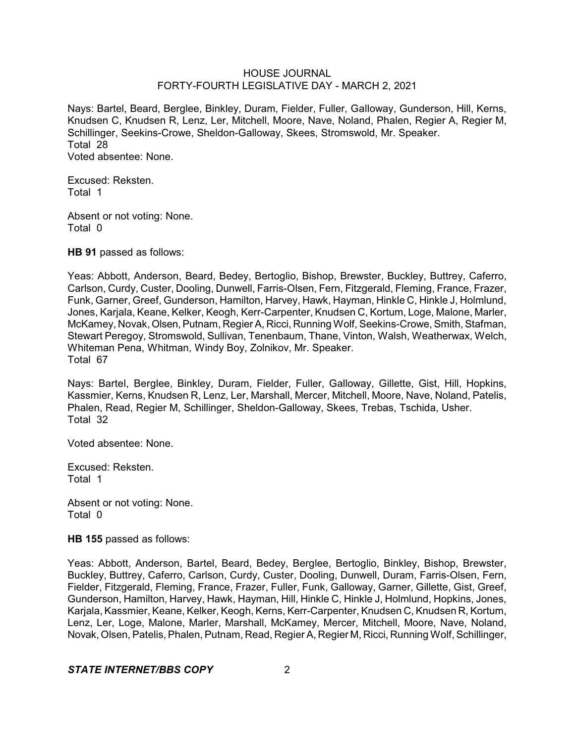Nays: Bartel, Beard, Berglee, Binkley, Duram, Fielder, Fuller, Galloway, Gunderson, Hill, Kerns, Knudsen C, Knudsen R, Lenz, Ler, Mitchell, Moore, Nave, Noland, Phalen, Regier A, Regier M, Schillinger, Seekins-Crowe, Sheldon-Galloway, Skees, Stromswold, Mr. Speaker.
Total 28
Voted absentee: None.

Excused: Reksten.
Total 1

Absent or not voting: None.
Total 0

**HB 91** passed as follows:

Yeas: Abbott, Anderson, Beard, Bedey, Bertoglio, Bishop, Brewster, Buckley, Buttrey, Caferro, Carlson, Curdy, Custer, Dooling, Dunwell, Farris-Olsen, Fern, Fitzgerald, Fleming, France, Frazer, Funk, Garner, Greef, Gunderson, Hamilton, Harvey, Hawk, Hayman, Hinkle C, Hinkle J, Holmlund, Jones, Karjala, Keane, Kelker, Keogh, Kerr-Carpenter, Knudsen C, Kortum, Loge, Malone, Marler, McKamey, Novak, Olsen, Putnam, Regier A, Ricci, Running Wolf, Seekins-Crowe, Smith, Stafman, Stewart Peregoy, Stromswold, Sullivan, Tenenbaum, Thane, Vinton, Walsh, Weatherwax, Welch, Whiteman Pena, Whitman, Windy Boy, Zolnikov, Mr. Speaker.
Total 67

Nays: Bartel, Berglee, Binkley, Duram, Fielder, Fuller, Galloway, Gillette, Gist, Hill, Hopkins, Kassmier, Kerns, Knudsen R, Lenz, Ler, Marshall, Mercer, Mitchell, Moore, Nave, Noland, Patelis, Phalen, Read, Regier M, Schillinger, Sheldon-Galloway, Skees, Trebas, Tschida, Usher.
Total 32

Voted absentee: None.

Excused: Reksten.
Total 1

Absent or not voting: None.
Total 0

**HB 155** passed as follows:

Yeas: Abbott, Anderson, Bartel, Beard, Bedey, Berglee, Bertoglio, Binkley, Bishop, Brewster, Buckley, Buttrey, Caferro, Carlson, Curdy, Custer, Dooling, Dunwell, Duram, Farris-Olsen, Fern, Fielder, Fitzgerald, Fleming, France, Frazer, Fuller, Funk, Galloway, Garner, Gillette, Gist, Greef, Gunderson, Hamilton, Harvey, Hawk, Hayman, Hill, Hinkle C, Hinkle J, Holmlund, Hopkins, Jones, Karjala, Kassmier, Keane, Kelker, Keogh, Kerns, Kerr-Carpenter, Knudsen C, Knudsen R, Kortum, Lenz, Ler, Loge, Malone, Marler, Marshall, McKamey, Mercer, Mitchell, Moore, Nave, Noland, Novak, Olsen, Patelis, Phalen, Putnam, Read, Regier A, Regier M, Ricci, Running Wolf, Schillinger,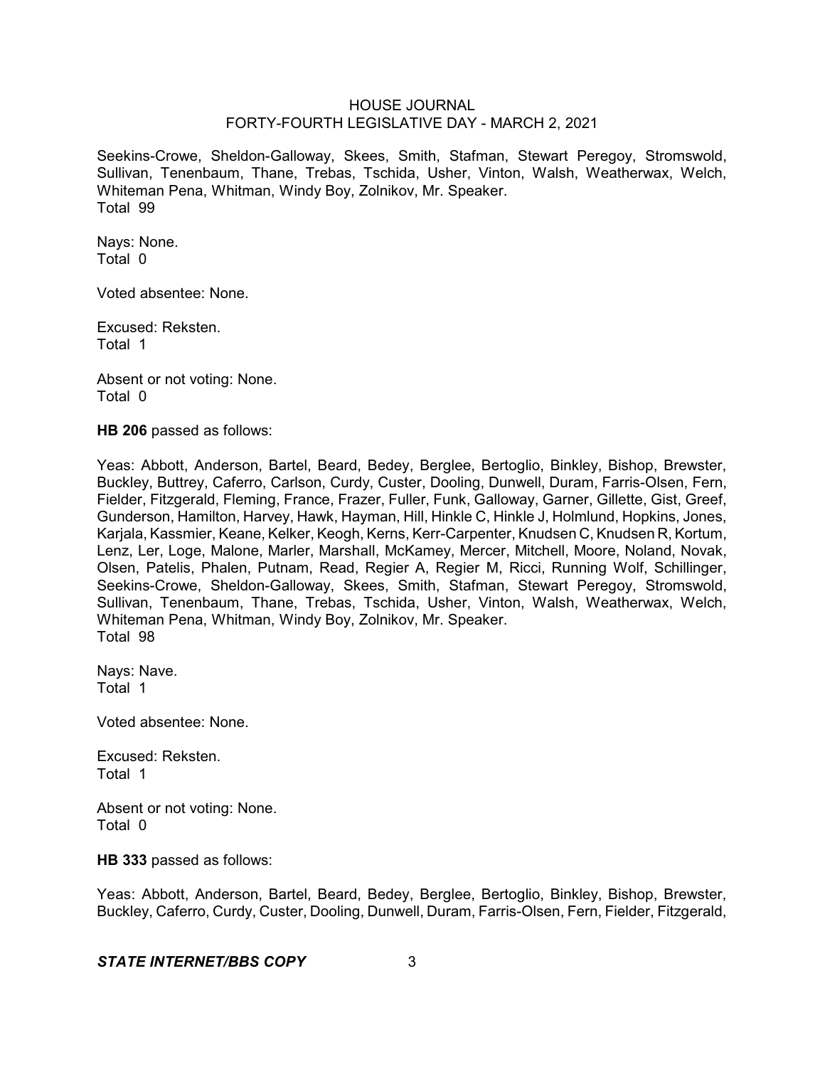Seekins-Crowe, Sheldon-Galloway, Skees, Smith, Stafman, Stewart Peregoy, Stromswold, Sullivan, Tenenbaum, Thane, Trebas, Tschida, Usher, Vinton, Walsh, Weatherwax, Welch, Whiteman Pena, Whitman, Windy Boy, Zolnikov, Mr. Speaker.
Total 99

Nays: None.
Total 0

Voted absentee: None.

Excused: Reksten.
Total 1

Absent or not voting: None.
Total 0

**HB 206** passed as follows:

Yeas: Abbott, Anderson, Bartel, Beard, Bedey, Berglee, Bertoglio, Binkley, Bishop, Brewster, Buckley, Buttrey, Caferro, Carlson, Curdy, Custer, Dooling, Dunwell, Duram, Farris-Olsen, Fern, Fielder, Fitzgerald, Fleming, France, Frazer, Fuller, Funk, Galloway, Garner, Gillette, Gist, Greef, Gunderson, Hamilton, Harvey, Hawk, Hayman, Hill, Hinkle C, Hinkle J, Holmlund, Hopkins, Jones, Karjala, Kassmier, Keane, Kelker, Keogh, Kerns, Kerr-Carpenter, Knudsen C, Knudsen R, Kortum, Lenz, Ler, Loge, Malone, Marler, Marshall, McKamey, Mercer, Mitchell, Moore, Noland, Novak, Olsen, Patelis, Phalen, Putnam, Read, Regier A, Regier M, Ricci, Running Wolf, Schillinger, Seekins-Crowe, Sheldon-Galloway, Skees, Smith, Stafman, Stewart Peregoy, Stromswold, Sullivan, Tenenbaum, Thane, Trebas, Tschida, Usher, Vinton, Walsh, Weatherwax, Welch, Whiteman Pena, Whitman, Windy Boy, Zolnikov, Mr. Speaker.
Total 98

Nays: Nave.
Total 1

Voted absentee: None.

Excused: Reksten.
Total 1

Absent or not voting: None.
Total 0

**HB 333** passed as follows:

Yeas: Abbott, Anderson, Bartel, Beard, Bedey, Berglee, Bertoglio, Binkley, Bishop, Brewster, Buckley, Caferro, Curdy, Custer, Dooling, Dunwell, Duram, Farris-Olsen, Fern, Fielder, Fitzgerald,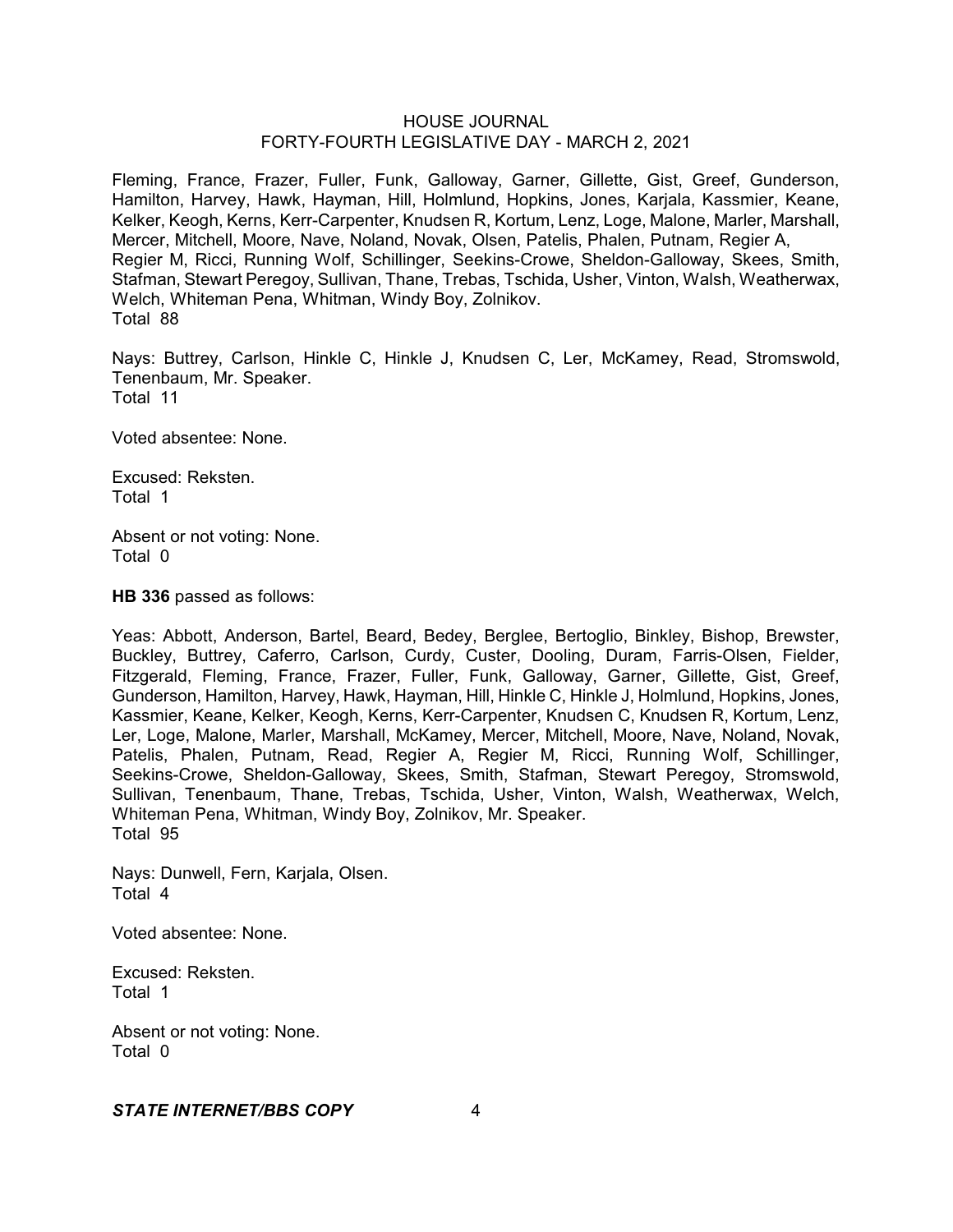Fleming, France, Frazer, Fuller, Funk, Galloway, Garner, Gillette, Gist, Greef, Gunderson, Hamilton, Harvey, Hawk, Hayman, Hill, Holmlund, Hopkins, Jones, Karjala, Kassmier, Keane, Kelker, Keogh, Kerns, Kerr-Carpenter, Knudsen R, Kortum, Lenz, Loge, Malone, Marler, Marshall, Mercer, Mitchell, Moore, Nave, Noland, Novak, Olsen, Patelis, Phalen, Putnam, Regier A, Regier M, Ricci, Running Wolf, Schillinger, Seekins-Crowe, Sheldon-Galloway, Skees, Smith, Stafman, Stewart Peregoy, Sullivan, Thane, Trebas, Tschida, Usher, Vinton, Walsh, Weatherwax, Welch, Whiteman Pena, Whitman, Windy Boy, Zolnikov.
Total 88

Nays: Buttrey, Carlson, Hinkle C, Hinkle J, Knudsen C, Ler, McKamey, Read, Stromswold, Tenenbaum, Mr. Speaker.
Total 11

Voted absentee: None.

Excused: Reksten.
Total 1

Absent or not voting: None.
Total 0

**HB 336** passed as follows:

Yeas: Abbott, Anderson, Bartel, Beard, Bedey, Berglee, Bertoglio, Binkley, Bishop, Brewster, Buckley, Buttrey, Caferro, Carlson, Curdy, Custer, Dooling, Duram, Farris-Olsen, Fielder, Fitzgerald, Fleming, France, Frazer, Fuller, Funk, Galloway, Garner, Gillette, Gist, Greef, Gunderson, Hamilton, Harvey, Hawk, Hayman, Hill, Hinkle C, Hinkle J, Holmlund, Hopkins, Jones, Kassmier, Keane, Kelker, Keogh, Kerns, Kerr-Carpenter, Knudsen C, Knudsen R, Kortum, Lenz, Ler, Loge, Malone, Marler, Marshall, McKamey, Mercer, Mitchell, Moore, Nave, Noland, Novak, Patelis, Phalen, Putnam, Read, Regier A, Regier M, Ricci, Running Wolf, Schillinger, Seekins-Crowe, Sheldon-Galloway, Skees, Smith, Stafman, Stewart Peregoy, Stromswold, Sullivan, Tenenbaum, Thane, Trebas, Tschida, Usher, Vinton, Walsh, Weatherwax, Welch, Whiteman Pena, Whitman, Windy Boy, Zolnikov, Mr. Speaker.
Total 95

Nays: Dunwell, Fern, Karjala, Olsen.
Total 4

Voted absentee: None.

Excused: Reksten.
Total 1

Absent or not voting: None.
Total 0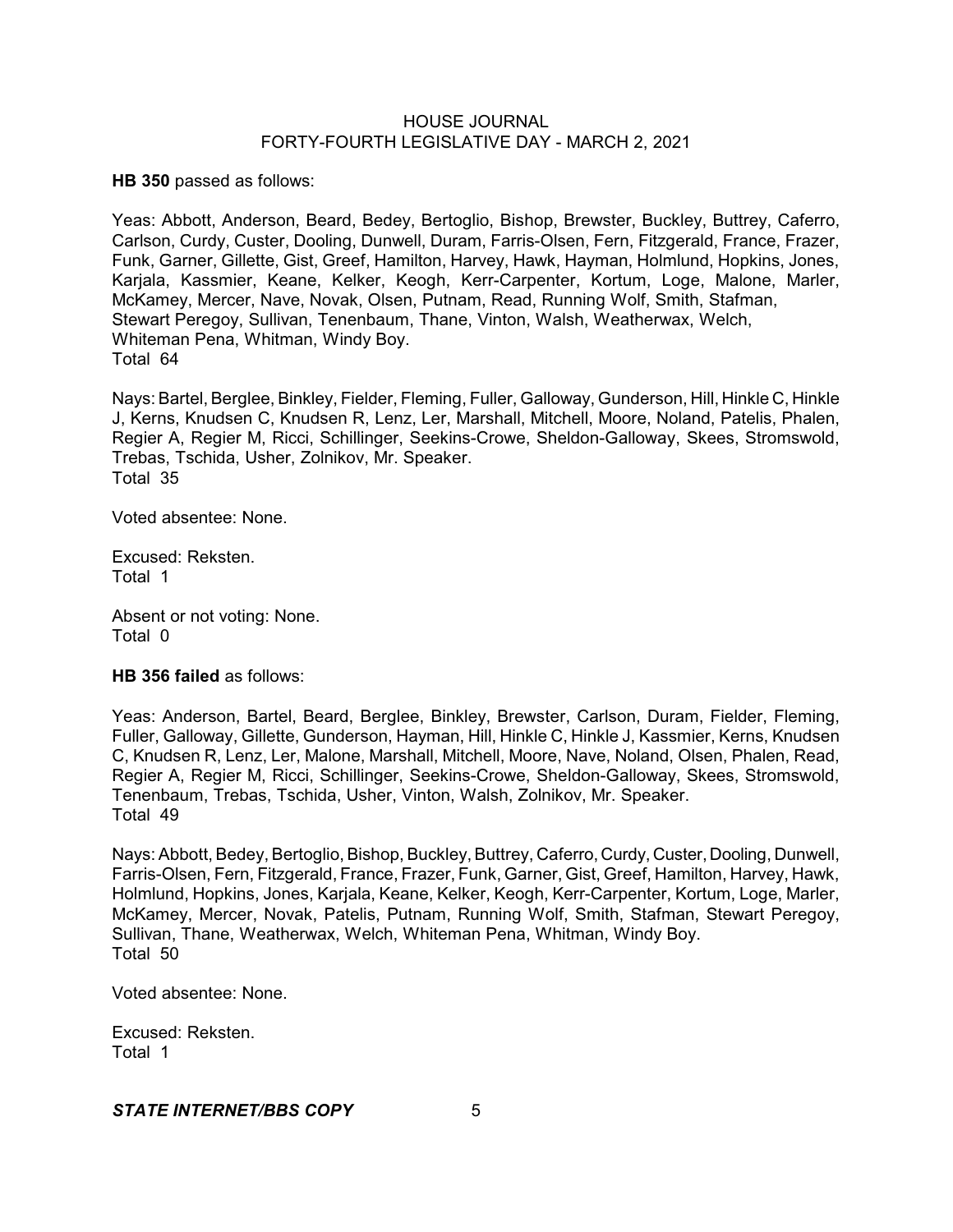**HB 350** passed as follows:

Yeas: Abbott, Anderson, Beard, Bedey, Bertoglio, Bishop, Brewster, Buckley, Buttrey, Caferro, Carlson, Curdy, Custer, Dooling, Dunwell, Duram, Farris-Olsen, Fern, Fitzgerald, France, Frazer, Funk, Garner, Gillette, Gist, Greef, Hamilton, Harvey, Hawk, Hayman, Holmlund, Hopkins, Jones, Karjala, Kassmier, Keane, Kelker, Keogh, Kerr-Carpenter, Kortum, Loge, Malone, Marler, McKamey, Mercer, Nave, Novak, Olsen, Putnam, Read, Running Wolf, Smith, Stafman, Stewart Peregoy, Sullivan, Tenenbaum, Thane, Vinton, Walsh, Weatherwax, Welch, Whiteman Pena, Whitman, Windy Boy.
Total 64

Nays: Bartel, Berglee, Binkley, Fielder, Fleming, Fuller, Galloway, Gunderson, Hill, Hinkle C, Hinkle J, Kerns, Knudsen C, Knudsen R, Lenz, Ler, Marshall, Mitchell, Moore, Noland, Patelis, Phalen, Regier A, Regier M, Ricci, Schillinger, Seekins-Crowe, Sheldon-Galloway, Skees, Stromswold, Trebas, Tschida, Usher, Zolnikov, Mr. Speaker.
Total 35

Voted absentee: None.

Excused: Reksten.
Total 1

Absent or not voting: None.
Total 0

**HB 356 failed** as follows:

Yeas: Anderson, Bartel, Beard, Berglee, Binkley, Brewster, Carlson, Duram, Fielder, Fleming, Fuller, Galloway, Gillette, Gunderson, Hayman, Hill, Hinkle C, Hinkle J, Kassmier, Kerns, Knudsen C, Knudsen R, Lenz, Ler, Malone, Marshall, Mitchell, Moore, Nave, Noland, Olsen, Phalen, Read, Regier A, Regier M, Ricci, Schillinger, Seekins-Crowe, Sheldon-Galloway, Skees, Stromswold, Tenenbaum, Trebas, Tschida, Usher, Vinton, Walsh, Zolnikov, Mr. Speaker.
Total 49

Nays: Abbott, Bedey, Bertoglio, Bishop, Buckley, Buttrey, Caferro, Curdy, Custer, Dooling, Dunwell, Farris-Olsen, Fern, Fitzgerald, France, Frazer, Funk, Garner, Gist, Greef, Hamilton, Harvey, Hawk, Holmlund, Hopkins, Jones, Karjala, Keane, Kelker, Keogh, Kerr-Carpenter, Kortum, Loge, Marler, McKamey, Mercer, Novak, Patelis, Putnam, Running Wolf, Smith, Stafman, Stewart Peregoy, Sullivan, Thane, Weatherwax, Welch, Whiteman Pena, Whitman, Windy Boy.
Total 50

Voted absentee: None.

Excused: Reksten.
Total 1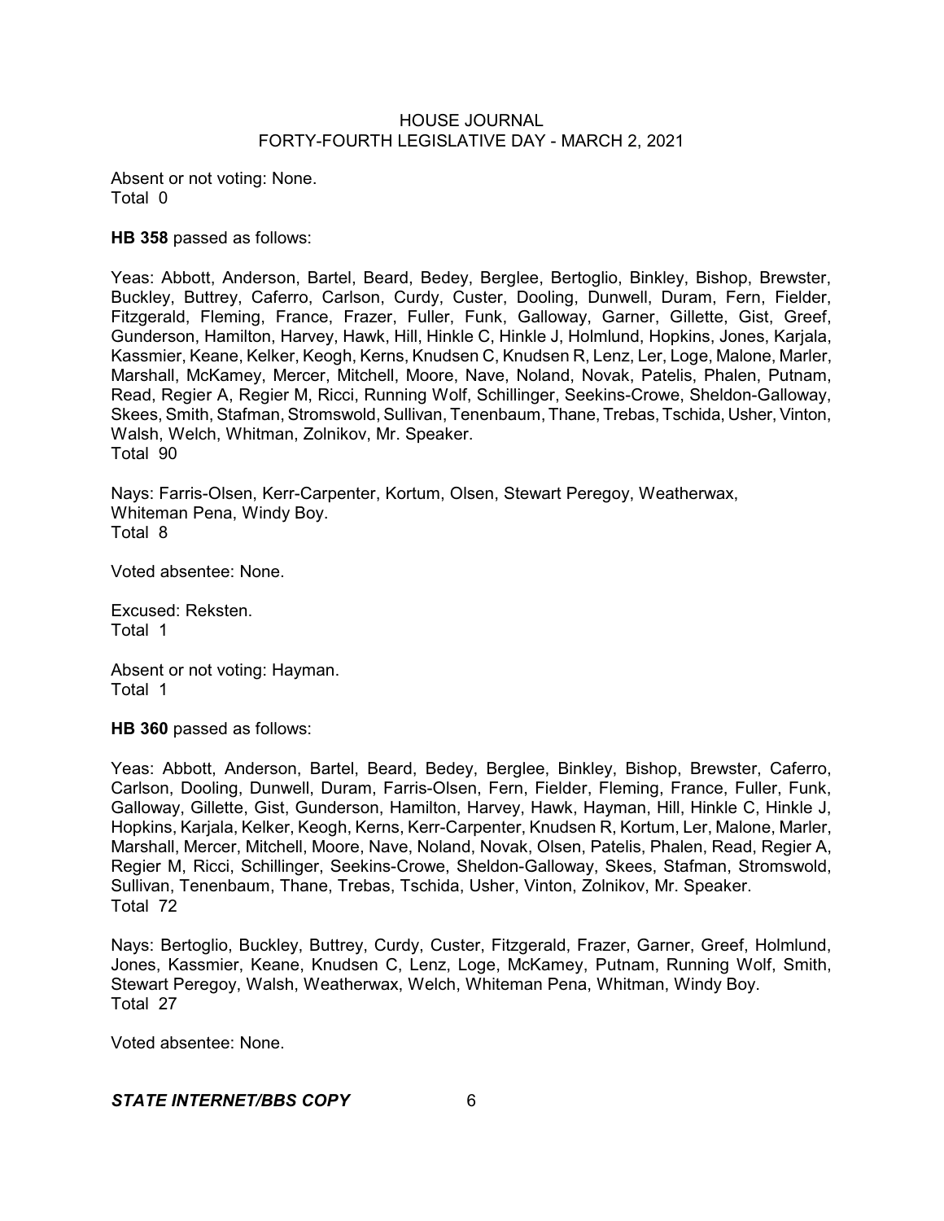Absent or not voting: None.
Total 0

**HB 358** passed as follows:

Yeas: Abbott, Anderson, Bartel, Beard, Bedey, Berglee, Bertoglio, Binkley, Bishop, Brewster, Buckley, Buttrey, Caferro, Carlson, Curdy, Custer, Dooling, Dunwell, Duram, Fern, Fielder, Fitzgerald, Fleming, France, Frazer, Fuller, Funk, Galloway, Garner, Gillette, Gist, Greef, Gunderson, Hamilton, Harvey, Hawk, Hill, Hinkle C, Hinkle J, Holmlund, Hopkins, Jones, Karjala, Kassmier, Keane, Kelker, Keogh, Kerns, Knudsen C, Knudsen R, Lenz, Ler, Loge, Malone, Marler, Marshall, McKamey, Mercer, Mitchell, Moore, Nave, Noland, Novak, Patelis, Phalen, Putnam, Read, Regier A, Regier M, Ricci, Running Wolf, Schillinger, Seekins-Crowe, Sheldon-Galloway, Skees, Smith, Stafman, Stromswold, Sullivan, Tenenbaum, Thane, Trebas, Tschida, Usher, Vinton, Walsh, Welch, Whitman, Zolnikov, Mr. Speaker.
Total 90

Nays: Farris-Olsen, Kerr-Carpenter, Kortum, Olsen, Stewart Peregoy, Weatherwax, Whiteman Pena, Windy Boy.
Total 8

Voted absentee: None.

Excused: Reksten.
Total 1

Absent or not voting: Hayman.
Total 1

**HB 360** passed as follows:

Yeas: Abbott, Anderson, Bartel, Beard, Bedey, Berglee, Binkley, Bishop, Brewster, Caferro, Carlson, Dooling, Dunwell, Duram, Farris-Olsen, Fern, Fielder, Fleming, France, Fuller, Funk, Galloway, Gillette, Gist, Gunderson, Hamilton, Harvey, Hawk, Hayman, Hill, Hinkle C, Hinkle J, Hopkins, Karjala, Kelker, Keogh, Kerns, Kerr-Carpenter, Knudsen R, Kortum, Ler, Malone, Marler, Marshall, Mercer, Mitchell, Moore, Nave, Noland, Novak, Olsen, Patelis, Phalen, Read, Regier A, Regier M, Ricci, Schillinger, Seekins-Crowe, Sheldon-Galloway, Skees, Stafman, Stromswold, Sullivan, Tenenbaum, Thane, Trebas, Tschida, Usher, Vinton, Zolnikov, Mr. Speaker.
Total 72

Nays: Bertoglio, Buckley, Buttrey, Curdy, Custer, Fitzgerald, Frazer, Garner, Greef, Holmlund, Jones, Kassmier, Keane, Knudsen C, Lenz, Loge, McKamey, Putnam, Running Wolf, Smith, Stewart Peregoy, Walsh, Weatherwax, Welch, Whiteman Pena, Whitman, Windy Boy.
Total 27

Voted absentee: None.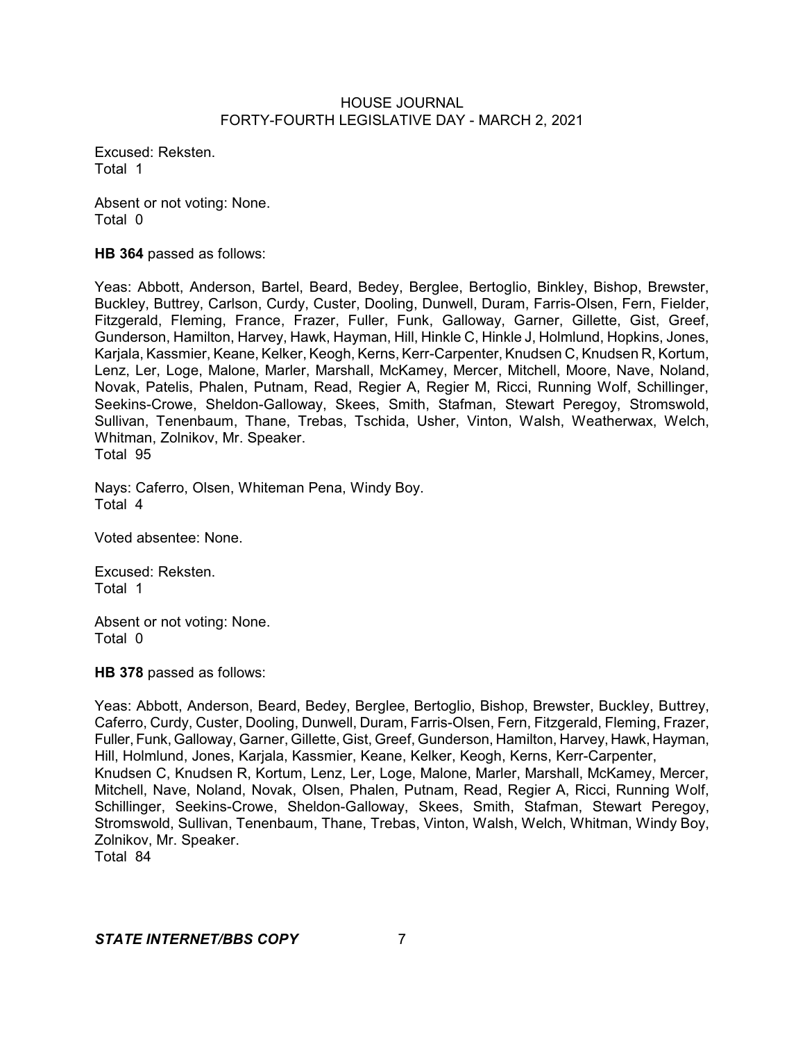Excused: Reksten.
Total 1

Absent or not voting: None.
Total 0

**HB 364** passed as follows:

Yeas: Abbott, Anderson, Bartel, Beard, Bedey, Berglee, Bertoglio, Binkley, Bishop, Brewster, Buckley, Buttrey, Carlson, Curdy, Custer, Dooling, Dunwell, Duram, Farris-Olsen, Fern, Fielder, Fitzgerald, Fleming, France, Frazer, Fuller, Funk, Galloway, Garner, Gillette, Gist, Greef, Gunderson, Hamilton, Harvey, Hawk, Hayman, Hill, Hinkle C, Hinkle J, Holmlund, Hopkins, Jones, Karjala, Kassmier, Keane, Kelker, Keogh, Kerns, Kerr-Carpenter, Knudsen C, Knudsen R, Kortum, Lenz, Ler, Loge, Malone, Marler, Marshall, McKamey, Mercer, Mitchell, Moore, Nave, Noland, Novak, Patelis, Phalen, Putnam, Read, Regier A, Regier M, Ricci, Running Wolf, Schillinger, Seekins-Crowe, Sheldon-Galloway, Skees, Smith, Stafman, Stewart Peregoy, Stromswold, Sullivan, Tenenbaum, Thane, Trebas, Tschida, Usher, Vinton, Walsh, Weatherwax, Welch, Whitman, Zolnikov, Mr. Speaker.
Total 95

Nays: Caferro, Olsen, Whiteman Pena, Windy Boy.
Total 4

Voted absentee: None.

Excused: Reksten.
Total 1

Absent or not voting: None.
Total 0

**HB 378** passed as follows:

Yeas: Abbott, Anderson, Beard, Bedey, Berglee, Bertoglio, Bishop, Brewster, Buckley, Buttrey, Caferro, Curdy, Custer, Dooling, Dunwell, Duram, Farris-Olsen, Fern, Fitzgerald, Fleming, Frazer, Fuller, Funk, Galloway, Garner, Gillette, Gist, Greef, Gunderson, Hamilton, Harvey, Hawk, Hayman, Hill, Holmlund, Jones, Karjala, Kassmier, Keane, Kelker, Keogh, Kerns, Kerr-Carpenter, Knudsen C, Knudsen R, Kortum, Lenz, Ler, Loge, Malone, Marler, Marshall, McKamey, Mercer, Mitchell, Nave, Noland, Novak, Olsen, Phalen, Putnam, Read, Regier A, Ricci, Running Wolf, Schillinger, Seekins-Crowe, Sheldon-Galloway, Skees, Smith, Stafman, Stewart Peregoy, Stromswold, Sullivan, Tenenbaum, Thane, Trebas, Vinton, Walsh, Welch, Whitman, Windy Boy, Zolnikov, Mr. Speaker.
Total 84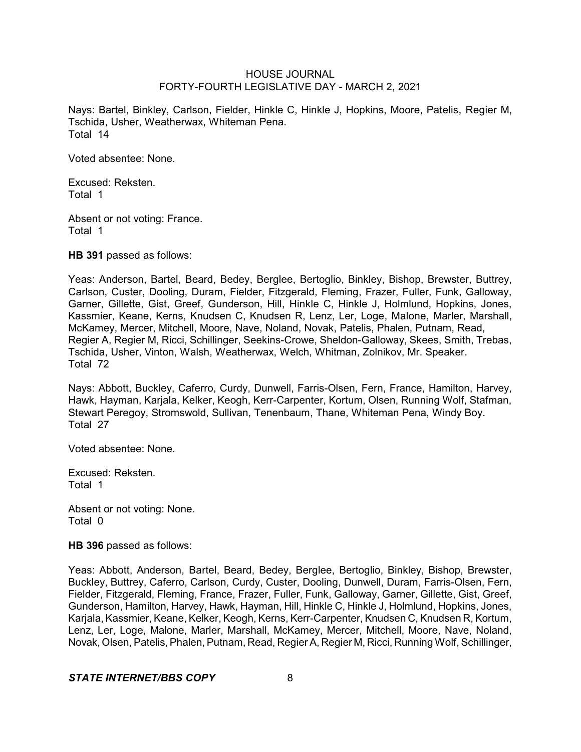Nays: Bartel, Binkley, Carlson, Fielder, Hinkle C, Hinkle J, Hopkins, Moore, Patelis, Regier M, Tschida, Usher, Weatherwax, Whiteman Pena.
Total 14

Voted absentee: None.

Excused: Reksten.
Total 1

Absent or not voting: France.
Total 1

**HB 391** passed as follows:

Yeas: Anderson, Bartel, Beard, Bedey, Berglee, Bertoglio, Binkley, Bishop, Brewster, Buttrey, Carlson, Custer, Dooling, Duram, Fielder, Fitzgerald, Fleming, Frazer, Fuller, Funk, Galloway, Garner, Gillette, Gist, Greef, Gunderson, Hill, Hinkle C, Hinkle J, Holmlund, Hopkins, Jones, Kassmier, Keane, Kerns, Knudsen C, Knudsen R, Lenz, Ler, Loge, Malone, Marler, Marshall, McKamey, Mercer, Mitchell, Moore, Nave, Noland, Novak, Patelis, Phalen, Putnam, Read, Regier A, Regier M, Ricci, Schillinger, Seekins-Crowe, Sheldon-Galloway, Skees, Smith, Trebas, Tschida, Usher, Vinton, Walsh, Weatherwax, Welch, Whitman, Zolnikov, Mr. Speaker.
Total 72

Nays: Abbott, Buckley, Caferro, Curdy, Dunwell, Farris-Olsen, Fern, France, Hamilton, Harvey, Hawk, Hayman, Karjala, Kelker, Keogh, Kerr-Carpenter, Kortum, Olsen, Running Wolf, Stafman, Stewart Peregoy, Stromswold, Sullivan, Tenenbaum, Thane, Whiteman Pena, Windy Boy.
Total 27

Voted absentee: None.

Excused: Reksten.
Total 1

Absent or not voting: None.
Total 0

**HB 396** passed as follows:

Yeas: Abbott, Anderson, Bartel, Beard, Bedey, Berglee, Bertoglio, Binkley, Bishop, Brewster, Buckley, Buttrey, Caferro, Carlson, Curdy, Custer, Dooling, Dunwell, Duram, Farris-Olsen, Fern, Fielder, Fitzgerald, Fleming, France, Frazer, Fuller, Funk, Galloway, Garner, Gillette, Gist, Greef, Gunderson, Hamilton, Harvey, Hawk, Hayman, Hill, Hinkle C, Hinkle J, Holmlund, Hopkins, Jones, Karjala, Kassmier, Keane, Kelker, Keogh, Kerns, Kerr-Carpenter, Knudsen C, Knudsen R, Kortum, Lenz, Ler, Loge, Malone, Marler, Marshall, McKamey, Mercer, Mitchell, Moore, Nave, Noland, Novak, Olsen, Patelis, Phalen, Putnam, Read, Regier A, Regier M, Ricci, Running Wolf, Schillinger,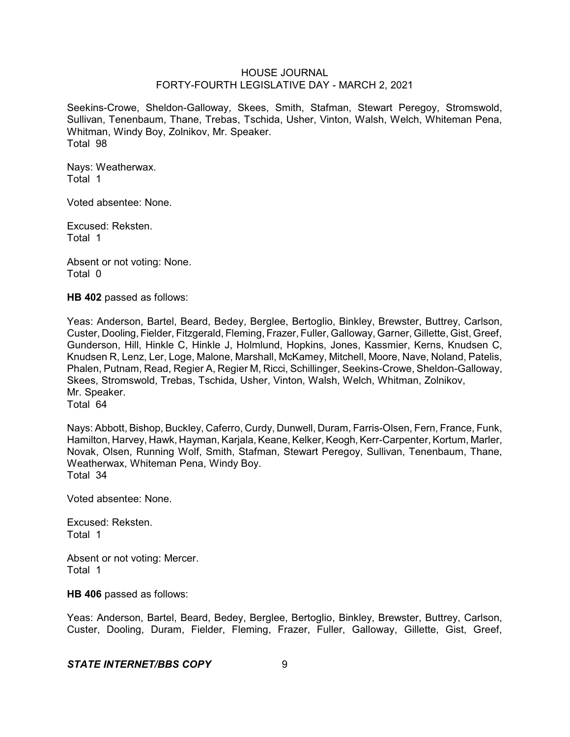Seekins-Crowe, Sheldon-Galloway, Skees, Smith, Stafman, Stewart Peregoy, Stromswold, Sullivan, Tenenbaum, Thane, Trebas, Tschida, Usher, Vinton, Walsh, Welch, Whiteman Pena, Whitman, Windy Boy, Zolnikov, Mr. Speaker.
Total 98

Nays: Weatherwax.
Total 1

Voted absentee: None.

Excused: Reksten.
Total 1

Absent or not voting: None.
Total 0

**HB 402** passed as follows:

Yeas: Anderson, Bartel, Beard, Bedey, Berglee, Bertoglio, Binkley, Brewster, Buttrey, Carlson, Custer, Dooling, Fielder, Fitzgerald, Fleming, Frazer, Fuller, Galloway, Garner, Gillette, Gist, Greef, Gunderson, Hill, Hinkle C, Hinkle J, Holmlund, Hopkins, Jones, Kassmier, Kerns, Knudsen C, Knudsen R, Lenz, Ler, Loge, Malone, Marshall, McKamey, Mitchell, Moore, Nave, Noland, Patelis, Phalen, Putnam, Read, Regier A, Regier M, Ricci, Schillinger, Seekins-Crowe, Sheldon-Galloway, Skees, Stromswold, Trebas, Tschida, Usher, Vinton, Walsh, Welch, Whitman, Zolnikov, Mr. Speaker.
Total 64

Nays: Abbott, Bishop, Buckley, Caferro, Curdy, Dunwell, Duram, Farris-Olsen, Fern, France, Funk, Hamilton, Harvey, Hawk, Hayman, Karjala, Keane, Kelker, Keogh, Kerr-Carpenter, Kortum, Marler, Novak, Olsen, Running Wolf, Smith, Stafman, Stewart Peregoy, Sullivan, Tenenbaum, Thane, Weatherwax, Whiteman Pena, Windy Boy.
Total 34

Voted absentee: None.

Excused: Reksten.
Total 1

Absent or not voting: Mercer.
Total 1

**HB 406** passed as follows:

Yeas: Anderson, Bartel, Beard, Bedey, Berglee, Bertoglio, Binkley, Brewster, Buttrey, Carlson, Custer, Dooling, Duram, Fielder, Fleming, Frazer, Fuller, Galloway, Gillette, Gist, Greef,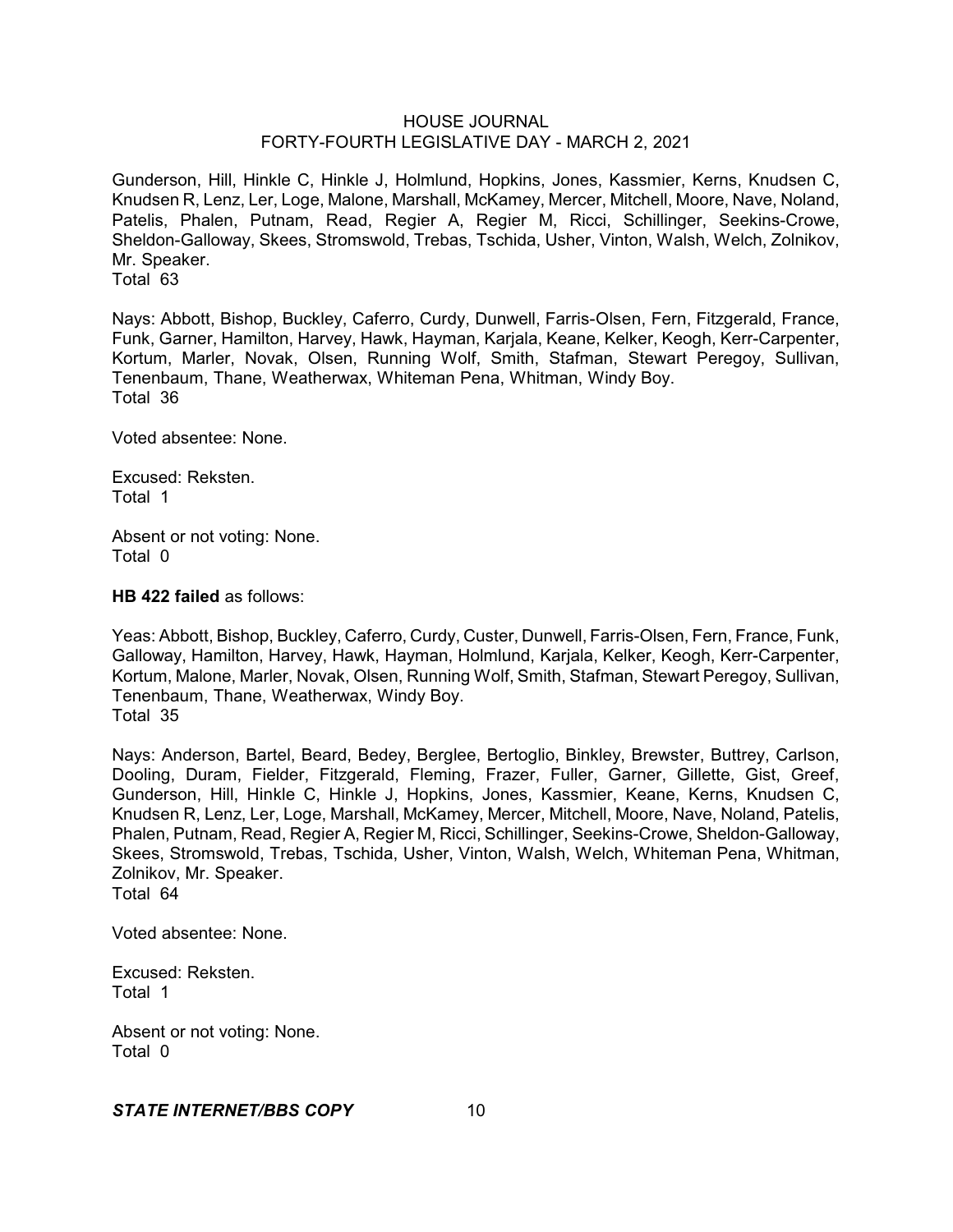Gunderson, Hill, Hinkle C, Hinkle J, Holmlund, Hopkins, Jones, Kassmier, Kerns, Knudsen C, Knudsen R, Lenz, Ler, Loge, Malone, Marshall, McKamey, Mercer, Mitchell, Moore, Nave, Noland, Patelis, Phalen, Putnam, Read, Regier A, Regier M, Ricci, Schillinger, Seekins-Crowe, Sheldon-Galloway, Skees, Stromswold, Trebas, Tschida, Usher, Vinton, Walsh, Welch, Zolnikov, Mr. Speaker.
Total 63

Nays: Abbott, Bishop, Buckley, Caferro, Curdy, Dunwell, Farris-Olsen, Fern, Fitzgerald, France, Funk, Garner, Hamilton, Harvey, Hawk, Hayman, Karjala, Keane, Kelker, Keogh, Kerr-Carpenter, Kortum, Marler, Novak, Olsen, Running Wolf, Smith, Stafman, Stewart Peregoy, Sullivan, Tenenbaum, Thane, Weatherwax, Whiteman Pena, Whitman, Windy Boy.
Total 36

Voted absentee: None.

Excused: Reksten.
Total 1

Absent or not voting: None.
Total 0

**HB 422 failed** as follows:

Yeas: Abbott, Bishop, Buckley, Caferro, Curdy, Custer, Dunwell, Farris-Olsen, Fern, France, Funk, Galloway, Hamilton, Harvey, Hawk, Hayman, Holmlund, Karjala, Kelker, Keogh, Kerr-Carpenter, Kortum, Malone, Marler, Novak, Olsen, Running Wolf, Smith, Stafman, Stewart Peregoy, Sullivan, Tenenbaum, Thane, Weatherwax, Windy Boy.
Total 35

Nays: Anderson, Bartel, Beard, Bedey, Berglee, Bertoglio, Binkley, Brewster, Buttrey, Carlson, Dooling, Duram, Fielder, Fitzgerald, Fleming, Frazer, Fuller, Garner, Gillette, Gist, Greef, Gunderson, Hill, Hinkle C, Hinkle J, Hopkins, Jones, Kassmier, Keane, Kerns, Knudsen C, Knudsen R, Lenz, Ler, Loge, Marshall, McKamey, Mercer, Mitchell, Moore, Nave, Noland, Patelis, Phalen, Putnam, Read, Regier A, Regier M, Ricci, Schillinger, Seekins-Crowe, Sheldon-Galloway, Skees, Stromswold, Trebas, Tschida, Usher, Vinton, Walsh, Welch, Whiteman Pena, Whitman, Zolnikov, Mr. Speaker.
Total 64

Voted absentee: None.

Excused: Reksten.
Total 1

Absent or not voting: None.
Total 0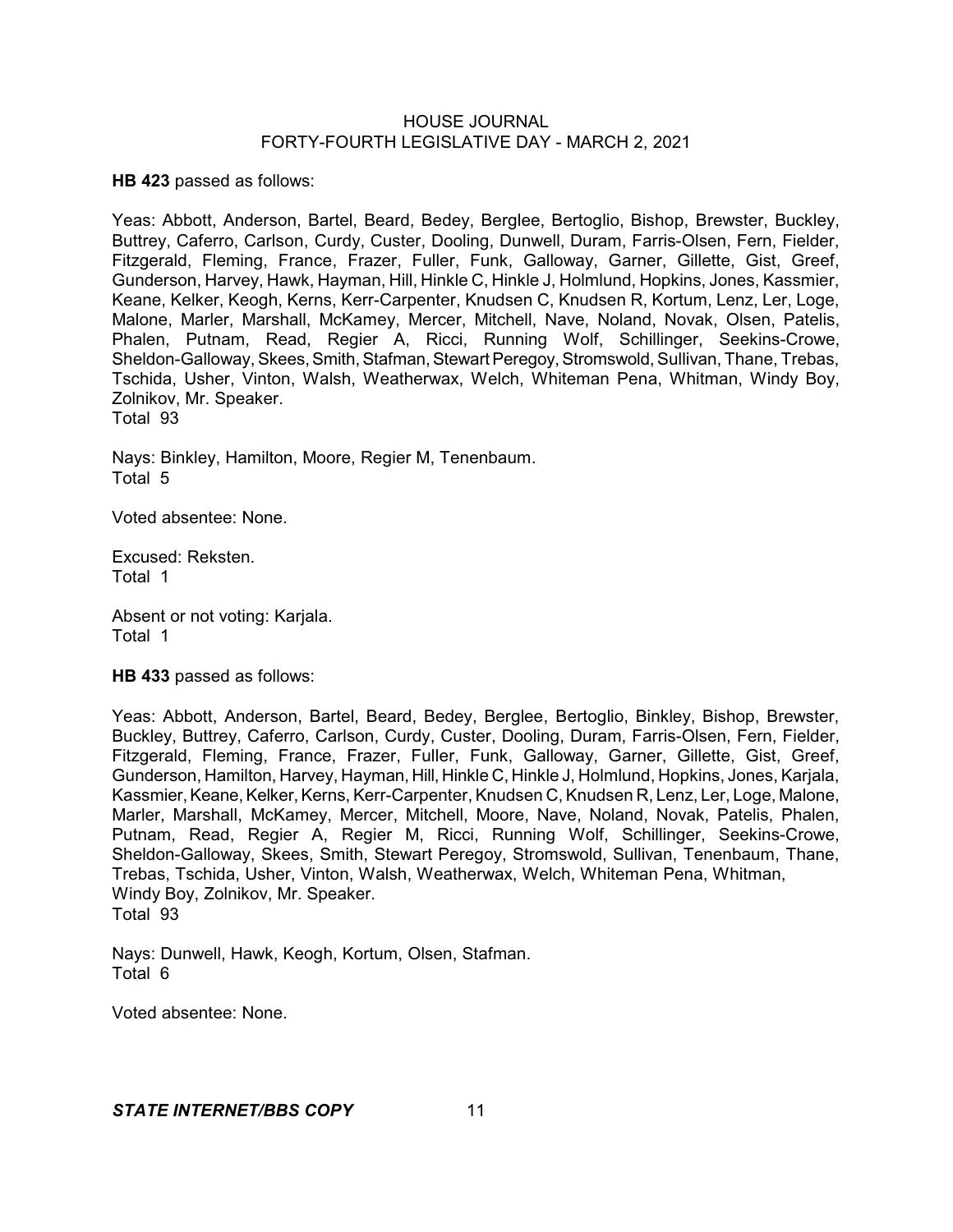**HB 423** passed as follows:

Yeas: Abbott, Anderson, Bartel, Beard, Bedey, Berglee, Bertoglio, Bishop, Brewster, Buckley, Buttrey, Caferro, Carlson, Curdy, Custer, Dooling, Dunwell, Duram, Farris-Olsen, Fern, Fielder, Fitzgerald, Fleming, France, Frazer, Fuller, Funk, Galloway, Garner, Gillette, Gist, Greef, Gunderson, Harvey, Hawk, Hayman, Hill, Hinkle C, Hinkle J, Holmlund, Hopkins, Jones, Kassmier, Keane, Kelker, Keogh, Kerns, Kerr-Carpenter, Knudsen C, Knudsen R, Kortum, Lenz, Ler, Loge, Malone, Marler, Marshall, McKamey, Mercer, Mitchell, Nave, Noland, Novak, Olsen, Patelis, Phalen, Putnam, Read, Regier A, Ricci, Running Wolf, Schillinger, Seekins-Crowe, Sheldon-Galloway, Skees, Smith, Stafman, Stewart Peregoy, Stromswold, Sullivan, Thane, Trebas, Tschida, Usher, Vinton, Walsh, Weatherwax, Welch, Whiteman Pena, Whitman, Windy Boy, Zolnikov, Mr. Speaker.
Total 93

Nays: Binkley, Hamilton, Moore, Regier M, Tenenbaum.
Total 5

Voted absentee: None.

Excused: Reksten.
Total 1

Absent or not voting: Karjala.
Total 1

**HB 433** passed as follows:

Yeas: Abbott, Anderson, Bartel, Beard, Bedey, Berglee, Bertoglio, Binkley, Bishop, Brewster, Buckley, Buttrey, Caferro, Carlson, Curdy, Custer, Dooling, Duram, Farris-Olsen, Fern, Fielder, Fitzgerald, Fleming, France, Frazer, Fuller, Funk, Galloway, Garner, Gillette, Gist, Greef, Gunderson, Hamilton, Harvey, Hayman, Hill, Hinkle C, Hinkle J, Holmlund, Hopkins, Jones, Karjala, Kassmier, Keane, Kelker, Kerns, Kerr-Carpenter, Knudsen C, Knudsen R, Lenz, Ler, Loge, Malone, Marler, Marshall, McKamey, Mercer, Mitchell, Moore, Nave, Noland, Novak, Patelis, Phalen, Putnam, Read, Regier A, Regier M, Ricci, Running Wolf, Schillinger, Seekins-Crowe, Sheldon-Galloway, Skees, Smith, Stewart Peregoy, Stromswold, Sullivan, Tenenbaum, Thane, Trebas, Tschida, Usher, Vinton, Walsh, Weatherwax, Welch, Whiteman Pena, Whitman, Windy Boy, Zolnikov, Mr. Speaker.
Total 93

Nays: Dunwell, Hawk, Keogh, Kortum, Olsen, Stafman.
Total 6

Voted absentee: None.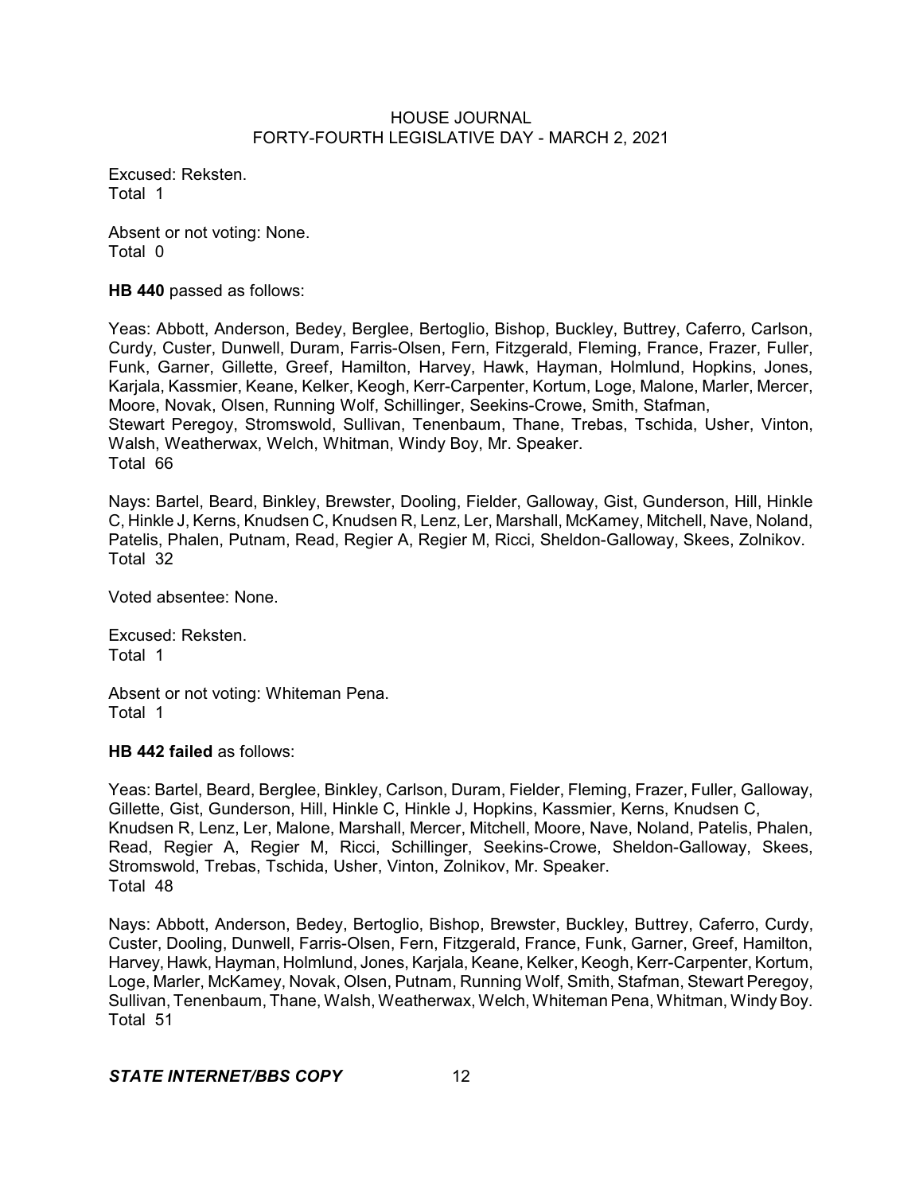Excused: Reksten.
Total 1

Absent or not voting: None.
Total 0

**HB 440** passed as follows:

Yeas: Abbott, Anderson, Bedey, Berglee, Bertoglio, Bishop, Buckley, Buttrey, Caferro, Carlson, Curdy, Custer, Dunwell, Duram, Farris-Olsen, Fern, Fitzgerald, Fleming, France, Frazer, Fuller, Funk, Garner, Gillette, Greef, Hamilton, Harvey, Hawk, Hayman, Holmlund, Hopkins, Jones, Karjala, Kassmier, Keane, Kelker, Keogh, Kerr-Carpenter, Kortum, Loge, Malone, Marler, Mercer, Moore, Novak, Olsen, Running Wolf, Schillinger, Seekins-Crowe, Smith, Stafman, Stewart Peregoy, Stromswold, Sullivan, Tenenbaum, Thane, Trebas, Tschida, Usher, Vinton, Walsh, Weatherwax, Welch, Whitman, Windy Boy, Mr. Speaker.
Total 66

Nays: Bartel, Beard, Binkley, Brewster, Dooling, Fielder, Galloway, Gist, Gunderson, Hill, Hinkle C, Hinkle J, Kerns, Knudsen C, Knudsen R, Lenz, Ler, Marshall, McKamey, Mitchell, Nave, Noland, Patelis, Phalen, Putnam, Read, Regier A, Regier M, Ricci, Sheldon-Galloway, Skees, Zolnikov.
Total 32

Voted absentee: None.

Excused: Reksten.
Total 1

Absent or not voting: Whiteman Pena.
Total 1

**HB 442 failed** as follows:

Yeas: Bartel, Beard, Berglee, Binkley, Carlson, Duram, Fielder, Fleming, Frazer, Fuller, Galloway, Gillette, Gist, Gunderson, Hill, Hinkle C, Hinkle J, Hopkins, Kassmier, Kerns, Knudsen C, Knudsen R, Lenz, Ler, Malone, Marshall, Mercer, Mitchell, Moore, Nave, Noland, Patelis, Phalen, Read, Regier A, Regier M, Ricci, Schillinger, Seekins-Crowe, Sheldon-Galloway, Skees, Stromswold, Trebas, Tschida, Usher, Vinton, Zolnikov, Mr. Speaker.
Total 48

Nays: Abbott, Anderson, Bedey, Bertoglio, Bishop, Brewster, Buckley, Buttrey, Caferro, Curdy, Custer, Dooling, Dunwell, Farris-Olsen, Fern, Fitzgerald, France, Funk, Garner, Greef, Hamilton, Harvey, Hawk, Hayman, Holmlund, Jones, Karjala, Keane, Kelker, Keogh, Kerr-Carpenter, Kortum, Loge, Marler, McKamey, Novak, Olsen, Putnam, Running Wolf, Smith, Stafman, Stewart Peregoy, Sullivan, Tenenbaum, Thane, Walsh, Weatherwax, Welch, Whiteman Pena, Whitman, Windy Boy.
Total 51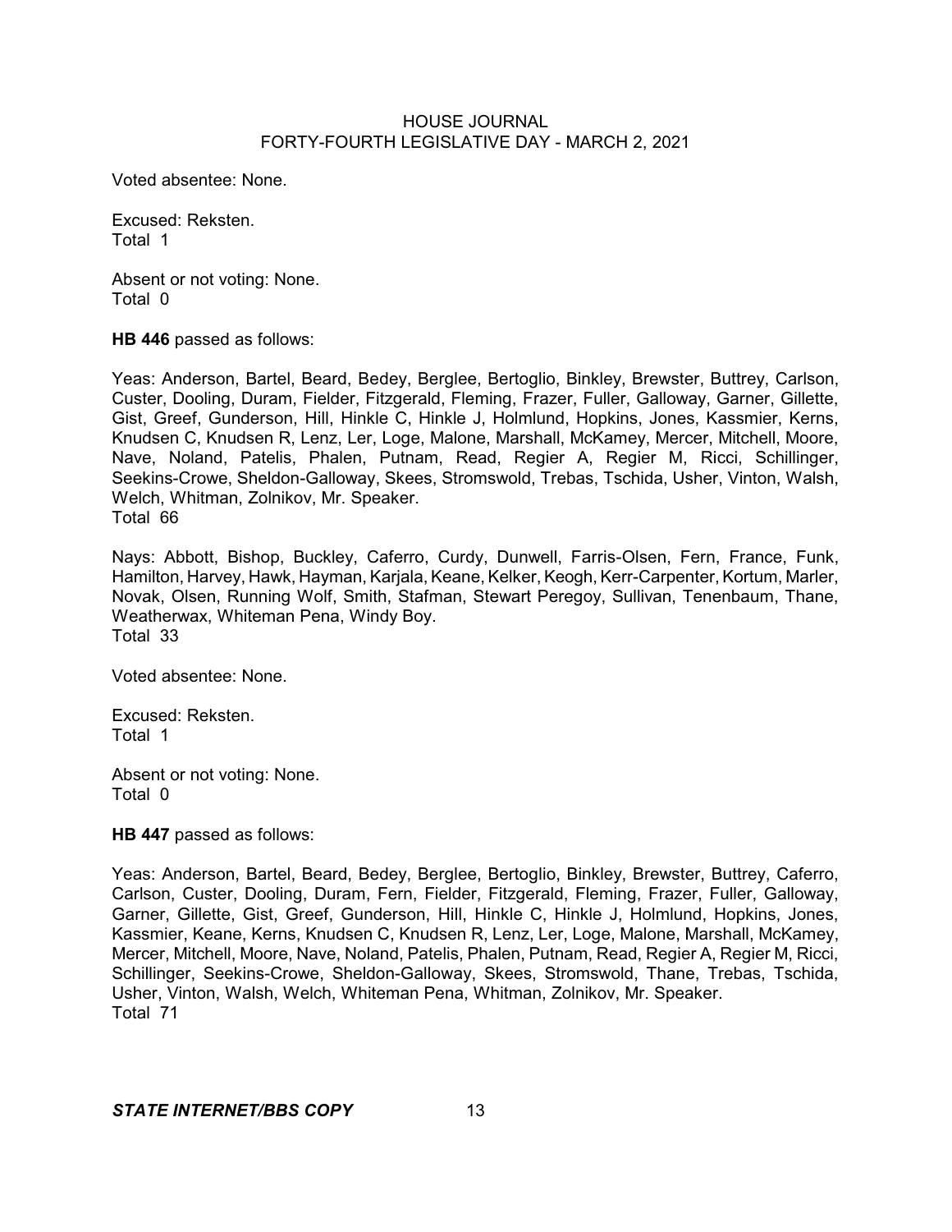Voted absentee: None.

Excused: Reksten.
Total 1

Absent or not voting: None.
Total 0

**HB 446** passed as follows:

Yeas: Anderson, Bartel, Beard, Bedey, Berglee, Bertoglio, Binkley, Brewster, Buttrey, Carlson, Custer, Dooling, Duram, Fielder, Fitzgerald, Fleming, Frazer, Fuller, Galloway, Garner, Gillette, Gist, Greef, Gunderson, Hill, Hinkle C, Hinkle J, Holmlund, Hopkins, Jones, Kassmier, Kerns, Knudsen C, Knudsen R, Lenz, Ler, Loge, Malone, Marshall, McKamey, Mercer, Mitchell, Moore, Nave, Noland, Patelis, Phalen, Putnam, Read, Regier A, Regier M, Ricci, Schillinger, Seekins-Crowe, Sheldon-Galloway, Skees, Stromswold, Trebas, Tschida, Usher, Vinton, Walsh, Welch, Whitman, Zolnikov, Mr. Speaker.
Total 66

Nays: Abbott, Bishop, Buckley, Caferro, Curdy, Dunwell, Farris-Olsen, Fern, France, Funk, Hamilton, Harvey, Hawk, Hayman, Karjala, Keane, Kelker, Keogh, Kerr-Carpenter, Kortum, Marler, Novak, Olsen, Running Wolf, Smith, Stafman, Stewart Peregoy, Sullivan, Tenenbaum, Thane, Weatherwax, Whiteman Pena, Windy Boy.
Total 33

Voted absentee: None.

Excused: Reksten.
Total 1

Absent or not voting: None.
Total 0

**HB 447** passed as follows:

Yeas: Anderson, Bartel, Beard, Bedey, Berglee, Bertoglio, Binkley, Brewster, Buttrey, Caferro, Carlson, Custer, Dooling, Duram, Fern, Fielder, Fitzgerald, Fleming, Frazer, Fuller, Galloway, Garner, Gillette, Gist, Greef, Gunderson, Hill, Hinkle C, Hinkle J, Holmlund, Hopkins, Jones, Kassmier, Keane, Kerns, Knudsen C, Knudsen R, Lenz, Ler, Loge, Malone, Marshall, McKamey, Mercer, Mitchell, Moore, Nave, Noland, Patelis, Phalen, Putnam, Read, Regier A, Regier M, Ricci, Schillinger, Seekins-Crowe, Sheldon-Galloway, Skees, Stromswold, Thane, Trebas, Tschida, Usher, Vinton, Walsh, Welch, Whiteman Pena, Whitman, Zolnikov, Mr. Speaker.
Total 71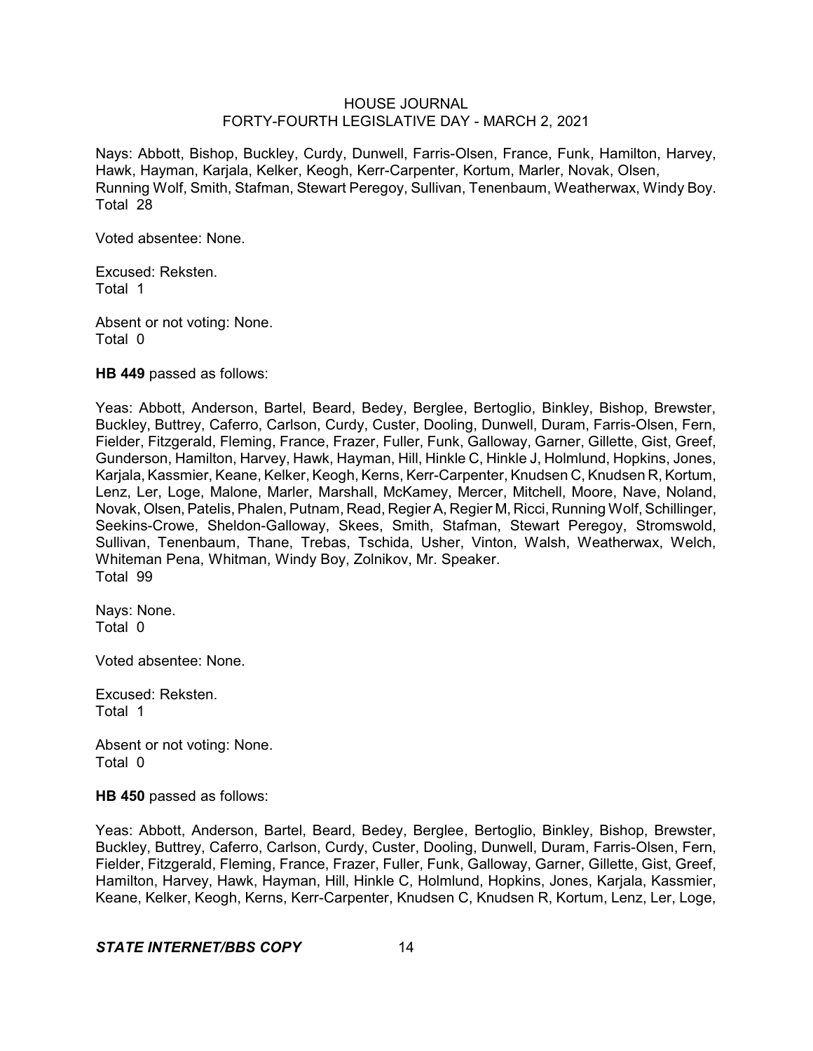Nays: Abbott, Bishop, Buckley, Curdy, Dunwell, Farris-Olsen, France, Funk, Hamilton, Harvey, Hawk, Hayman, Karjala, Kelker, Keogh, Kerr-Carpenter, Kortum, Marler, Novak, Olsen, Running Wolf, Smith, Stafman, Stewart Peregoy, Sullivan, Tenenbaum, Weatherwax, Windy Boy. Total 28

Voted absentee: None.

Excused: Reksten.
Total 1

Absent or not voting: None.
Total 0

**HB 449** passed as follows:

Yeas: Abbott, Anderson, Bartel, Beard, Bedey, Berglee, Bertoglio, Binkley, Bishop, Brewster, Buckley, Buttrey, Caferro, Carlson, Curdy, Custer, Dooling, Dunwell, Duram, Farris-Olsen, Fern, Fielder, Fitzgerald, Fleming, France, Frazer, Fuller, Funk, Galloway, Garner, Gillette, Gist, Greef, Gunderson, Hamilton, Harvey, Hawk, Hayman, Hill, Hinkle C, Hinkle J, Holmlund, Hopkins, Jones, Karjala, Kassmier, Keane, Kelker, Keogh, Kerns, Kerr-Carpenter, Knudsen C, Knudsen R, Kortum, Lenz, Ler, Loge, Malone, Marler, Marshall, McKamey, Mercer, Mitchell, Moore, Nave, Noland, Novak, Olsen, Patelis, Phalen, Putnam, Read, Regier A, Regier M, Ricci, Running Wolf, Schillinger, Seekins-Crowe, Sheldon-Galloway, Skees, Smith, Stafman, Stewart Peregoy, Stromswold, Sullivan, Tenenbaum, Thane, Trebas, Tschida, Usher, Vinton, Walsh, Weatherwax, Welch, Whiteman Pena, Whitman, Windy Boy, Zolnikov, Mr. Speaker.
Total 99

Nays: None.
Total 0

Voted absentee: None.

Excused: Reksten.
Total 1

Absent or not voting: None.
Total 0

**HB 450** passed as follows:

Yeas: Abbott, Anderson, Bartel, Beard, Bedey, Berglee, Bertoglio, Binkley, Bishop, Brewster, Buckley, Buttrey, Caferro, Carlson, Curdy, Custer, Dooling, Dunwell, Duram, Farris-Olsen, Fern, Fielder, Fitzgerald, Fleming, France, Frazer, Fuller, Funk, Galloway, Garner, Gillette, Gist, Greef, Hamilton, Harvey, Hawk, Hayman, Hill, Hinkle C, Holmlund, Hopkins, Jones, Karjala, Kassmier, Keane, Kelker, Keogh, Kerns, Kerr-Carpenter, Knudsen C, Knudsen R, Kortum, Lenz, Ler, Loge,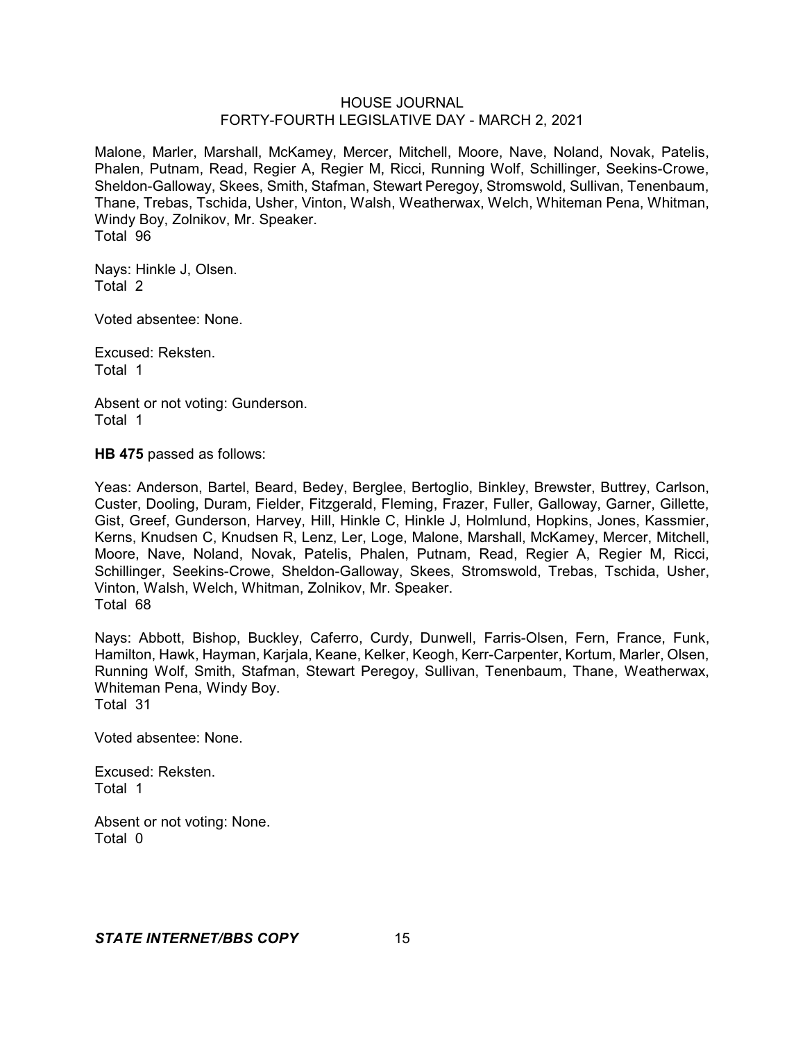Malone, Marler, Marshall, McKamey, Mercer, Mitchell, Moore, Nave, Noland, Novak, Patelis, Phalen, Putnam, Read, Regier A, Regier M, Ricci, Running Wolf, Schillinger, Seekins-Crowe, Sheldon-Galloway, Skees, Smith, Stafman, Stewart Peregoy, Stromswold, Sullivan, Tenenbaum, Thane, Trebas, Tschida, Usher, Vinton, Walsh, Weatherwax, Welch, Whiteman Pena, Whitman, Windy Boy, Zolnikov, Mr. Speaker.
Total 96

Nays: Hinkle J, Olsen.
Total 2

Voted absentee: None.

Excused: Reksten.
Total 1

Absent or not voting: Gunderson.
Total 1

**HB 475** passed as follows:

Yeas: Anderson, Bartel, Beard, Bedey, Berglee, Bertoglio, Binkley, Brewster, Buttrey, Carlson, Custer, Dooling, Duram, Fielder, Fitzgerald, Fleming, Frazer, Fuller, Galloway, Garner, Gillette, Gist, Greef, Gunderson, Harvey, Hill, Hinkle C, Hinkle J, Holmlund, Hopkins, Jones, Kassmier, Kerns, Knudsen C, Knudsen R, Lenz, Ler, Loge, Malone, Marshall, McKamey, Mercer, Mitchell, Moore, Nave, Noland, Novak, Patelis, Phalen, Putnam, Read, Regier A, Regier M, Ricci, Schillinger, Seekins-Crowe, Sheldon-Galloway, Skees, Stromswold, Trebas, Tschida, Usher, Vinton, Walsh, Welch, Whitman, Zolnikov, Mr. Speaker.
Total 68

Nays: Abbott, Bishop, Buckley, Caferro, Curdy, Dunwell, Farris-Olsen, Fern, France, Funk, Hamilton, Hawk, Hayman, Karjala, Keane, Kelker, Keogh, Kerr-Carpenter, Kortum, Marler, Olsen, Running Wolf, Smith, Stafman, Stewart Peregoy, Sullivan, Tenenbaum, Thane, Weatherwax, Whiteman Pena, Windy Boy.
Total 31

Voted absentee: None.

Excused: Reksten.
Total 1

Absent or not voting: None.
Total 0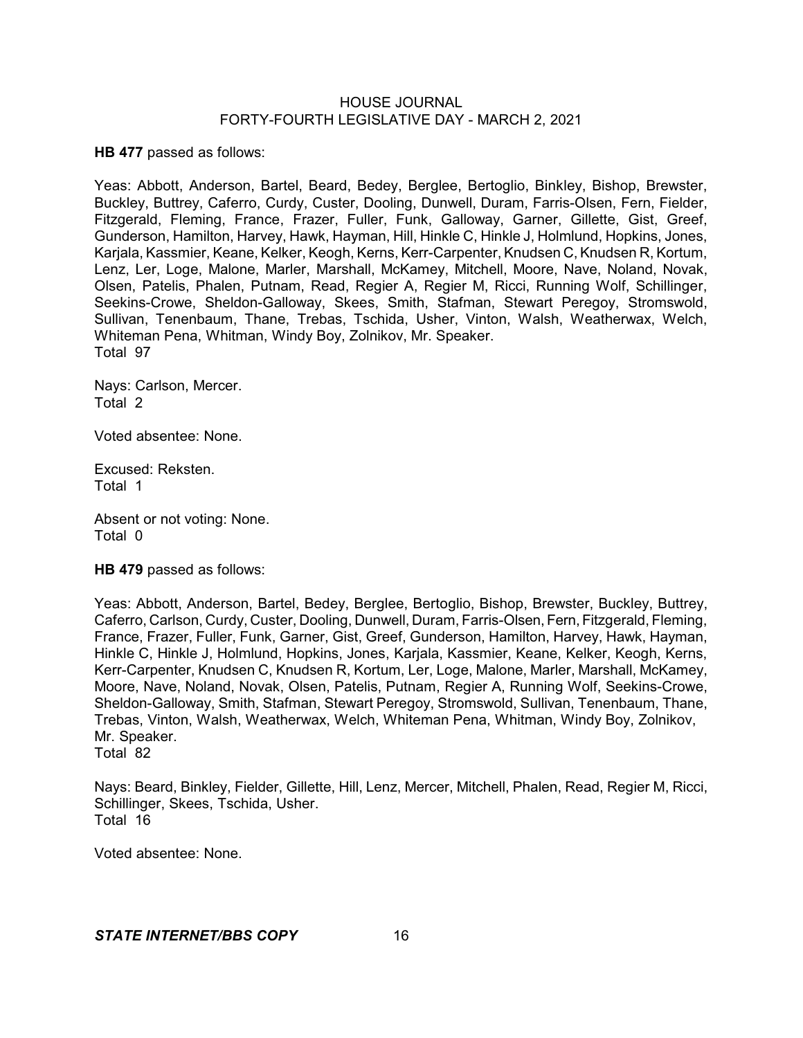**HB 477** passed as follows:

Yeas: Abbott, Anderson, Bartel, Beard, Bedey, Berglee, Bertoglio, Binkley, Bishop, Brewster, Buckley, Buttrey, Caferro, Curdy, Custer, Dooling, Dunwell, Duram, Farris-Olsen, Fern, Fielder, Fitzgerald, Fleming, France, Frazer, Fuller, Funk, Galloway, Garner, Gillette, Gist, Greef, Gunderson, Hamilton, Harvey, Hawk, Hayman, Hill, Hinkle C, Hinkle J, Holmlund, Hopkins, Jones, Karjala, Kassmier, Keane, Kelker, Keogh, Kerns, Kerr-Carpenter, Knudsen C, Knudsen R, Kortum, Lenz, Ler, Loge, Malone, Marler, Marshall, McKamey, Mitchell, Moore, Nave, Noland, Novak, Olsen, Patelis, Phalen, Putnam, Read, Regier A, Regier M, Ricci, Running Wolf, Schillinger, Seekins-Crowe, Sheldon-Galloway, Skees, Smith, Stafman, Stewart Peregoy, Stromswold, Sullivan, Tenenbaum, Thane, Trebas, Tschida, Usher, Vinton, Walsh, Weatherwax, Welch, Whiteman Pena, Whitman, Windy Boy, Zolnikov, Mr. Speaker.
Total 97

Nays: Carlson, Mercer.
Total 2

Voted absentee: None.

Excused: Reksten.
Total 1

Absent or not voting: None.
Total 0

**HB 479** passed as follows:

Yeas: Abbott, Anderson, Bartel, Bedey, Berglee, Bertoglio, Bishop, Brewster, Buckley, Buttrey, Caferro, Carlson, Curdy, Custer, Dooling, Dunwell, Duram, Farris-Olsen, Fern, Fitzgerald, Fleming, France, Frazer, Fuller, Funk, Garner, Gist, Greef, Gunderson, Hamilton, Harvey, Hawk, Hayman, Hinkle C, Hinkle J, Holmlund, Hopkins, Jones, Karjala, Kassmier, Keane, Kelker, Keogh, Kerns, Kerr-Carpenter, Knudsen C, Knudsen R, Kortum, Ler, Loge, Malone, Marler, Marshall, McKamey, Moore, Nave, Noland, Novak, Olsen, Patelis, Putnam, Regier A, Running Wolf, Seekins-Crowe, Sheldon-Galloway, Smith, Stafman, Stewart Peregoy, Stromswold, Sullivan, Tenenbaum, Thane, Trebas, Vinton, Walsh, Weatherwax, Welch, Whiteman Pena, Whitman, Windy Boy, Zolnikov, Mr. Speaker.
Total 82

Nays: Beard, Binkley, Fielder, Gillette, Hill, Lenz, Mercer, Mitchell, Phalen, Read, Regier M, Ricci, Schillinger, Skees, Tschida, Usher.
Total 16

Voted absentee: None.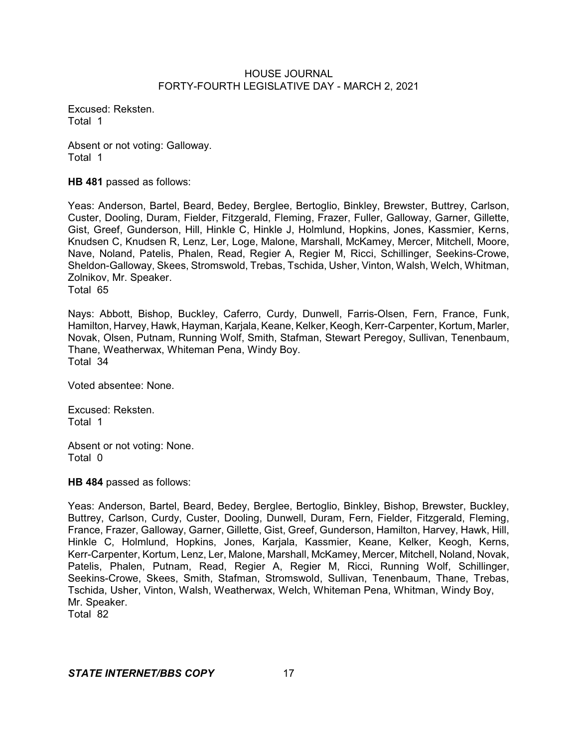Excused: Reksten.
Total 1

Absent or not voting: Galloway.
Total 1

**HB 481** passed as follows:

Yeas: Anderson, Bartel, Beard, Bedey, Berglee, Bertoglio, Binkley, Brewster, Buttrey, Carlson, Custer, Dooling, Duram, Fielder, Fitzgerald, Fleming, Frazer, Fuller, Galloway, Garner, Gillette, Gist, Greef, Gunderson, Hill, Hinkle C, Hinkle J, Holmlund, Hopkins, Jones, Kassmier, Kerns, Knudsen C, Knudsen R, Lenz, Ler, Loge, Malone, Marshall, McKamey, Mercer, Mitchell, Moore, Nave, Noland, Patelis, Phalen, Read, Regier A, Regier M, Ricci, Schillinger, Seekins-Crowe, Sheldon-Galloway, Skees, Stromswold, Trebas, Tschida, Usher, Vinton, Walsh, Welch, Whitman, Zolnikov, Mr. Speaker.
Total 65

Nays: Abbott, Bishop, Buckley, Caferro, Curdy, Dunwell, Farris-Olsen, Fern, France, Funk, Hamilton, Harvey, Hawk, Hayman, Karjala, Keane, Kelker, Keogh, Kerr-Carpenter, Kortum, Marler, Novak, Olsen, Putnam, Running Wolf, Smith, Stafman, Stewart Peregoy, Sullivan, Tenenbaum, Thane, Weatherwax, Whiteman Pena, Windy Boy.
Total 34

Voted absentee: None.

Excused: Reksten.
Total 1

Absent or not voting: None.
Total 0

**HB 484** passed as follows:

Yeas: Anderson, Bartel, Beard, Bedey, Berglee, Bertoglio, Binkley, Bishop, Brewster, Buckley, Buttrey, Carlson, Curdy, Custer, Dooling, Dunwell, Duram, Fern, Fielder, Fitzgerald, Fleming, France, Frazer, Galloway, Garner, Gillette, Gist, Greef, Gunderson, Hamilton, Harvey, Hawk, Hill, Hinkle C, Holmlund, Hopkins, Jones, Karjala, Kassmier, Keane, Kelker, Keogh, Kerns, Kerr-Carpenter, Kortum, Lenz, Ler, Malone, Marshall, McKamey, Mercer, Mitchell, Noland, Novak, Patelis, Phalen, Putnam, Read, Regier A, Regier M, Ricci, Running Wolf, Schillinger, Seekins-Crowe, Skees, Smith, Stafman, Stromswold, Sullivan, Tenenbaum, Thane, Trebas, Tschida, Usher, Vinton, Walsh, Weatherwax, Welch, Whiteman Pena, Whitman, Windy Boy, Mr. Speaker.
Total 82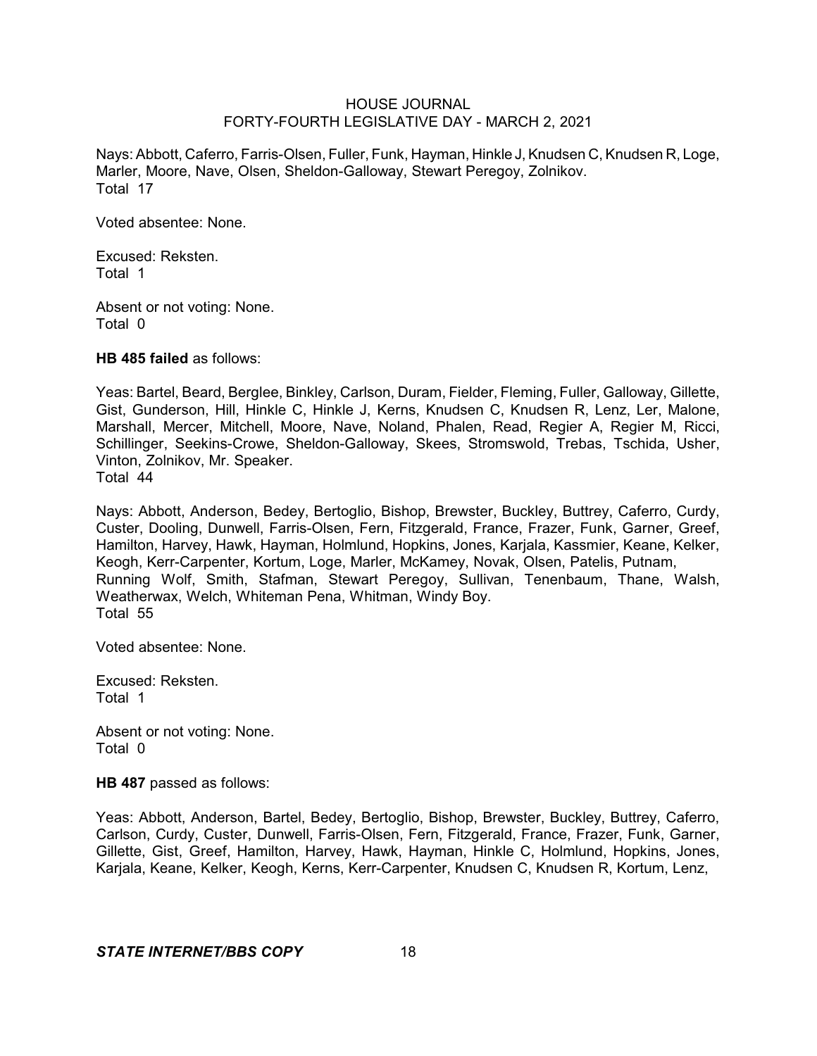Nays: Abbott, Caferro, Farris-Olsen, Fuller, Funk, Hayman, Hinkle J, Knudsen C, Knudsen R, Loge, Marler, Moore, Nave, Olsen, Sheldon-Galloway, Stewart Peregoy, Zolnikov.
Total 17

Voted absentee: None.

Excused: Reksten.
Total 1

Absent or not voting: None.
Total 0

**HB 485 failed** as follows:

Yeas: Bartel, Beard, Berglee, Binkley, Carlson, Duram, Fielder, Fleming, Fuller, Galloway, Gillette, Gist, Gunderson, Hill, Hinkle C, Hinkle J, Kerns, Knudsen C, Knudsen R, Lenz, Ler, Malone, Marshall, Mercer, Mitchell, Moore, Nave, Noland, Phalen, Read, Regier A, Regier M, Ricci, Schillinger, Seekins-Crowe, Sheldon-Galloway, Skees, Stromswold, Trebas, Tschida, Usher, Vinton, Zolnikov, Mr. Speaker.
Total 44

Nays: Abbott, Anderson, Bedey, Bertoglio, Bishop, Brewster, Buckley, Buttrey, Caferro, Curdy, Custer, Dooling, Dunwell, Farris-Olsen, Fern, Fitzgerald, France, Frazer, Funk, Garner, Greef, Hamilton, Harvey, Hawk, Hayman, Holmlund, Hopkins, Jones, Karjala, Kassmier, Keane, Kelker, Keogh, Kerr-Carpenter, Kortum, Loge, Marler, McKamey, Novak, Olsen, Patelis, Putnam, Running Wolf, Smith, Stafman, Stewart Peregoy, Sullivan, Tenenbaum, Thane, Walsh, Weatherwax, Welch, Whiteman Pena, Whitman, Windy Boy.
Total 55

Voted absentee: None.

Excused: Reksten.
Total 1

Absent or not voting: None.
Total 0

**HB 487** passed as follows:

Yeas: Abbott, Anderson, Bartel, Bedey, Bertoglio, Bishop, Brewster, Buckley, Buttrey, Caferro, Carlson, Curdy, Custer, Dunwell, Farris-Olsen, Fern, Fitzgerald, France, Frazer, Funk, Garner, Gillette, Gist, Greef, Hamilton, Harvey, Hawk, Hayman, Hinkle C, Holmlund, Hopkins, Jones, Karjala, Keane, Kelker, Keogh, Kerns, Kerr-Carpenter, Knudsen C, Knudsen R, Kortum, Lenz,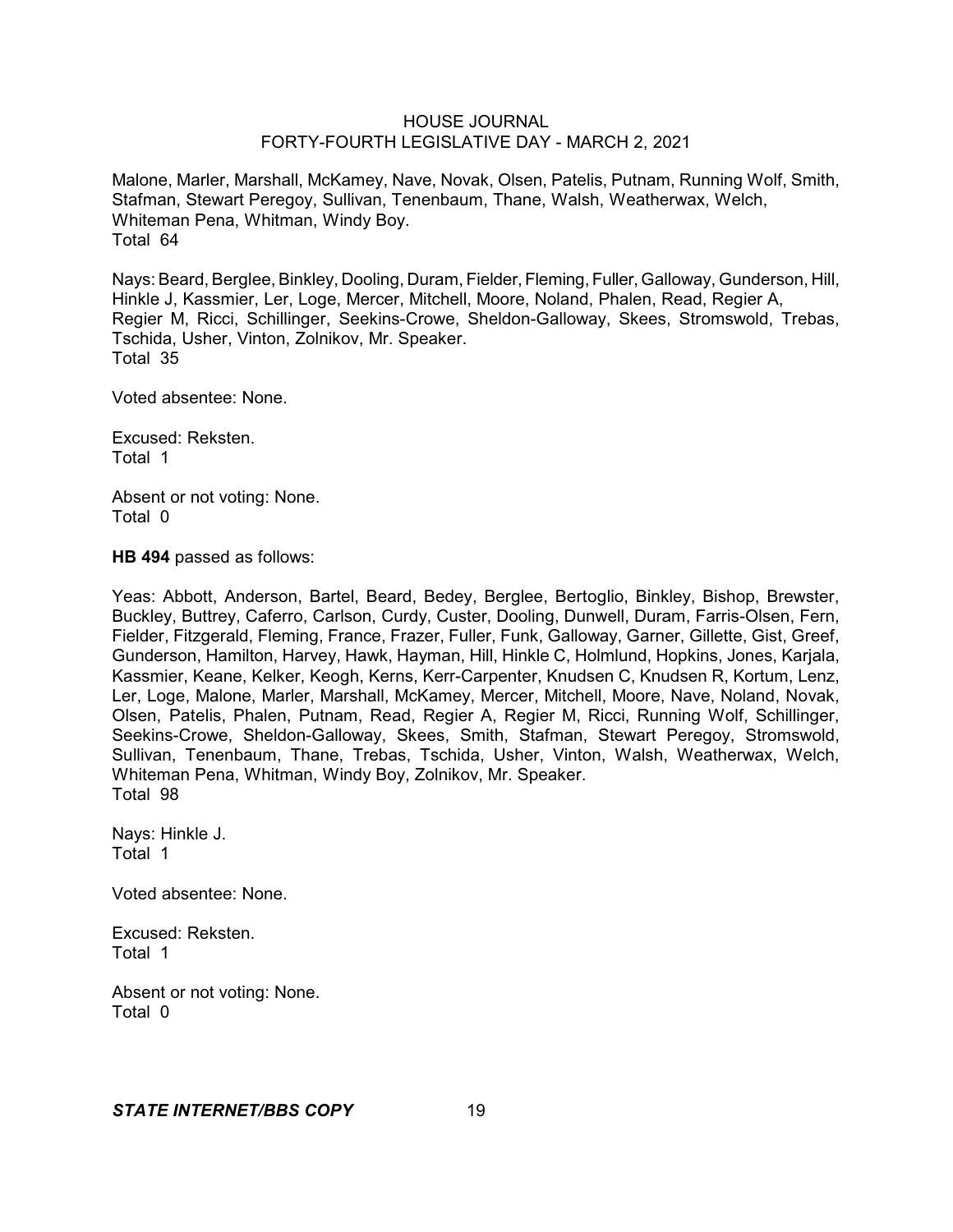Malone, Marler, Marshall, McKamey, Nave, Novak, Olsen, Patelis, Putnam, Running Wolf, Smith, Stafman, Stewart Peregoy, Sullivan, Tenenbaum, Thane, Walsh, Weatherwax, Welch, Whiteman Pena, Whitman, Windy Boy.
Total 64

Nays: Beard, Berglee, Binkley, Dooling, Duram, Fielder, Fleming, Fuller, Galloway, Gunderson, Hill, Hinkle J, Kassmier, Ler, Loge, Mercer, Mitchell, Moore, Noland, Phalen, Read, Regier A, Regier M, Ricci, Schillinger, Seekins-Crowe, Sheldon-Galloway, Skees, Stromswold, Trebas, Tschida, Usher, Vinton, Zolnikov, Mr. Speaker.
Total 35

Voted absentee: None.

Excused: Reksten.
Total 1

Absent or not voting: None.
Total 0

**HB 494** passed as follows:

Yeas: Abbott, Anderson, Bartel, Beard, Bedey, Berglee, Bertoglio, Binkley, Bishop, Brewster, Buckley, Buttrey, Caferro, Carlson, Curdy, Custer, Dooling, Dunwell, Duram, Farris-Olsen, Fern, Fielder, Fitzgerald, Fleming, France, Frazer, Fuller, Funk, Galloway, Garner, Gillette, Gist, Greef, Gunderson, Hamilton, Harvey, Hawk, Hayman, Hill, Hinkle C, Holmlund, Hopkins, Jones, Karjala, Kassmier, Keane, Kelker, Keogh, Kerns, Kerr-Carpenter, Knudsen C, Knudsen R, Kortum, Lenz, Ler, Loge, Malone, Marler, Marshall, McKamey, Mercer, Mitchell, Moore, Nave, Noland, Novak, Olsen, Patelis, Phalen, Putnam, Read, Regier A, Regier M, Ricci, Running Wolf, Schillinger, Seekins-Crowe, Sheldon-Galloway, Skees, Smith, Stafman, Stewart Peregoy, Stromswold, Sullivan, Tenenbaum, Thane, Trebas, Tschida, Usher, Vinton, Walsh, Weatherwax, Welch, Whiteman Pena, Whitman, Windy Boy, Zolnikov, Mr. Speaker.
Total 98

Nays: Hinkle J.
Total 1

Voted absentee: None.

Excused: Reksten.
Total 1

Absent or not voting: None.
Total 0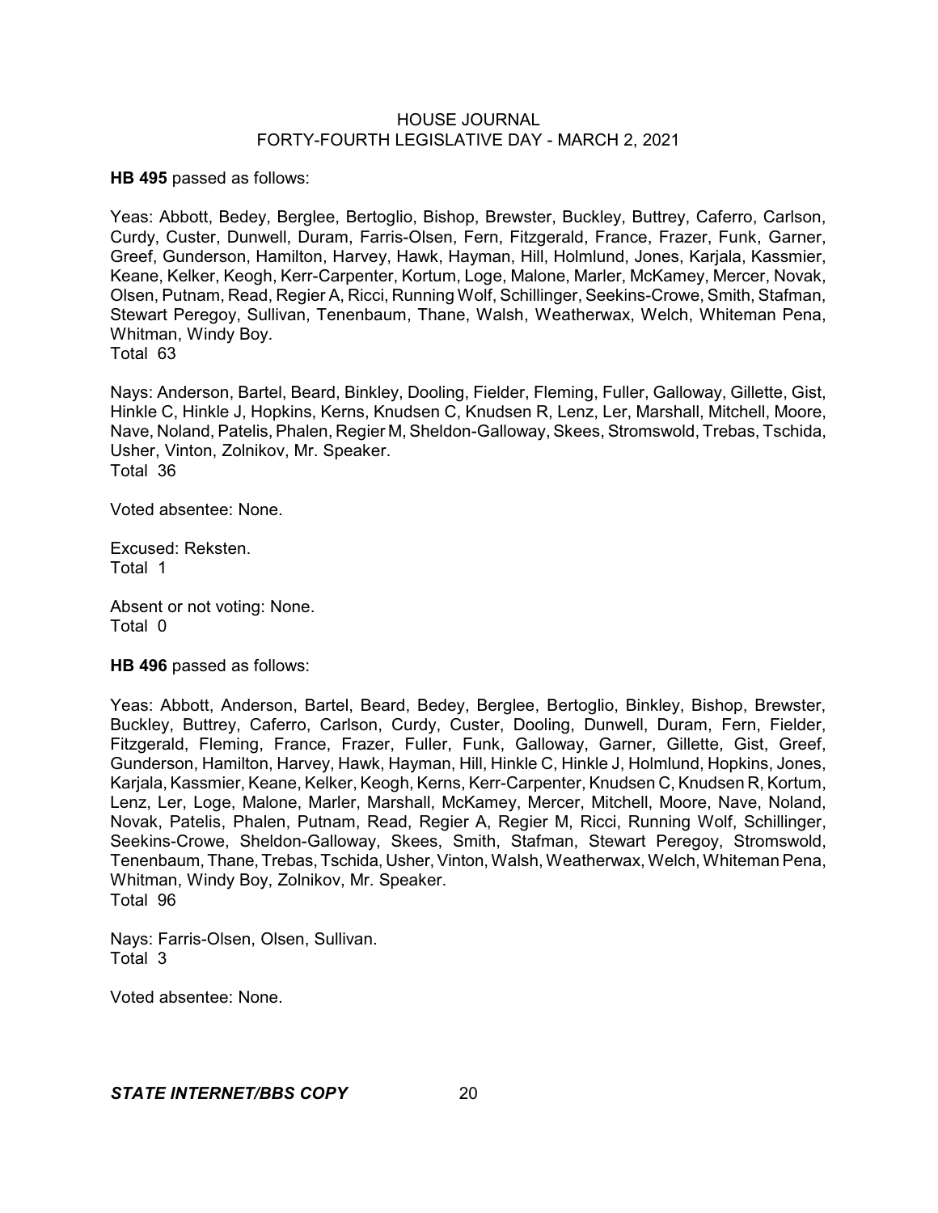**HB 495** passed as follows:

Yeas: Abbott, Bedey, Berglee, Bertoglio, Bishop, Brewster, Buckley, Buttrey, Caferro, Carlson, Curdy, Custer, Dunwell, Duram, Farris-Olsen, Fern, Fitzgerald, France, Frazer, Funk, Garner, Greef, Gunderson, Hamilton, Harvey, Hawk, Hayman, Hill, Holmlund, Jones, Karjala, Kassmier, Keane, Kelker, Keogh, Kerr-Carpenter, Kortum, Loge, Malone, Marler, McKamey, Mercer, Novak, Olsen, Putnam, Read, Regier A, Ricci, Running Wolf, Schillinger, Seekins-Crowe, Smith, Stafman, Stewart Peregoy, Sullivan, Tenenbaum, Thane, Walsh, Weatherwax, Welch, Whiteman Pena, Whitman, Windy Boy.
Total 63

Nays: Anderson, Bartel, Beard, Binkley, Dooling, Fielder, Fleming, Fuller, Galloway, Gillette, Gist, Hinkle C, Hinkle J, Hopkins, Kerns, Knudsen C, Knudsen R, Lenz, Ler, Marshall, Mitchell, Moore, Nave, Noland, Patelis, Phalen, Regier M, Sheldon-Galloway, Skees, Stromswold, Trebas, Tschida, Usher, Vinton, Zolnikov, Mr. Speaker.
Total 36

Voted absentee: None.

Excused: Reksten.
Total 1

Absent or not voting: None.
Total 0

**HB 496** passed as follows:

Yeas: Abbott, Anderson, Bartel, Beard, Bedey, Berglee, Bertoglio, Binkley, Bishop, Brewster, Buckley, Buttrey, Caferro, Carlson, Curdy, Custer, Dooling, Dunwell, Duram, Fern, Fielder, Fitzgerald, Fleming, France, Frazer, Fuller, Funk, Galloway, Garner, Gillette, Gist, Greef, Gunderson, Hamilton, Harvey, Hawk, Hayman, Hill, Hinkle C, Hinkle J, Holmlund, Hopkins, Jones, Karjala, Kassmier, Keane, Kelker, Keogh, Kerns, Kerr-Carpenter, Knudsen C, Knudsen R, Kortum, Lenz, Ler, Loge, Malone, Marler, Marshall, McKamey, Mercer, Mitchell, Moore, Nave, Noland, Novak, Patelis, Phalen, Putnam, Read, Regier A, Regier M, Ricci, Running Wolf, Schillinger, Seekins-Crowe, Sheldon-Galloway, Skees, Smith, Stafman, Stewart Peregoy, Stromswold, Tenenbaum, Thane, Trebas, Tschida, Usher, Vinton, Walsh, Weatherwax, Welch, Whiteman Pena, Whitman, Windy Boy, Zolnikov, Mr. Speaker.
Total 96

Nays: Farris-Olsen, Olsen, Sullivan.
Total 3

Voted absentee: None.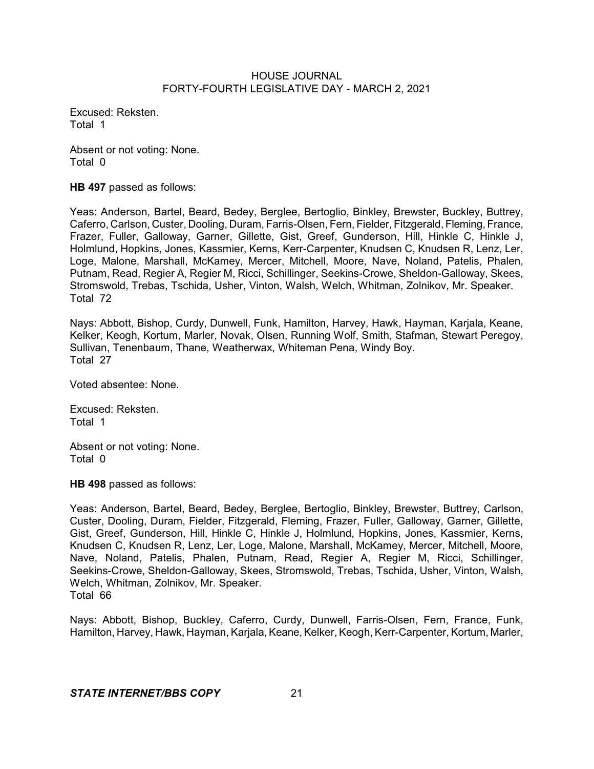Excused: Reksten.
Total 1

Absent or not voting: None.
Total 0

**HB 497** passed as follows:

Yeas: Anderson, Bartel, Beard, Bedey, Berglee, Bertoglio, Binkley, Brewster, Buckley, Buttrey, Caferro, Carlson, Custer, Dooling, Duram, Farris-Olsen, Fern, Fielder, Fitzgerald, Fleming, France, Frazer, Fuller, Galloway, Garner, Gillette, Gist, Greef, Gunderson, Hill, Hinkle C, Hinkle J, Holmlund, Hopkins, Jones, Kassmier, Kerns, Kerr-Carpenter, Knudsen C, Knudsen R, Lenz, Ler, Loge, Malone, Marshall, McKamey, Mercer, Mitchell, Moore, Nave, Noland, Patelis, Phalen, Putnam, Read, Regier A, Regier M, Ricci, Schillinger, Seekins-Crowe, Sheldon-Galloway, Skees, Stromswold, Trebas, Tschida, Usher, Vinton, Walsh, Welch, Whitman, Zolnikov, Mr. Speaker.
Total 72

Nays: Abbott, Bishop, Curdy, Dunwell, Funk, Hamilton, Harvey, Hawk, Hayman, Karjala, Keane, Kelker, Keogh, Kortum, Marler, Novak, Olsen, Running Wolf, Smith, Stafman, Stewart Peregoy, Sullivan, Tenenbaum, Thane, Weatherwax, Whiteman Pena, Windy Boy.
Total 27

Voted absentee: None.

Excused: Reksten.
Total 1

Absent or not voting: None.
Total 0

**HB 498** passed as follows:

Yeas: Anderson, Bartel, Beard, Bedey, Berglee, Bertoglio, Binkley, Brewster, Buttrey, Carlson, Custer, Dooling, Duram, Fielder, Fitzgerald, Fleming, Frazer, Fuller, Galloway, Garner, Gillette, Gist, Greef, Gunderson, Hill, Hinkle C, Hinkle J, Holmlund, Hopkins, Jones, Kassmier, Kerns, Knudsen C, Knudsen R, Lenz, Ler, Loge, Malone, Marshall, McKamey, Mercer, Mitchell, Moore, Nave, Noland, Patelis, Phalen, Putnam, Read, Regier A, Regier M, Ricci, Schillinger, Seekins-Crowe, Sheldon-Galloway, Skees, Stromswold, Trebas, Tschida, Usher, Vinton, Walsh, Welch, Whitman, Zolnikov, Mr. Speaker.
Total 66

Nays: Abbott, Bishop, Buckley, Caferro, Curdy, Dunwell, Farris-Olsen, Fern, France, Funk, Hamilton, Harvey, Hawk, Hayman, Karjala, Keane, Kelker, Keogh, Kerr-Carpenter, Kortum, Marler,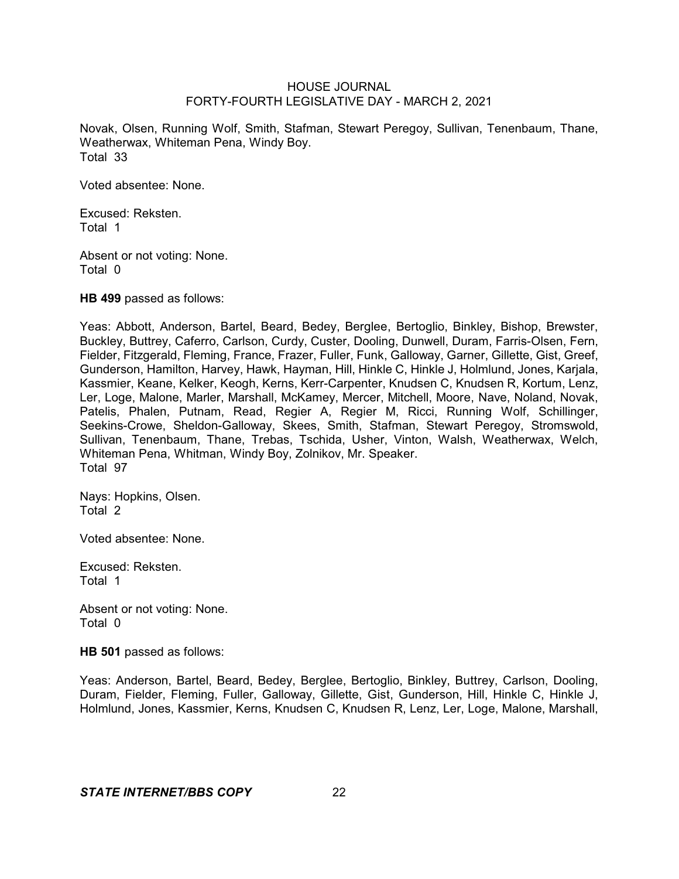Novak, Olsen, Running Wolf, Smith, Stafman, Stewart Peregoy, Sullivan, Tenenbaum, Thane, Weatherwax, Whiteman Pena, Windy Boy.
Total 33

Voted absentee: None.

Excused: Reksten.
Total 1

Absent or not voting: None.
Total 0

**HB 499** passed as follows:

Yeas: Abbott, Anderson, Bartel, Beard, Bedey, Berglee, Bertoglio, Binkley, Bishop, Brewster, Buckley, Buttrey, Caferro, Carlson, Curdy, Custer, Dooling, Dunwell, Duram, Farris-Olsen, Fern, Fielder, Fitzgerald, Fleming, France, Frazer, Fuller, Funk, Galloway, Garner, Gillette, Gist, Greef, Gunderson, Hamilton, Harvey, Hawk, Hayman, Hill, Hinkle C, Hinkle J, Holmlund, Jones, Karjala, Kassmier, Keane, Kelker, Keogh, Kerns, Kerr-Carpenter, Knudsen C, Knudsen R, Kortum, Lenz, Ler, Loge, Malone, Marler, Marshall, McKamey, Mercer, Mitchell, Moore, Nave, Noland, Novak, Patelis, Phalen, Putnam, Read, Regier A, Regier M, Ricci, Running Wolf, Schillinger, Seekins-Crowe, Sheldon-Galloway, Skees, Smith, Stafman, Stewart Peregoy, Stromswold, Sullivan, Tenenbaum, Thane, Trebas, Tschida, Usher, Vinton, Walsh, Weatherwax, Welch, Whiteman Pena, Whitman, Windy Boy, Zolnikov, Mr. Speaker.
Total 97

Nays: Hopkins, Olsen.
Total 2

Voted absentee: None.

Excused: Reksten.
Total 1

Absent or not voting: None.
Total 0

**HB 501** passed as follows:

Yeas: Anderson, Bartel, Beard, Bedey, Berglee, Bertoglio, Binkley, Buttrey, Carlson, Dooling, Duram, Fielder, Fleming, Fuller, Galloway, Gillette, Gist, Gunderson, Hill, Hinkle C, Hinkle J, Holmlund, Jones, Kassmier, Kerns, Knudsen C, Knudsen R, Lenz, Ler, Loge, Malone, Marshall,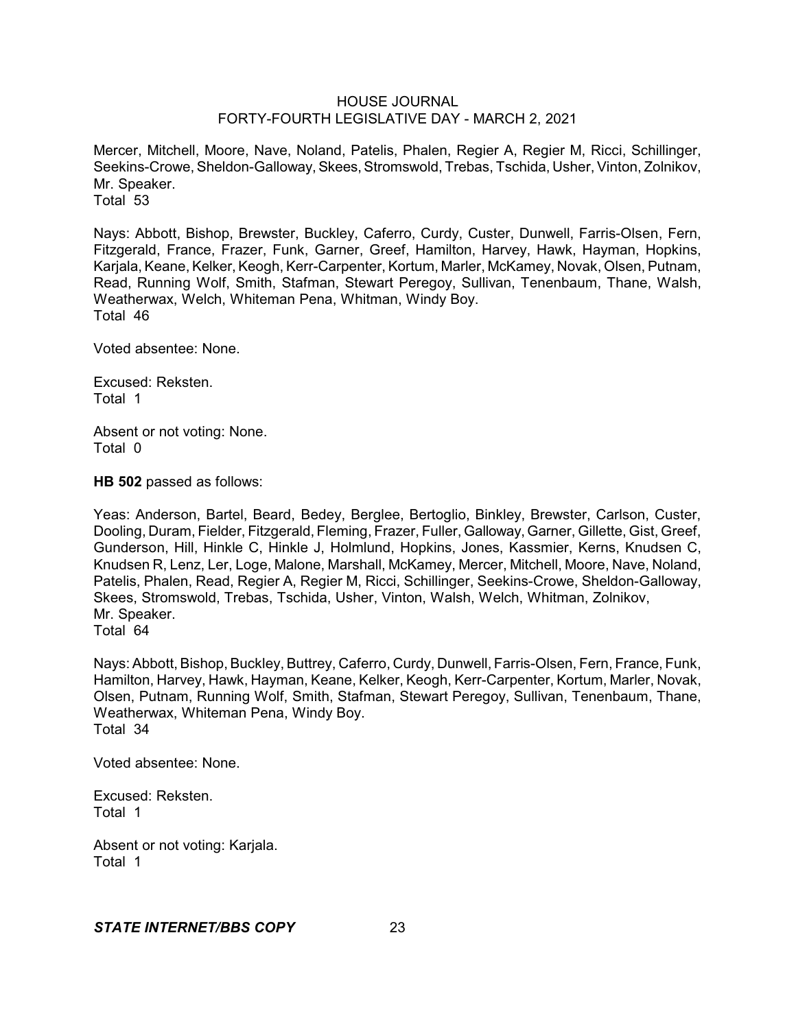Mercer, Mitchell, Moore, Nave, Noland, Patelis, Phalen, Regier A, Regier M, Ricci, Schillinger, Seekins-Crowe, Sheldon-Galloway, Skees, Stromswold, Trebas, Tschida, Usher, Vinton, Zolnikov, Mr. Speaker.
Total 53

Nays: Abbott, Bishop, Brewster, Buckley, Caferro, Curdy, Custer, Dunwell, Farris-Olsen, Fern, Fitzgerald, France, Frazer, Funk, Garner, Greef, Hamilton, Harvey, Hawk, Hayman, Hopkins, Karjala, Keane, Kelker, Keogh, Kerr-Carpenter, Kortum, Marler, McKamey, Novak, Olsen, Putnam, Read, Running Wolf, Smith, Stafman, Stewart Peregoy, Sullivan, Tenenbaum, Thane, Walsh, Weatherwax, Welch, Whiteman Pena, Whitman, Windy Boy.
Total 46

Voted absentee: None.

Excused: Reksten.
Total 1

Absent or not voting: None.
Total 0

**HB 502** passed as follows:

Yeas: Anderson, Bartel, Beard, Bedey, Berglee, Bertoglio, Binkley, Brewster, Carlson, Custer, Dooling, Duram, Fielder, Fitzgerald, Fleming, Frazer, Fuller, Galloway, Garner, Gillette, Gist, Greef, Gunderson, Hill, Hinkle C, Hinkle J, Holmlund, Hopkins, Jones, Kassmier, Kerns, Knudsen C, Knudsen R, Lenz, Ler, Loge, Malone, Marshall, McKamey, Mercer, Mitchell, Moore, Nave, Noland, Patelis, Phalen, Read, Regier A, Regier M, Ricci, Schillinger, Seekins-Crowe, Sheldon-Galloway, Skees, Stromswold, Trebas, Tschida, Usher, Vinton, Walsh, Welch, Whitman, Zolnikov, Mr. Speaker.
Total 64

Nays: Abbott, Bishop, Buckley, Buttrey, Caferro, Curdy, Dunwell, Farris-Olsen, Fern, France, Funk, Hamilton, Harvey, Hawk, Hayman, Keane, Kelker, Keogh, Kerr-Carpenter, Kortum, Marler, Novak, Olsen, Putnam, Running Wolf, Smith, Stafman, Stewart Peregoy, Sullivan, Tenenbaum, Thane, Weatherwax, Whiteman Pena, Windy Boy.
Total 34

Voted absentee: None.

Excused: Reksten.
Total 1

Absent or not voting: Karjala.
Total 1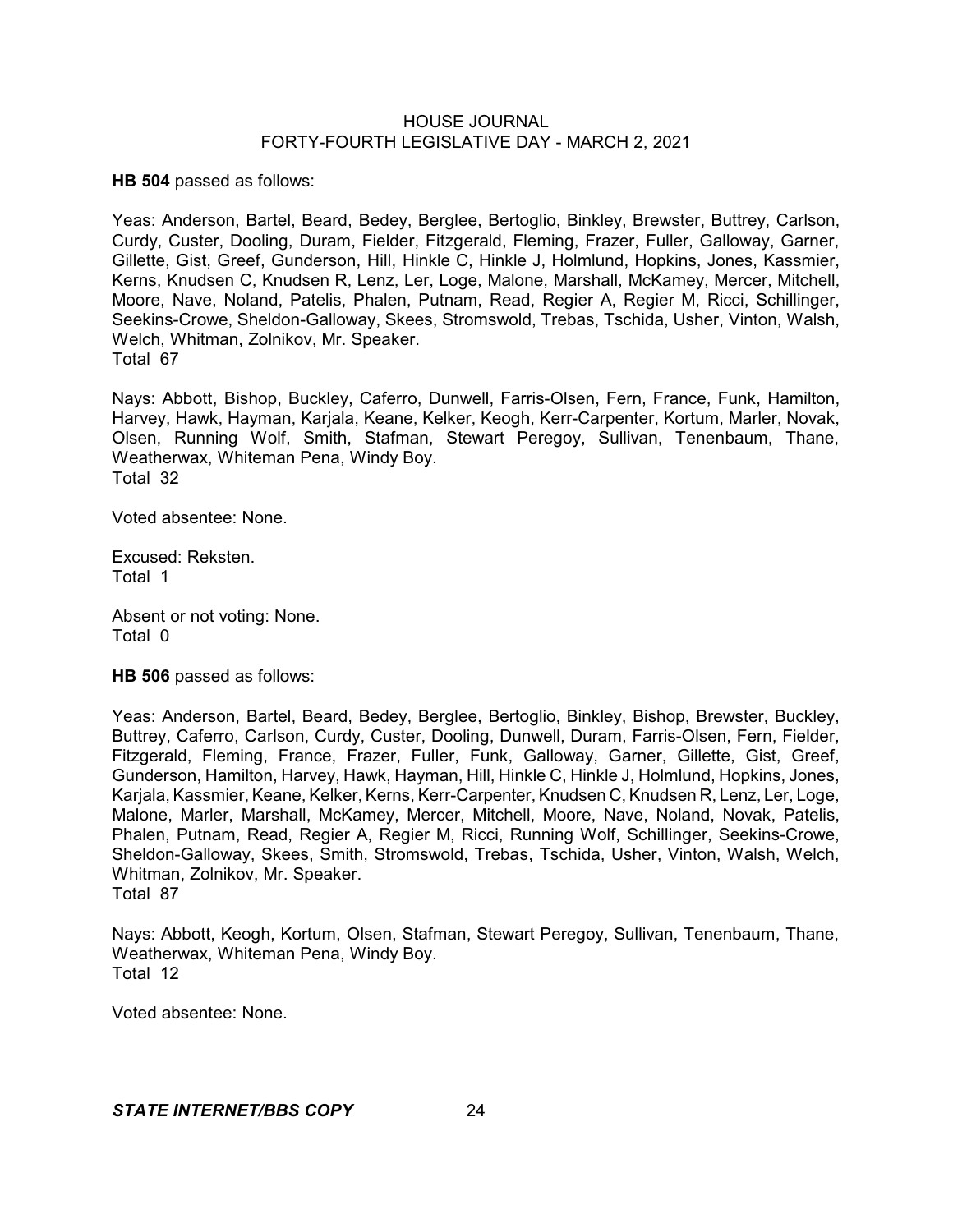**HB 504** passed as follows:

Yeas: Anderson, Bartel, Beard, Bedey, Berglee, Bertoglio, Binkley, Brewster, Buttrey, Carlson, Curdy, Custer, Dooling, Duram, Fielder, Fitzgerald, Fleming, Frazer, Fuller, Galloway, Garner, Gillette, Gist, Greef, Gunderson, Hill, Hinkle C, Hinkle J, Holmlund, Hopkins, Jones, Kassmier, Kerns, Knudsen C, Knudsen R, Lenz, Ler, Loge, Malone, Marshall, McKamey, Mercer, Mitchell, Moore, Nave, Noland, Patelis, Phalen, Putnam, Read, Regier A, Regier M, Ricci, Schillinger, Seekins-Crowe, Sheldon-Galloway, Skees, Stromswold, Trebas, Tschida, Usher, Vinton, Walsh, Welch, Whitman, Zolnikov, Mr. Speaker.
Total 67

Nays: Abbott, Bishop, Buckley, Caferro, Dunwell, Farris-Olsen, Fern, France, Funk, Hamilton, Harvey, Hawk, Hayman, Karjala, Keane, Kelker, Keogh, Kerr-Carpenter, Kortum, Marler, Novak, Olsen, Running Wolf, Smith, Stafman, Stewart Peregoy, Sullivan, Tenenbaum, Thane, Weatherwax, Whiteman Pena, Windy Boy.
Total 32

Voted absentee: None.

Excused: Reksten.
Total 1

Absent or not voting: None.
Total 0

**HB 506** passed as follows:

Yeas: Anderson, Bartel, Beard, Bedey, Berglee, Bertoglio, Binkley, Bishop, Brewster, Buckley, Buttrey, Caferro, Carlson, Curdy, Custer, Dooling, Dunwell, Duram, Farris-Olsen, Fern, Fielder, Fitzgerald, Fleming, France, Frazer, Fuller, Funk, Galloway, Garner, Gillette, Gist, Greef, Gunderson, Hamilton, Harvey, Hawk, Hayman, Hill, Hinkle C, Hinkle J, Holmlund, Hopkins, Jones, Karjala, Kassmier, Keane, Kelker, Kerns, Kerr-Carpenter, Knudsen C, Knudsen R, Lenz, Ler, Loge, Malone, Marler, Marshall, McKamey, Mercer, Mitchell, Moore, Nave, Noland, Novak, Patelis, Phalen, Putnam, Read, Regier A, Regier M, Ricci, Running Wolf, Schillinger, Seekins-Crowe, Sheldon-Galloway, Skees, Smith, Stromswold, Trebas, Tschida, Usher, Vinton, Walsh, Welch, Whitman, Zolnikov, Mr. Speaker.
Total 87

Nays: Abbott, Keogh, Kortum, Olsen, Stafman, Stewart Peregoy, Sullivan, Tenenbaum, Thane, Weatherwax, Whiteman Pena, Windy Boy.
Total 12

Voted absentee: None.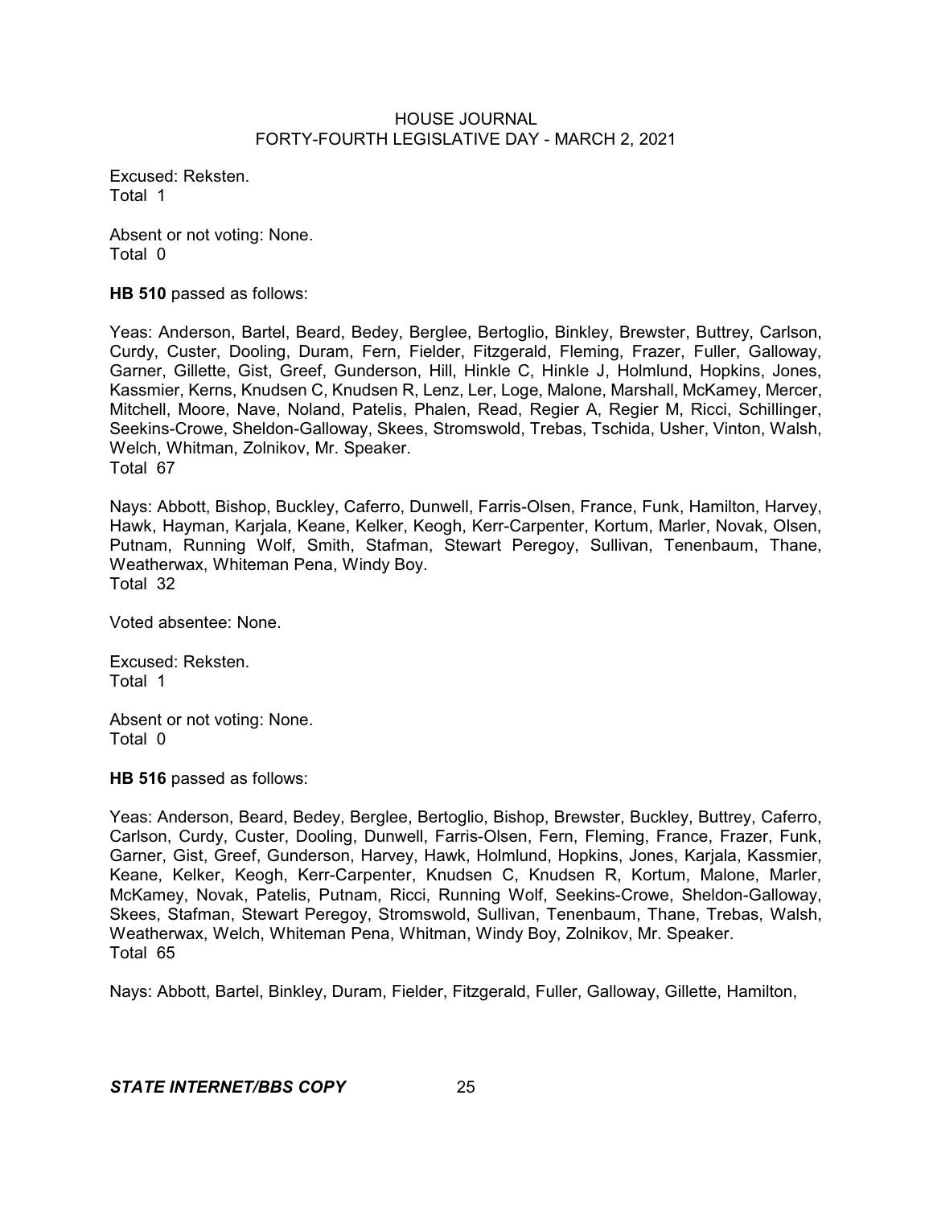Excused: Reksten.
Total 1

Absent or not voting: None.
Total 0

**HB 510** passed as follows:

Yeas: Anderson, Bartel, Beard, Bedey, Berglee, Bertoglio, Binkley, Brewster, Buttrey, Carlson, Curdy, Custer, Dooling, Duram, Fern, Fielder, Fitzgerald, Fleming, Frazer, Fuller, Galloway, Garner, Gillette, Gist, Greef, Gunderson, Hill, Hinkle C, Hinkle J, Holmlund, Hopkins, Jones, Kassmier, Kerns, Knudsen C, Knudsen R, Lenz, Ler, Loge, Malone, Marshall, McKamey, Mercer, Mitchell, Moore, Nave, Noland, Patelis, Phalen, Read, Regier A, Regier M, Ricci, Schillinger, Seekins-Crowe, Sheldon-Galloway, Skees, Stromswold, Trebas, Tschida, Usher, Vinton, Walsh, Welch, Whitman, Zolnikov, Mr. Speaker.
Total 67

Nays: Abbott, Bishop, Buckley, Caferro, Dunwell, Farris-Olsen, France, Funk, Hamilton, Harvey, Hawk, Hayman, Karjala, Keane, Kelker, Keogh, Kerr-Carpenter, Kortum, Marler, Novak, Olsen, Putnam, Running Wolf, Smith, Stafman, Stewart Peregoy, Sullivan, Tenenbaum, Thane, Weatherwax, Whiteman Pena, Windy Boy.
Total 32

Voted absentee: None.

Excused: Reksten.
Total 1

Absent or not voting: None.
Total 0

**HB 516** passed as follows:

Yeas: Anderson, Beard, Bedey, Berglee, Bertoglio, Bishop, Brewster, Buckley, Buttrey, Caferro, Carlson, Curdy, Custer, Dooling, Dunwell, Farris-Olsen, Fern, Fleming, France, Frazer, Funk, Garner, Gist, Greef, Gunderson, Harvey, Hawk, Holmlund, Hopkins, Jones, Karjala, Kassmier, Keane, Kelker, Keogh, Kerr-Carpenter, Knudsen C, Knudsen R, Kortum, Malone, Marler, McKamey, Novak, Patelis, Putnam, Ricci, Running Wolf, Seekins-Crowe, Sheldon-Galloway, Skees, Stafman, Stewart Peregoy, Stromswold, Sullivan, Tenenbaum, Thane, Trebas, Walsh, Weatherwax, Welch, Whiteman Pena, Whitman, Windy Boy, Zolnikov, Mr. Speaker.
Total 65

Nays: Abbott, Bartel, Binkley, Duram, Fielder, Fitzgerald, Fuller, Galloway, Gillette, Hamilton,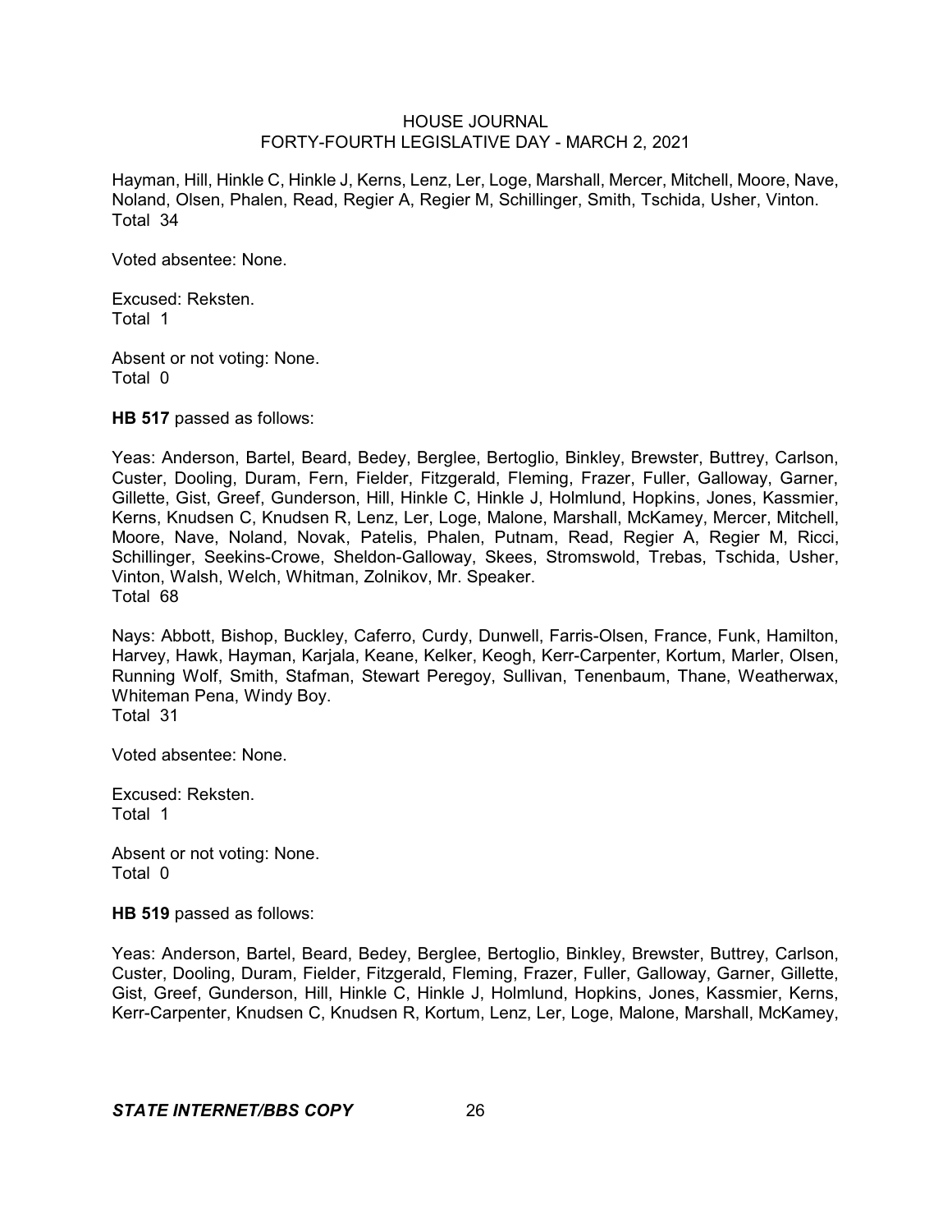Hayman, Hill, Hinkle C, Hinkle J, Kerns, Lenz, Ler, Loge, Marshall, Mercer, Mitchell, Moore, Nave, Noland, Olsen, Phalen, Read, Regier A, Regier M, Schillinger, Smith, Tschida, Usher, Vinton.
Total 34

Voted absentee: None.

Excused: Reksten.
Total 1

Absent or not voting: None.
Total 0

**HB 517** passed as follows:

Yeas: Anderson, Bartel, Beard, Bedey, Berglee, Bertoglio, Binkley, Brewster, Buttrey, Carlson, Custer, Dooling, Duram, Fern, Fielder, Fitzgerald, Fleming, Frazer, Fuller, Galloway, Garner, Gillette, Gist, Greef, Gunderson, Hill, Hinkle C, Hinkle J, Holmlund, Hopkins, Jones, Kassmier, Kerns, Knudsen C, Knudsen R, Lenz, Ler, Loge, Malone, Marshall, McKamey, Mercer, Mitchell, Moore, Nave, Noland, Novak, Patelis, Phalen, Putnam, Read, Regier A, Regier M, Ricci, Schillinger, Seekins-Crowe, Sheldon-Galloway, Skees, Stromswold, Trebas, Tschida, Usher, Vinton, Walsh, Welch, Whitman, Zolnikov, Mr. Speaker.
Total 68

Nays: Abbott, Bishop, Buckley, Caferro, Curdy, Dunwell, Farris-Olsen, France, Funk, Hamilton, Harvey, Hawk, Hayman, Karjala, Keane, Kelker, Keogh, Kerr-Carpenter, Kortum, Marler, Olsen, Running Wolf, Smith, Stafman, Stewart Peregoy, Sullivan, Tenenbaum, Thane, Weatherwax, Whiteman Pena, Windy Boy.
Total 31

Voted absentee: None.

Excused: Reksten.
Total 1

Absent or not voting: None.
Total 0

**HB 519** passed as follows:

Yeas: Anderson, Bartel, Beard, Bedey, Berglee, Bertoglio, Binkley, Brewster, Buttrey, Carlson, Custer, Dooling, Duram, Fielder, Fitzgerald, Fleming, Frazer, Fuller, Galloway, Garner, Gillette, Gist, Greef, Gunderson, Hill, Hinkle C, Hinkle J, Holmlund, Hopkins, Jones, Kassmier, Kerns, Kerr-Carpenter, Knudsen C, Knudsen R, Kortum, Lenz, Ler, Loge, Malone, Marshall, McKamey,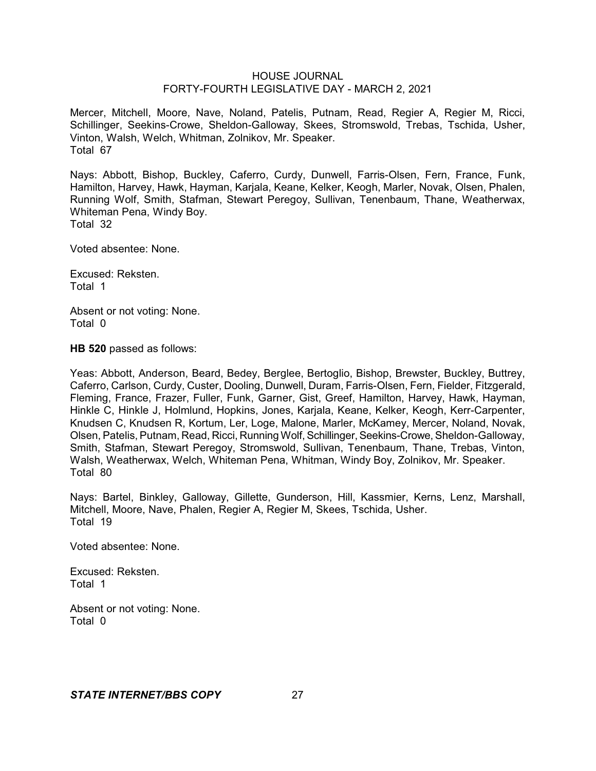Mercer, Mitchell, Moore, Nave, Noland, Patelis, Putnam, Read, Regier A, Regier M, Ricci, Schillinger, Seekins-Crowe, Sheldon-Galloway, Skees, Stromswold, Trebas, Tschida, Usher, Vinton, Walsh, Welch, Whitman, Zolnikov, Mr. Speaker.
Total 67

Nays: Abbott, Bishop, Buckley, Caferro, Curdy, Dunwell, Farris-Olsen, Fern, France, Funk, Hamilton, Harvey, Hawk, Hayman, Karjala, Keane, Kelker, Keogh, Marler, Novak, Olsen, Phalen, Running Wolf, Smith, Stafman, Stewart Peregoy, Sullivan, Tenenbaum, Thane, Weatherwax, Whiteman Pena, Windy Boy.
Total 32

Voted absentee: None.

Excused: Reksten.
Total 1

Absent or not voting: None.
Total 0

**HB 520** passed as follows:

Yeas: Abbott, Anderson, Beard, Bedey, Berglee, Bertoglio, Bishop, Brewster, Buckley, Buttrey, Caferro, Carlson, Curdy, Custer, Dooling, Dunwell, Duram, Farris-Olsen, Fern, Fielder, Fitzgerald, Fleming, France, Frazer, Fuller, Funk, Garner, Gist, Greef, Hamilton, Harvey, Hawk, Hayman, Hinkle C, Hinkle J, Holmlund, Hopkins, Jones, Karjala, Keane, Kelker, Keogh, Kerr-Carpenter, Knudsen C, Knudsen R, Kortum, Ler, Loge, Malone, Marler, McKamey, Mercer, Noland, Novak, Olsen, Patelis, Putnam, Read, Ricci, Running Wolf, Schillinger, Seekins-Crowe, Sheldon-Galloway, Smith, Stafman, Stewart Peregoy, Stromswold, Sullivan, Tenenbaum, Thane, Trebas, Vinton, Walsh, Weatherwax, Welch, Whiteman Pena, Whitman, Windy Boy, Zolnikov, Mr. Speaker.
Total 80

Nays: Bartel, Binkley, Galloway, Gillette, Gunderson, Hill, Kassmier, Kerns, Lenz, Marshall, Mitchell, Moore, Nave, Phalen, Regier A, Regier M, Skees, Tschida, Usher.
Total 19

Voted absentee: None.

Excused: Reksten.
Total 1

Absent or not voting: None.
Total 0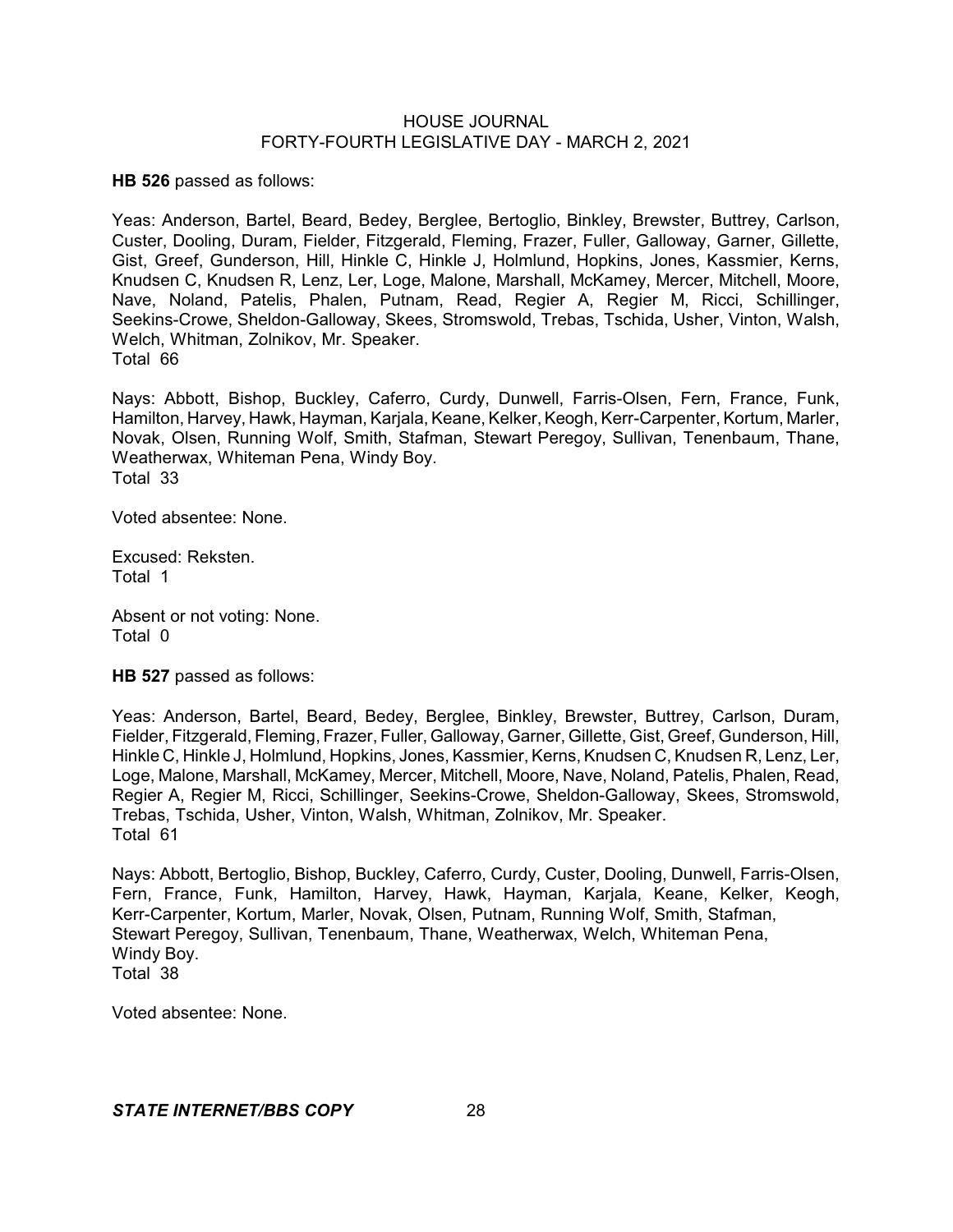**HB 526** passed as follows:

Yeas: Anderson, Bartel, Beard, Bedey, Berglee, Bertoglio, Binkley, Brewster, Buttrey, Carlson, Custer, Dooling, Duram, Fielder, Fitzgerald, Fleming, Frazer, Fuller, Galloway, Garner, Gillette, Gist, Greef, Gunderson, Hill, Hinkle C, Hinkle J, Holmlund, Hopkins, Jones, Kassmier, Kerns, Knudsen C, Knudsen R, Lenz, Ler, Loge, Malone, Marshall, McKamey, Mercer, Mitchell, Moore, Nave, Noland, Patelis, Phalen, Putnam, Read, Regier A, Regier M, Ricci, Schillinger, Seekins-Crowe, Sheldon-Galloway, Skees, Stromswold, Trebas, Tschida, Usher, Vinton, Walsh, Welch, Whitman, Zolnikov, Mr. Speaker.
Total 66

Nays: Abbott, Bishop, Buckley, Caferro, Curdy, Dunwell, Farris-Olsen, Fern, France, Funk, Hamilton, Harvey, Hawk, Hayman, Karjala, Keane, Kelker, Keogh, Kerr-Carpenter, Kortum, Marler, Novak, Olsen, Running Wolf, Smith, Stafman, Stewart Peregoy, Sullivan, Tenenbaum, Thane, Weatherwax, Whiteman Pena, Windy Boy.
Total 33

Voted absentee: None.

Excused: Reksten.
Total 1

Absent or not voting: None.
Total 0

**HB 527** passed as follows:

Yeas: Anderson, Bartel, Beard, Bedey, Berglee, Binkley, Brewster, Buttrey, Carlson, Duram, Fielder, Fitzgerald, Fleming, Frazer, Fuller, Galloway, Garner, Gillette, Gist, Greef, Gunderson, Hill, Hinkle C, Hinkle J, Holmlund, Hopkins, Jones, Kassmier, Kerns, Knudsen C, Knudsen R, Lenz, Ler, Loge, Malone, Marshall, McKamey, Mercer, Mitchell, Moore, Nave, Noland, Patelis, Phalen, Read, Regier A, Regier M, Ricci, Schillinger, Seekins-Crowe, Sheldon-Galloway, Skees, Stromswold, Trebas, Tschida, Usher, Vinton, Walsh, Whitman, Zolnikov, Mr. Speaker.
Total 61

Nays: Abbott, Bertoglio, Bishop, Buckley, Caferro, Curdy, Custer, Dooling, Dunwell, Farris-Olsen, Fern, France, Funk, Hamilton, Harvey, Hawk, Hayman, Karjala, Keane, Kelker, Keogh, Kerr-Carpenter, Kortum, Marler, Novak, Olsen, Putnam, Running Wolf, Smith, Stafman, Stewart Peregoy, Sullivan, Tenenbaum, Thane, Weatherwax, Welch, Whiteman Pena, Windy Boy.
Total 38

Voted absentee: None.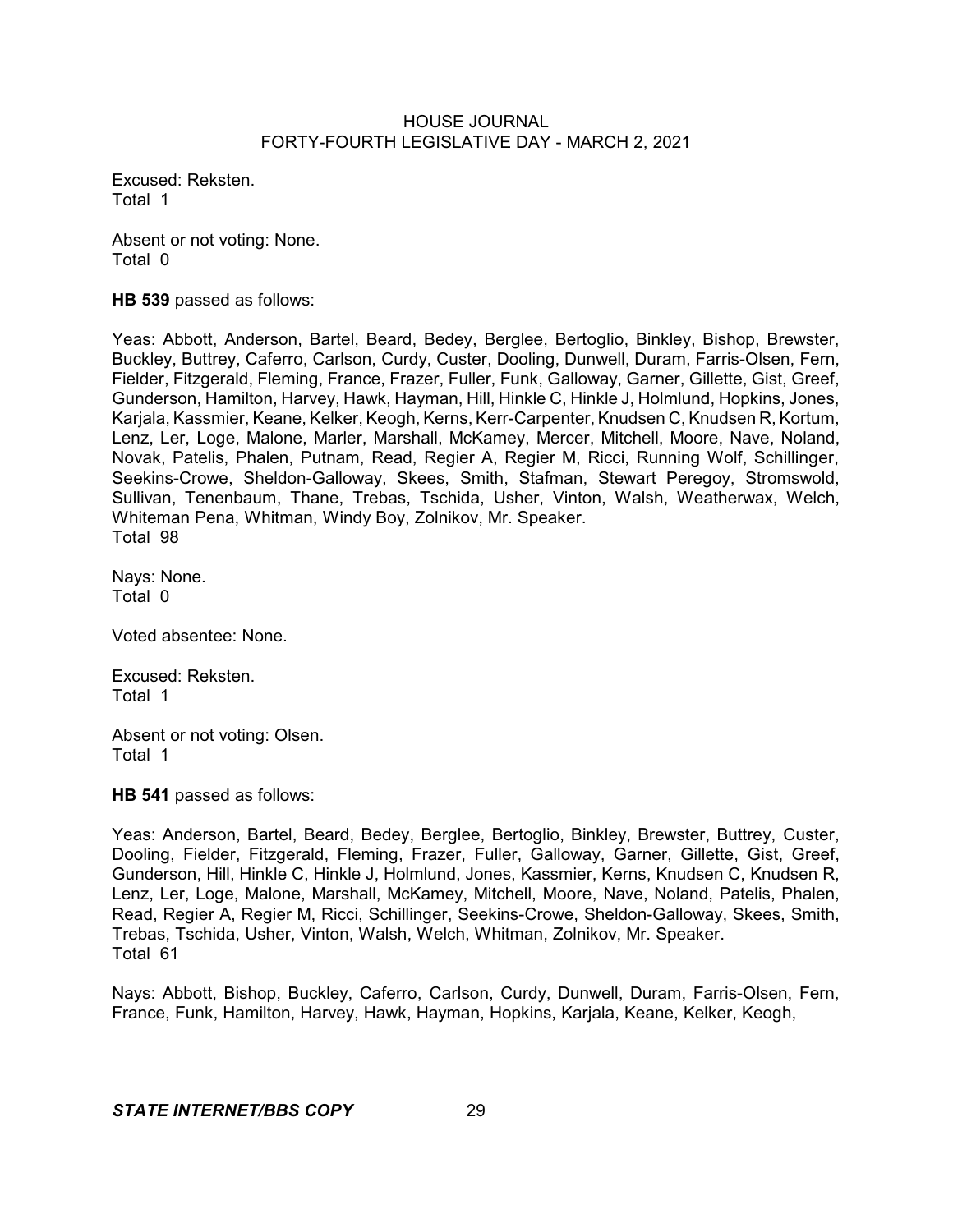Excused: Reksten.
Total 1

Absent or not voting: None.
Total 0

**HB 539** passed as follows:

Yeas: Abbott, Anderson, Bartel, Beard, Bedey, Berglee, Bertoglio, Binkley, Bishop, Brewster, Buckley, Buttrey, Caferro, Carlson, Curdy, Custer, Dooling, Dunwell, Duram, Farris-Olsen, Fern, Fielder, Fitzgerald, Fleming, France, Frazer, Fuller, Funk, Galloway, Garner, Gillette, Gist, Greef, Gunderson, Hamilton, Harvey, Hawk, Hayman, Hill, Hinkle C, Hinkle J, Holmlund, Hopkins, Jones, Karjala, Kassmier, Keane, Kelker, Keogh, Kerns, Kerr-Carpenter, Knudsen C, Knudsen R, Kortum, Lenz, Ler, Loge, Malone, Marler, Marshall, McKamey, Mercer, Mitchell, Moore, Nave, Noland, Novak, Patelis, Phalen, Putnam, Read, Regier A, Regier M, Ricci, Running Wolf, Schillinger, Seekins-Crowe, Sheldon-Galloway, Skees, Smith, Stafman, Stewart Peregoy, Stromswold, Sullivan, Tenenbaum, Thane, Trebas, Tschida, Usher, Vinton, Walsh, Weatherwax, Welch, Whiteman Pena, Whitman, Windy Boy, Zolnikov, Mr. Speaker.
Total 98

Nays: None.
Total 0

Voted absentee: None.

Excused: Reksten.
Total 1

Absent or not voting: Olsen.
Total 1

**HB 541** passed as follows:

Yeas: Anderson, Bartel, Beard, Bedey, Berglee, Bertoglio, Binkley, Brewster, Buttrey, Custer, Dooling, Fielder, Fitzgerald, Fleming, Frazer, Fuller, Galloway, Garner, Gillette, Gist, Greef, Gunderson, Hill, Hinkle C, Hinkle J, Holmlund, Jones, Kassmier, Kerns, Knudsen C, Knudsen R, Lenz, Ler, Loge, Malone, Marshall, McKamey, Mitchell, Moore, Nave, Noland, Patelis, Phalen, Read, Regier A, Regier M, Ricci, Schillinger, Seekins-Crowe, Sheldon-Galloway, Skees, Smith, Trebas, Tschida, Usher, Vinton, Walsh, Welch, Whitman, Zolnikov, Mr. Speaker.
Total 61

Nays: Abbott, Bishop, Buckley, Caferro, Carlson, Curdy, Dunwell, Duram, Farris-Olsen, Fern, France, Funk, Hamilton, Harvey, Hawk, Hayman, Hopkins, Karjala, Keane, Kelker, Keogh,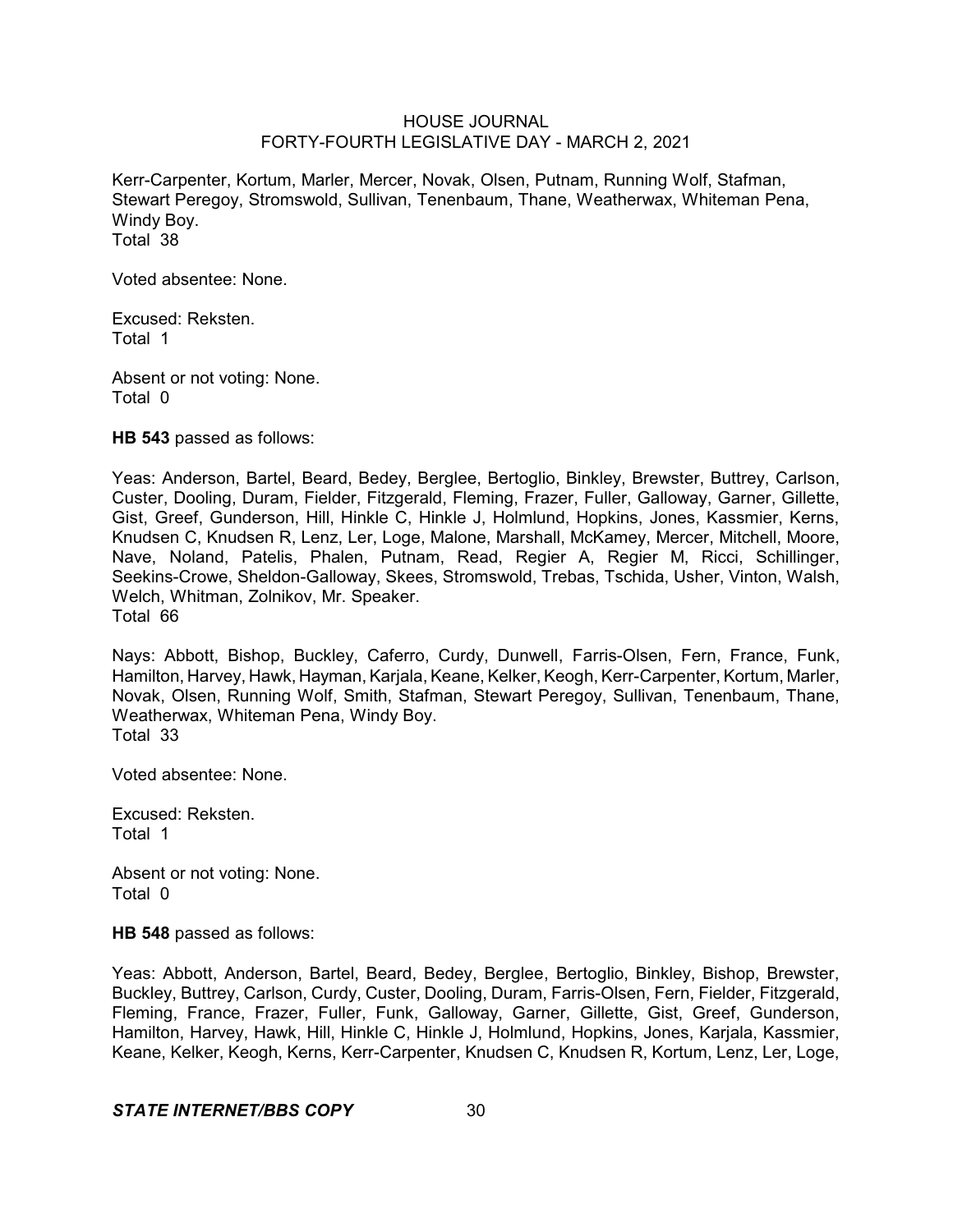Kerr-Carpenter, Kortum, Marler, Mercer, Novak, Olsen, Putnam, Running Wolf, Stafman, Stewart Peregoy, Stromswold, Sullivan, Tenenbaum, Thane, Weatherwax, Whiteman Pena, Windy Boy.
Total 38

Voted absentee: None.

Excused: Reksten.
Total 1

Absent or not voting: None.
Total 0

**HB 543** passed as follows:

Yeas: Anderson, Bartel, Beard, Bedey, Berglee, Bertoglio, Binkley, Brewster, Buttrey, Carlson, Custer, Dooling, Duram, Fielder, Fitzgerald, Fleming, Frazer, Fuller, Galloway, Garner, Gillette, Gist, Greef, Gunderson, Hill, Hinkle C, Hinkle J, Holmlund, Hopkins, Jones, Kassmier, Kerns, Knudsen C, Knudsen R, Lenz, Ler, Loge, Malone, Marshall, McKamey, Mercer, Mitchell, Moore, Nave, Noland, Patelis, Phalen, Putnam, Read, Regier A, Regier M, Ricci, Schillinger, Seekins-Crowe, Sheldon-Galloway, Skees, Stromswold, Trebas, Tschida, Usher, Vinton, Walsh, Welch, Whitman, Zolnikov, Mr. Speaker.
Total 66

Nays: Abbott, Bishop, Buckley, Caferro, Curdy, Dunwell, Farris-Olsen, Fern, France, Funk, Hamilton, Harvey, Hawk, Hayman, Karjala, Keane, Kelker, Keogh, Kerr-Carpenter, Kortum, Marler, Novak, Olsen, Running Wolf, Smith, Stafman, Stewart Peregoy, Sullivan, Tenenbaum, Thane, Weatherwax, Whiteman Pena, Windy Boy.
Total 33

Voted absentee: None.

Excused: Reksten.
Total 1

Absent or not voting: None.
Total 0

**HB 548** passed as follows:

Yeas: Abbott, Anderson, Bartel, Beard, Bedey, Berglee, Bertoglio, Binkley, Bishop, Brewster, Buckley, Buttrey, Carlson, Curdy, Custer, Dooling, Duram, Farris-Olsen, Fern, Fielder, Fitzgerald, Fleming, France, Frazer, Fuller, Funk, Galloway, Garner, Gillette, Gist, Greef, Gunderson, Hamilton, Harvey, Hawk, Hill, Hinkle C, Hinkle J, Holmlund, Hopkins, Jones, Karjala, Kassmier, Keane, Kelker, Keogh, Kerns, Kerr-Carpenter, Knudsen C, Knudsen R, Kortum, Lenz, Ler, Loge,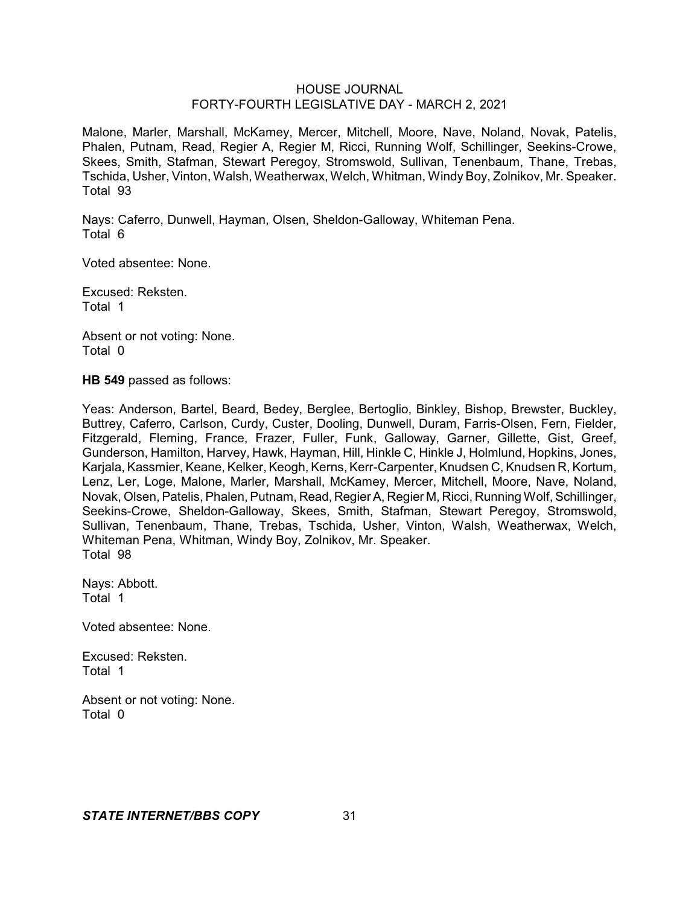Malone, Marler, Marshall, McKamey, Mercer, Mitchell, Moore, Nave, Noland, Novak, Patelis, Phalen, Putnam, Read, Regier A, Regier M, Ricci, Running Wolf, Schillinger, Seekins-Crowe, Skees, Smith, Stafman, Stewart Peregoy, Stromswold, Sullivan, Tenenbaum, Thane, Trebas, Tschida, Usher, Vinton, Walsh, Weatherwax, Welch, Whitman, Windy Boy, Zolnikov, Mr. Speaker.
Total 93

Nays: Caferro, Dunwell, Hayman, Olsen, Sheldon-Galloway, Whiteman Pena.
Total 6

Voted absentee: None.

Excused: Reksten.
Total 1

Absent or not voting: None.
Total 0

**HB 549** passed as follows:

Yeas: Anderson, Bartel, Beard, Bedey, Berglee, Bertoglio, Binkley, Bishop, Brewster, Buckley, Buttrey, Caferro, Carlson, Curdy, Custer, Dooling, Dunwell, Duram, Farris-Olsen, Fern, Fielder, Fitzgerald, Fleming, France, Frazer, Fuller, Funk, Galloway, Garner, Gillette, Gist, Greef, Gunderson, Hamilton, Harvey, Hawk, Hayman, Hill, Hinkle C, Hinkle J, Holmlund, Hopkins, Jones, Karjala, Kassmier, Keane, Kelker, Keogh, Kerns, Kerr-Carpenter, Knudsen C, Knudsen R, Kortum, Lenz, Ler, Loge, Malone, Marler, Marshall, McKamey, Mercer, Mitchell, Moore, Nave, Noland, Novak, Olsen, Patelis, Phalen, Putnam, Read, Regier A, Regier M, Ricci, Running Wolf, Schillinger, Seekins-Crowe, Sheldon-Galloway, Skees, Smith, Stafman, Stewart Peregoy, Stromswold, Sullivan, Tenenbaum, Thane, Trebas, Tschida, Usher, Vinton, Walsh, Weatherwax, Welch, Whiteman Pena, Whitman, Windy Boy, Zolnikov, Mr. Speaker.
Total 98

Nays: Abbott.
Total 1

Voted absentee: None.

Excused: Reksten.
Total 1

Absent or not voting: None.
Total 0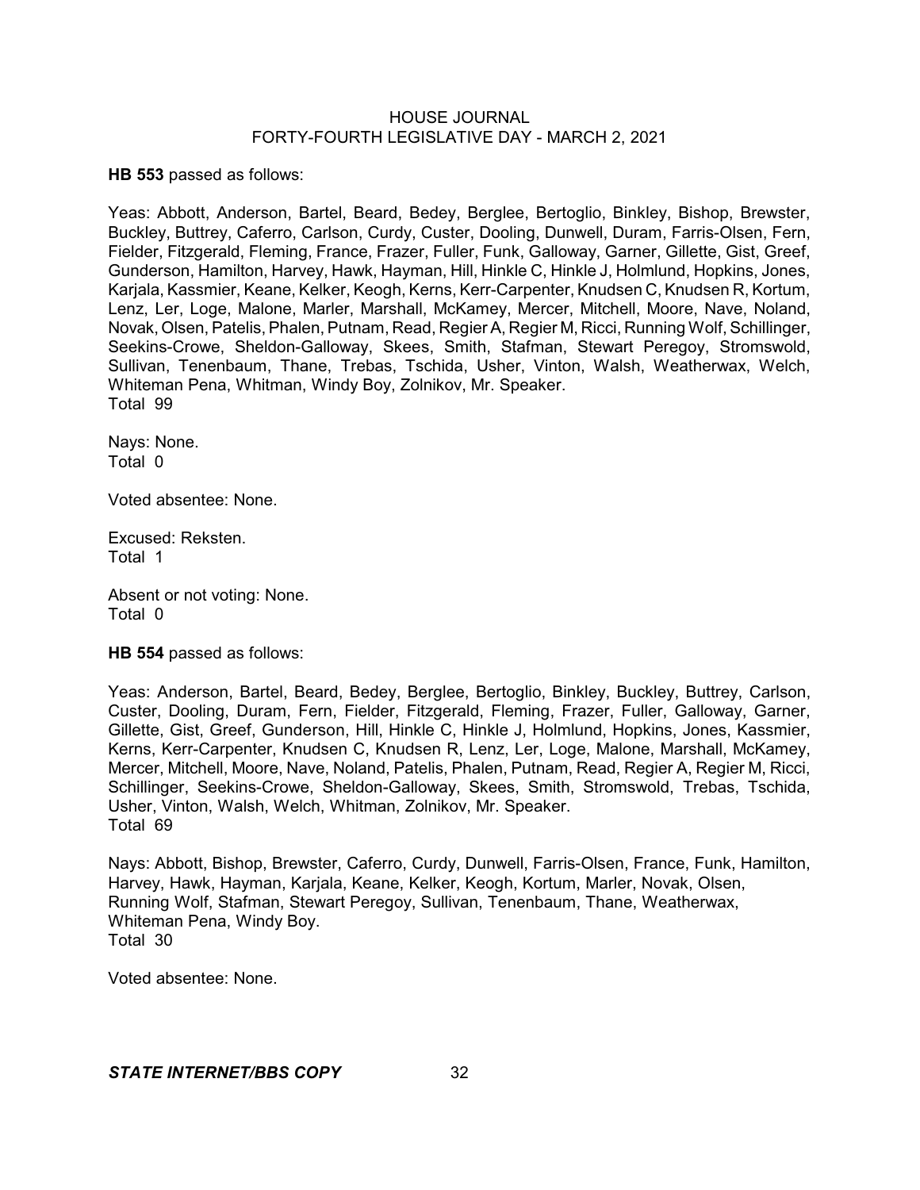**HB 553** passed as follows:

Yeas: Abbott, Anderson, Bartel, Beard, Bedey, Berglee, Bertoglio, Binkley, Bishop, Brewster, Buckley, Buttrey, Caferro, Carlson, Curdy, Custer, Dooling, Dunwell, Duram, Farris-Olsen, Fern, Fielder, Fitzgerald, Fleming, France, Frazer, Fuller, Funk, Galloway, Garner, Gillette, Gist, Greef, Gunderson, Hamilton, Harvey, Hawk, Hayman, Hill, Hinkle C, Hinkle J, Holmlund, Hopkins, Jones, Karjala, Kassmier, Keane, Kelker, Keogh, Kerns, Kerr-Carpenter, Knudsen C, Knudsen R, Kortum, Lenz, Ler, Loge, Malone, Marler, Marshall, McKamey, Mercer, Mitchell, Moore, Nave, Noland, Novak, Olsen, Patelis, Phalen, Putnam, Read, Regier A, Regier M, Ricci, Running Wolf, Schillinger, Seekins-Crowe, Sheldon-Galloway, Skees, Smith, Stafman, Stewart Peregoy, Stromswold, Sullivan, Tenenbaum, Thane, Trebas, Tschida, Usher, Vinton, Walsh, Weatherwax, Welch, Whiteman Pena, Whitman, Windy Boy, Zolnikov, Mr. Speaker.
Total 99

Nays: None.
Total 0

Voted absentee: None.

Excused: Reksten.
Total 1

Absent or not voting: None.
Total 0

**HB 554** passed as follows:

Yeas: Anderson, Bartel, Beard, Bedey, Berglee, Bertoglio, Binkley, Buckley, Buttrey, Carlson, Custer, Dooling, Duram, Fern, Fielder, Fitzgerald, Fleming, Frazer, Fuller, Galloway, Garner, Gillette, Gist, Greef, Gunderson, Hill, Hinkle C, Hinkle J, Holmlund, Hopkins, Jones, Kassmier, Kerns, Kerr-Carpenter, Knudsen C, Knudsen R, Lenz, Ler, Loge, Malone, Marshall, McKamey, Mercer, Mitchell, Moore, Nave, Noland, Patelis, Phalen, Putnam, Read, Regier A, Regier M, Ricci, Schillinger, Seekins-Crowe, Sheldon-Galloway, Skees, Smith, Stromswold, Trebas, Tschida, Usher, Vinton, Walsh, Welch, Whitman, Zolnikov, Mr. Speaker.
Total 69

Nays: Abbott, Bishop, Brewster, Caferro, Curdy, Dunwell, Farris-Olsen, France, Funk, Hamilton, Harvey, Hawk, Hayman, Karjala, Keane, Kelker, Keogh, Kortum, Marler, Novak, Olsen, Running Wolf, Stafman, Stewart Peregoy, Sullivan, Tenenbaum, Thane, Weatherwax, Whiteman Pena, Windy Boy.
Total 30

Voted absentee: None.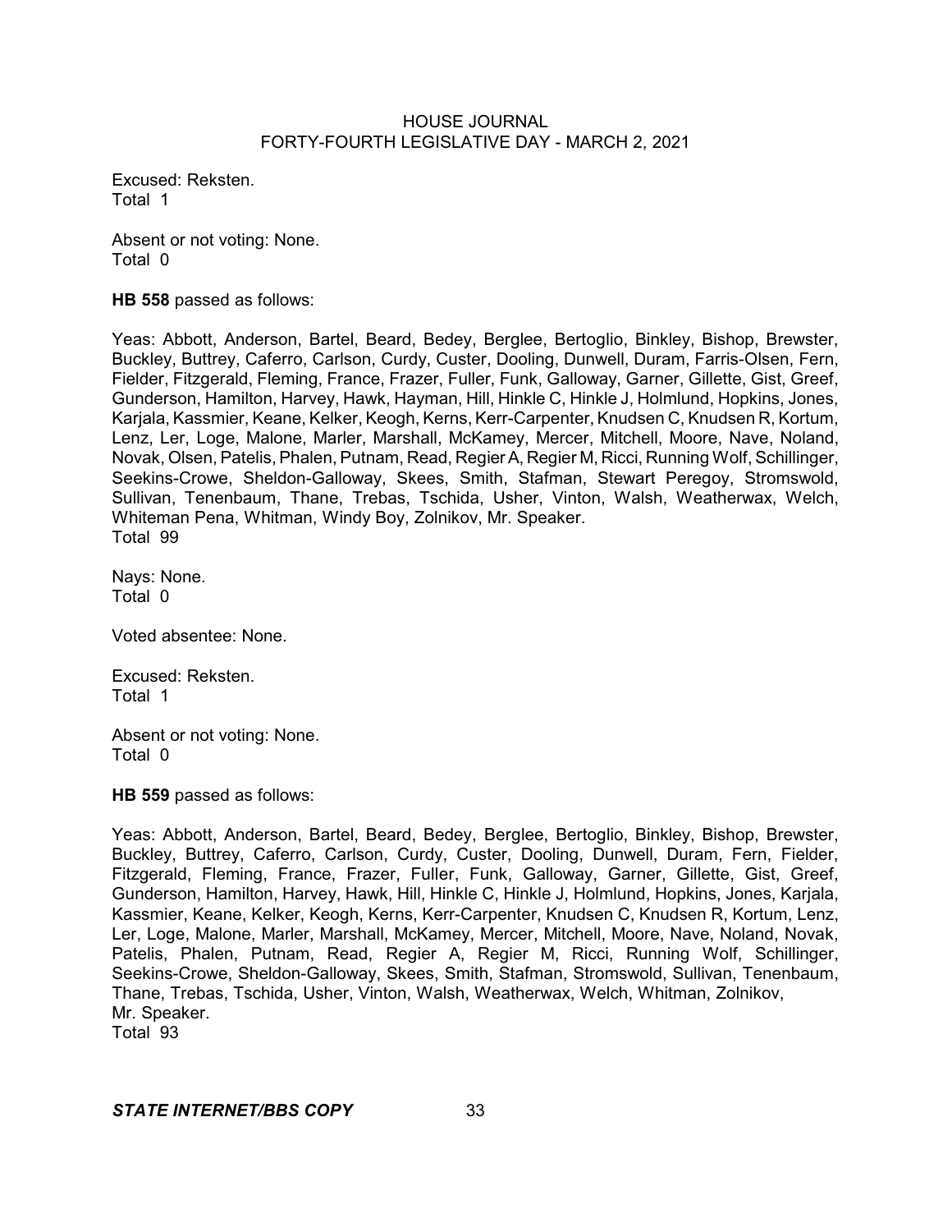Excused: Reksten.
Total 1

Absent or not voting: None.
Total 0

**HB 558** passed as follows:

Yeas: Abbott, Anderson, Bartel, Beard, Bedey, Berglee, Bertoglio, Binkley, Bishop, Brewster, Buckley, Buttrey, Caferro, Carlson, Curdy, Custer, Dooling, Dunwell, Duram, Farris-Olsen, Fern, Fielder, Fitzgerald, Fleming, France, Frazer, Fuller, Funk, Galloway, Garner, Gillette, Gist, Greef, Gunderson, Hamilton, Harvey, Hawk, Hayman, Hill, Hinkle C, Hinkle J, Holmlund, Hopkins, Jones, Karjala, Kassmier, Keane, Kelker, Keogh, Kerns, Kerr-Carpenter, Knudsen C, Knudsen R, Kortum, Lenz, Ler, Loge, Malone, Marler, Marshall, McKamey, Mercer, Mitchell, Moore, Nave, Noland, Novak, Olsen, Patelis, Phalen, Putnam, Read, Regier A, Regier M, Ricci, Running Wolf, Schillinger, Seekins-Crowe, Sheldon-Galloway, Skees, Smith, Stafman, Stewart Peregoy, Stromswold, Sullivan, Tenenbaum, Thane, Trebas, Tschida, Usher, Vinton, Walsh, Weatherwax, Welch, Whiteman Pena, Whitman, Windy Boy, Zolnikov, Mr. Speaker.
Total 99

Nays: None.
Total 0

Voted absentee: None.

Excused: Reksten.
Total 1

Absent or not voting: None.
Total 0

**HB 559** passed as follows:

Yeas: Abbott, Anderson, Bartel, Beard, Bedey, Berglee, Bertoglio, Binkley, Bishop, Brewster, Buckley, Buttrey, Caferro, Carlson, Curdy, Custer, Dooling, Dunwell, Duram, Fern, Fielder, Fitzgerald, Fleming, France, Frazer, Fuller, Funk, Galloway, Garner, Gillette, Gist, Greef, Gunderson, Hamilton, Harvey, Hawk, Hill, Hinkle C, Hinkle J, Holmlund, Hopkins, Jones, Karjala, Kassmier, Keane, Kelker, Keogh, Kerns, Kerr-Carpenter, Knudsen C, Knudsen R, Kortum, Lenz, Ler, Loge, Malone, Marler, Marshall, McKamey, Mercer, Mitchell, Moore, Nave, Noland, Novak, Patelis, Phalen, Putnam, Read, Regier A, Regier M, Ricci, Running Wolf, Schillinger, Seekins-Crowe, Sheldon-Galloway, Skees, Smith, Stafman, Stromswold, Sullivan, Tenenbaum, Thane, Trebas, Tschida, Usher, Vinton, Walsh, Weatherwax, Welch, Whitman, Zolnikov, Mr. Speaker.
Total 93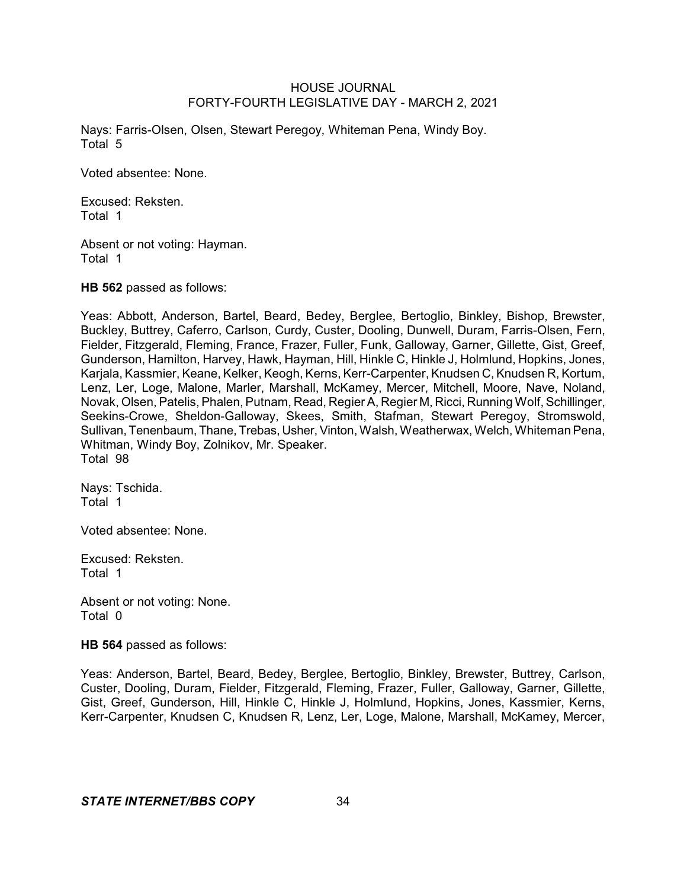Nays: Farris-Olsen, Olsen, Stewart Peregoy, Whiteman Pena, Windy Boy.
Total 5

Voted absentee: None.

Excused: Reksten.
Total 1

Absent or not voting: Hayman.
Total 1

**HB 562** passed as follows:

Yeas: Abbott, Anderson, Bartel, Beard, Bedey, Berglee, Bertoglio, Binkley, Bishop, Brewster, Buckley, Buttrey, Caferro, Carlson, Curdy, Custer, Dooling, Dunwell, Duram, Farris-Olsen, Fern, Fielder, Fitzgerald, Fleming, France, Frazer, Fuller, Funk, Galloway, Garner, Gillette, Gist, Greef, Gunderson, Hamilton, Harvey, Hawk, Hayman, Hill, Hinkle C, Hinkle J, Holmlund, Hopkins, Jones, Karjala, Kassmier, Keane, Kelker, Keogh, Kerns, Kerr-Carpenter, Knudsen C, Knudsen R, Kortum, Lenz, Ler, Loge, Malone, Marler, Marshall, McKamey, Mercer, Mitchell, Moore, Nave, Noland, Novak, Olsen, Patelis, Phalen, Putnam, Read, Regier A, Regier M, Ricci, Running Wolf, Schillinger, Seekins-Crowe, Sheldon-Galloway, Skees, Smith, Stafman, Stewart Peregoy, Stromswold, Sullivan, Tenenbaum, Thane, Trebas, Usher, Vinton, Walsh, Weatherwax, Welch, Whiteman Pena, Whitman, Windy Boy, Zolnikov, Mr. Speaker.
Total 98

Nays: Tschida.
Total 1

Voted absentee: None.

Excused: Reksten.
Total 1

Absent or not voting: None.
Total 0

**HB 564** passed as follows:

Yeas: Anderson, Bartel, Beard, Bedey, Berglee, Bertoglio, Binkley, Brewster, Buttrey, Carlson, Custer, Dooling, Duram, Fielder, Fitzgerald, Fleming, Frazer, Fuller, Galloway, Garner, Gillette, Gist, Greef, Gunderson, Hill, Hinkle C, Hinkle J, Holmlund, Hopkins, Jones, Kassmier, Kerns, Kerr-Carpenter, Knudsen C, Knudsen R, Lenz, Ler, Loge, Malone, Marshall, McKamey, Mercer,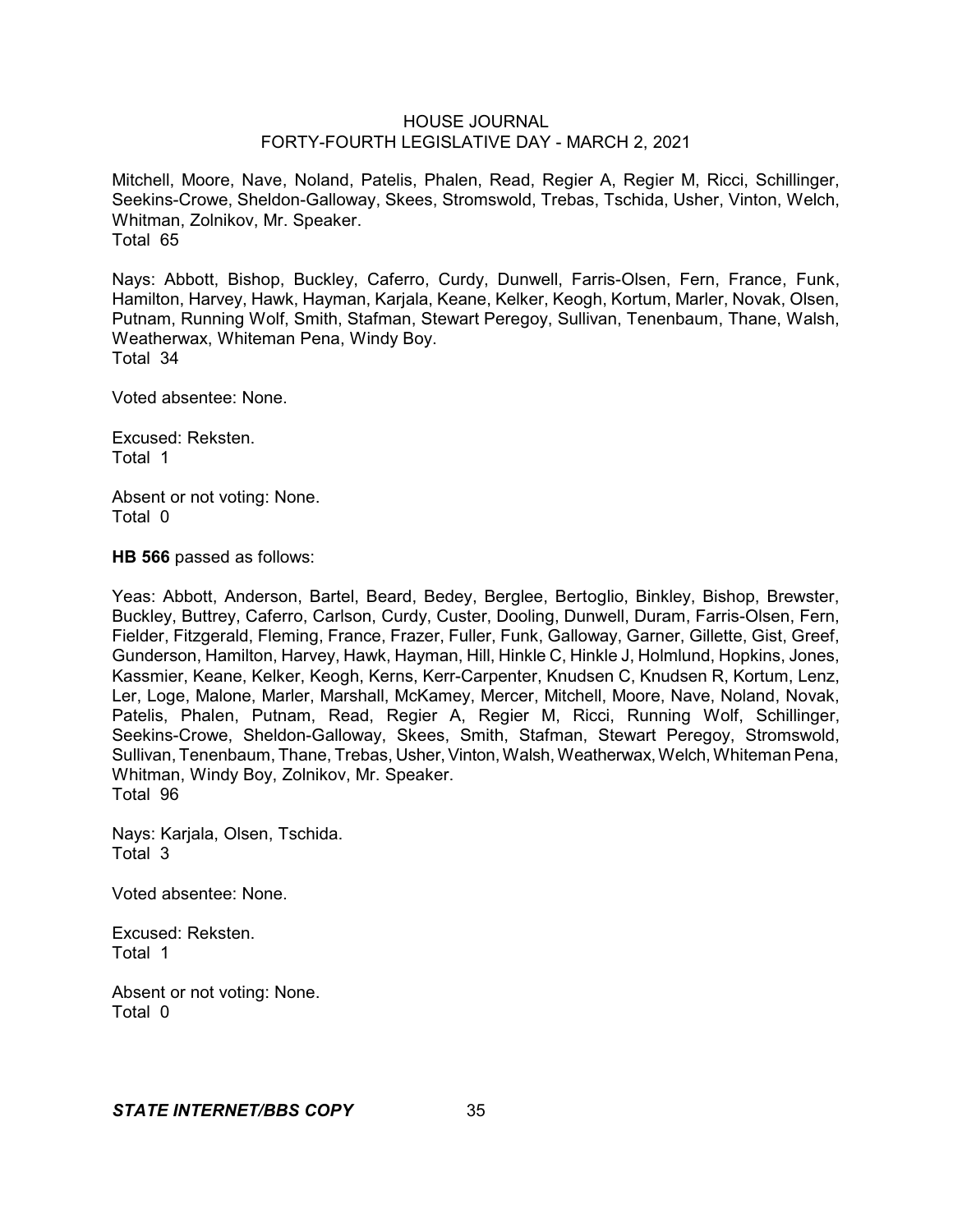Mitchell, Moore, Nave, Noland, Patelis, Phalen, Read, Regier A, Regier M, Ricci, Schillinger, Seekins-Crowe, Sheldon-Galloway, Skees, Stromswold, Trebas, Tschida, Usher, Vinton, Welch, Whitman, Zolnikov, Mr. Speaker.
Total 65

Nays: Abbott, Bishop, Buckley, Caferro, Curdy, Dunwell, Farris-Olsen, Fern, France, Funk, Hamilton, Harvey, Hawk, Hayman, Karjala, Keane, Kelker, Keogh, Kortum, Marler, Novak, Olsen, Putnam, Running Wolf, Smith, Stafman, Stewart Peregoy, Sullivan, Tenenbaum, Thane, Walsh, Weatherwax, Whiteman Pena, Windy Boy.
Total 34

Voted absentee: None.

Excused: Reksten.
Total 1

Absent or not voting: None.
Total 0

**HB 566** passed as follows:

Yeas: Abbott, Anderson, Bartel, Beard, Bedey, Berglee, Bertoglio, Binkley, Bishop, Brewster, Buckley, Buttrey, Caferro, Carlson, Curdy, Custer, Dooling, Dunwell, Duram, Farris-Olsen, Fern, Fielder, Fitzgerald, Fleming, France, Frazer, Fuller, Funk, Galloway, Garner, Gillette, Gist, Greef, Gunderson, Hamilton, Harvey, Hawk, Hayman, Hill, Hinkle C, Hinkle J, Holmlund, Hopkins, Jones, Kassmier, Keane, Kelker, Keogh, Kerns, Kerr-Carpenter, Knudsen C, Knudsen R, Kortum, Lenz, Ler, Loge, Malone, Marler, Marshall, McKamey, Mercer, Mitchell, Moore, Nave, Noland, Novak, Patelis, Phalen, Putnam, Read, Regier A, Regier M, Ricci, Running Wolf, Schillinger, Seekins-Crowe, Sheldon-Galloway, Skees, Smith, Stafman, Stewart Peregoy, Stromswold, Sullivan, Tenenbaum, Thane, Trebas, Usher, Vinton, Walsh, Weatherwax, Welch, Whiteman Pena, Whitman, Windy Boy, Zolnikov, Mr. Speaker.
Total 96

Nays: Karjala, Olsen, Tschida.
Total 3

Voted absentee: None.

Excused: Reksten.
Total 1

Absent or not voting: None.
Total 0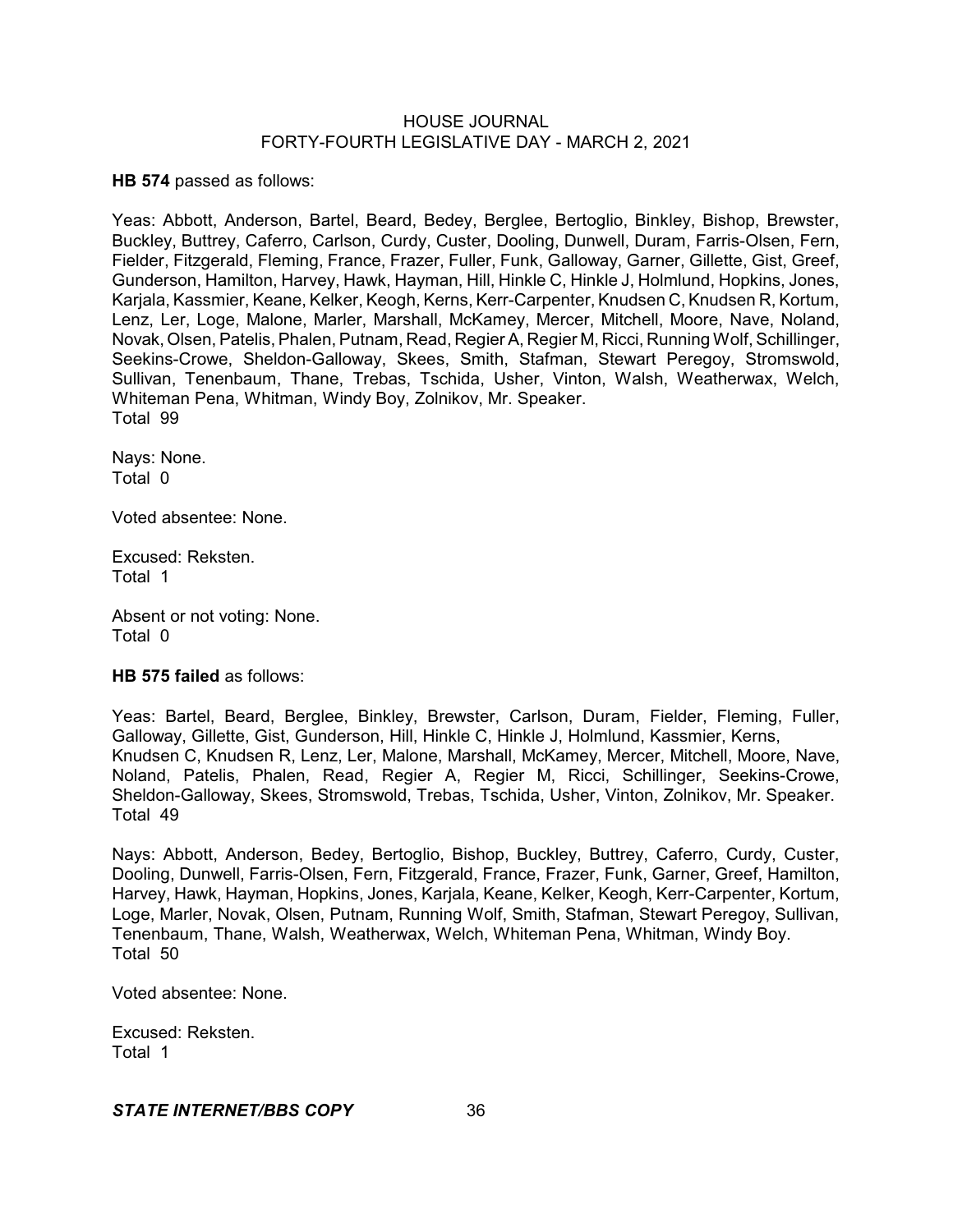**HB 574** passed as follows:

Yeas: Abbott, Anderson, Bartel, Beard, Bedey, Berglee, Bertoglio, Binkley, Bishop, Brewster, Buckley, Buttrey, Caferro, Carlson, Curdy, Custer, Dooling, Dunwell, Duram, Farris-Olsen, Fern, Fielder, Fitzgerald, Fleming, France, Frazer, Fuller, Funk, Galloway, Garner, Gillette, Gist, Greef, Gunderson, Hamilton, Harvey, Hawk, Hayman, Hill, Hinkle C, Hinkle J, Holmlund, Hopkins, Jones, Karjala, Kassmier, Keane, Kelker, Keogh, Kerns, Kerr-Carpenter, Knudsen C, Knudsen R, Kortum, Lenz, Ler, Loge, Malone, Marler, Marshall, McKamey, Mercer, Mitchell, Moore, Nave, Noland, Novak, Olsen, Patelis, Phalen, Putnam, Read, Regier A, Regier M, Ricci, Running Wolf, Schillinger, Seekins-Crowe, Sheldon-Galloway, Skees, Smith, Stafman, Stewart Peregoy, Stromswold, Sullivan, Tenenbaum, Thane, Trebas, Tschida, Usher, Vinton, Walsh, Weatherwax, Welch, Whiteman Pena, Whitman, Windy Boy, Zolnikov, Mr. Speaker.
Total 99

Nays: None.
Total 0

Voted absentee: None.

Excused: Reksten.
Total 1

Absent or not voting: None.
Total 0

**HB 575 failed** as follows:

Yeas: Bartel, Beard, Berglee, Binkley, Brewster, Carlson, Duram, Fielder, Fleming, Fuller, Galloway, Gillette, Gist, Gunderson, Hill, Hinkle C, Hinkle J, Holmlund, Kassmier, Kerns, Knudsen C, Knudsen R, Lenz, Ler, Malone, Marshall, McKamey, Mercer, Mitchell, Moore, Nave, Noland, Patelis, Phalen, Read, Regier A, Regier M, Ricci, Schillinger, Seekins-Crowe, Sheldon-Galloway, Skees, Stromswold, Trebas, Tschida, Usher, Vinton, Zolnikov, Mr. Speaker.
Total 49

Nays: Abbott, Anderson, Bedey, Bertoglio, Bishop, Buckley, Buttrey, Caferro, Curdy, Custer, Dooling, Dunwell, Farris-Olsen, Fern, Fitzgerald, France, Frazer, Funk, Garner, Greef, Hamilton, Harvey, Hawk, Hayman, Hopkins, Jones, Karjala, Keane, Kelker, Keogh, Kerr-Carpenter, Kortum, Loge, Marler, Novak, Olsen, Putnam, Running Wolf, Smith, Stafman, Stewart Peregoy, Sullivan, Tenenbaum, Thane, Walsh, Weatherwax, Welch, Whiteman Pena, Whitman, Windy Boy.
Total 50

Voted absentee: None.

Excused: Reksten.
Total 1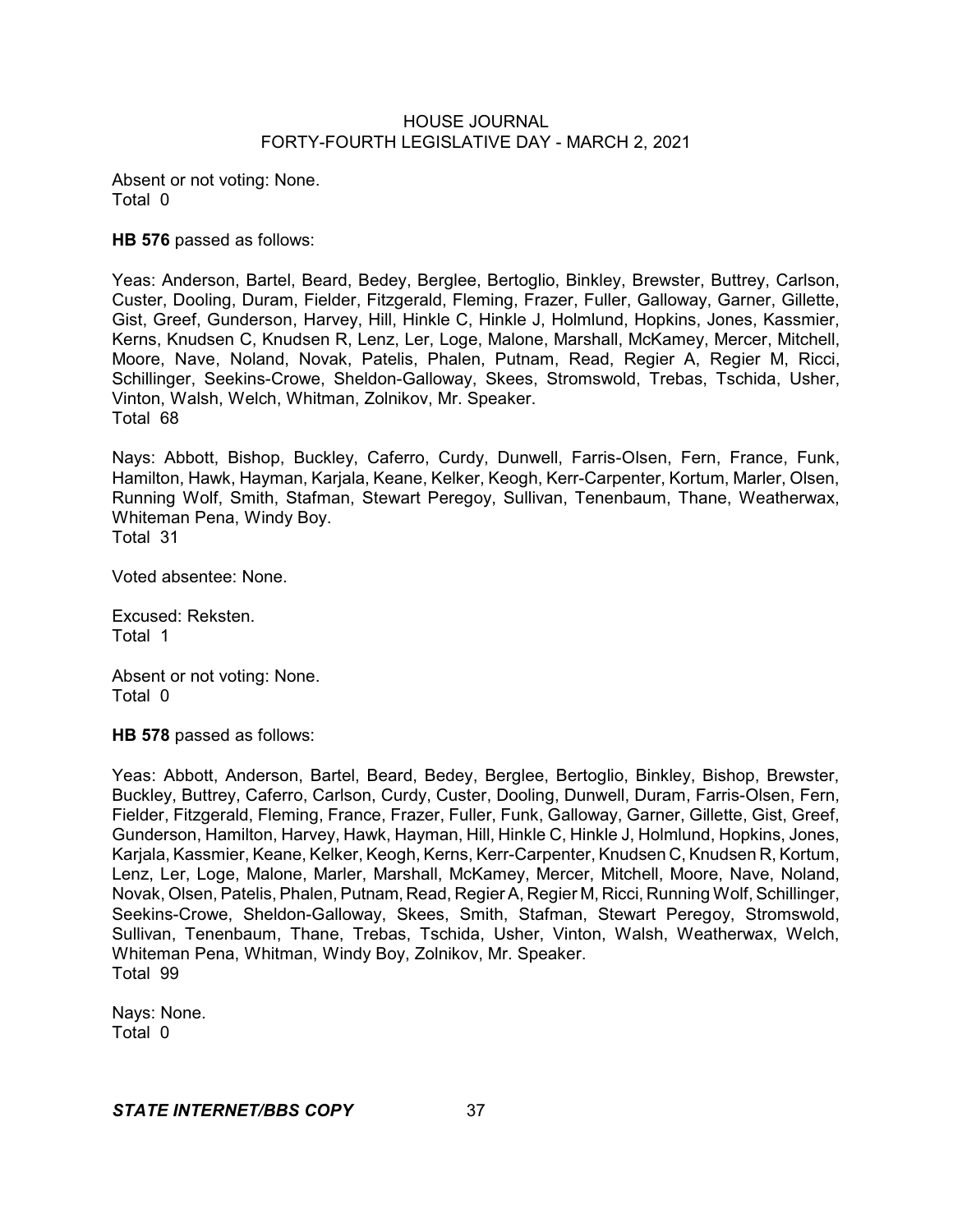Absent or not voting: None.
Total 0

**HB 576** passed as follows:

Yeas: Anderson, Bartel, Beard, Bedey, Berglee, Bertoglio, Binkley, Brewster, Buttrey, Carlson, Custer, Dooling, Duram, Fielder, Fitzgerald, Fleming, Frazer, Fuller, Galloway, Garner, Gillette, Gist, Greef, Gunderson, Harvey, Hill, Hinkle C, Hinkle J, Holmlund, Hopkins, Jones, Kassmier, Kerns, Knudsen C, Knudsen R, Lenz, Ler, Loge, Malone, Marshall, McKamey, Mercer, Mitchell, Moore, Nave, Noland, Novak, Patelis, Phalen, Putnam, Read, Regier A, Regier M, Ricci, Schillinger, Seekins-Crowe, Sheldon-Galloway, Skees, Stromswold, Trebas, Tschida, Usher, Vinton, Walsh, Welch, Whitman, Zolnikov, Mr. Speaker.
Total 68

Nays: Abbott, Bishop, Buckley, Caferro, Curdy, Dunwell, Farris-Olsen, Fern, France, Funk, Hamilton, Hawk, Hayman, Karjala, Keane, Kelker, Keogh, Kerr-Carpenter, Kortum, Marler, Olsen, Running Wolf, Smith, Stafman, Stewart Peregoy, Sullivan, Tenenbaum, Thane, Weatherwax, Whiteman Pena, Windy Boy.
Total 31

Voted absentee: None.

Excused: Reksten.
Total 1

Absent or not voting: None.
Total 0

**HB 578** passed as follows:

Yeas: Abbott, Anderson, Bartel, Beard, Bedey, Berglee, Bertoglio, Binkley, Bishop, Brewster, Buckley, Buttrey, Caferro, Carlson, Curdy, Custer, Dooling, Dunwell, Duram, Farris-Olsen, Fern, Fielder, Fitzgerald, Fleming, France, Frazer, Fuller, Funk, Galloway, Garner, Gillette, Gist, Greef, Gunderson, Hamilton, Harvey, Hawk, Hayman, Hill, Hinkle C, Hinkle J, Holmlund, Hopkins, Jones, Karjala, Kassmier, Keane, Kelker, Keogh, Kerns, Kerr-Carpenter, Knudsen C, Knudsen R, Kortum, Lenz, Ler, Loge, Malone, Marler, Marshall, McKamey, Mercer, Mitchell, Moore, Nave, Noland, Novak, Olsen, Patelis, Phalen, Putnam, Read, Regier A, Regier M, Ricci, Running Wolf, Schillinger, Seekins-Crowe, Sheldon-Galloway, Skees, Smith, Stafman, Stewart Peregoy, Stromswold, Sullivan, Tenenbaum, Thane, Trebas, Tschida, Usher, Vinton, Walsh, Weatherwax, Welch, Whiteman Pena, Whitman, Windy Boy, Zolnikov, Mr. Speaker.
Total 99

Nays: None.
Total 0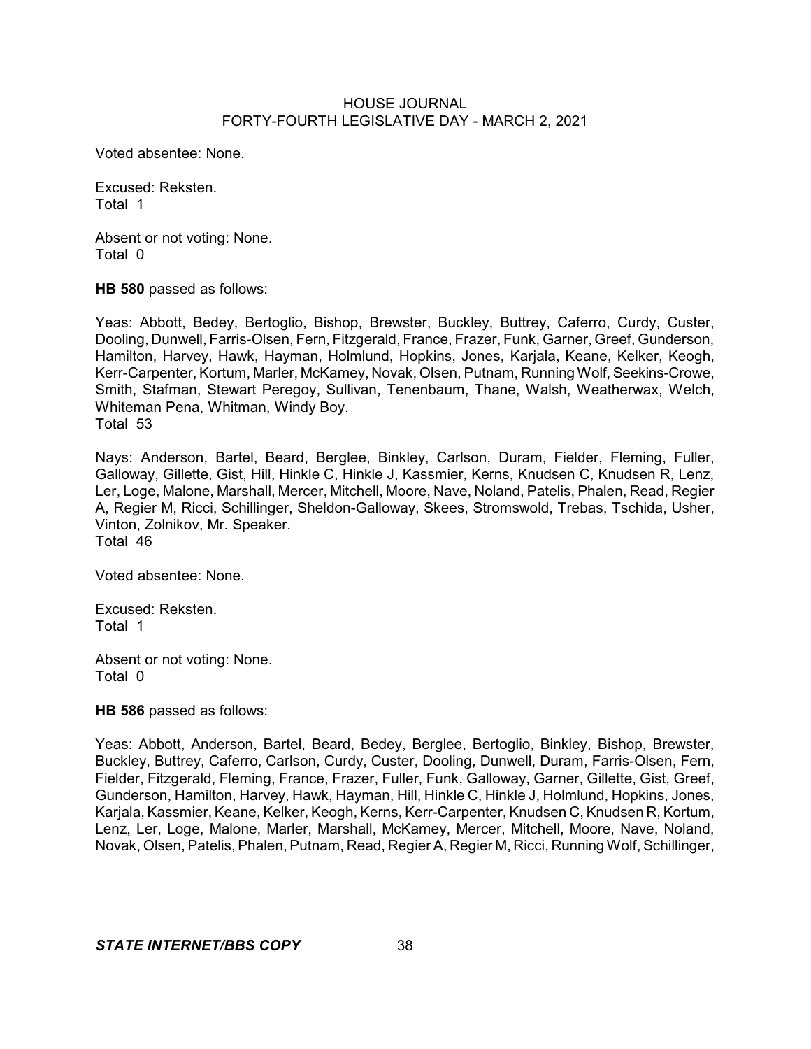Voted absentee: None.

Excused: Reksten.
Total 1

Absent or not voting: None.
Total 0

**HB 580** passed as follows:

Yeas: Abbott, Bedey, Bertoglio, Bishop, Brewster, Buckley, Buttrey, Caferro, Curdy, Custer, Dooling, Dunwell, Farris-Olsen, Fern, Fitzgerald, France, Frazer, Funk, Garner, Greef, Gunderson, Hamilton, Harvey, Hawk, Hayman, Holmlund, Hopkins, Jones, Karjala, Keane, Kelker, Keogh, Kerr-Carpenter, Kortum, Marler, McKamey, Novak, Olsen, Putnam, Running Wolf, Seekins-Crowe, Smith, Stafman, Stewart Peregoy, Sullivan, Tenenbaum, Thane, Walsh, Weatherwax, Welch, Whiteman Pena, Whitman, Windy Boy.
Total 53

Nays: Anderson, Bartel, Beard, Berglee, Binkley, Carlson, Duram, Fielder, Fleming, Fuller, Galloway, Gillette, Gist, Hill, Hinkle C, Hinkle J, Kassmier, Kerns, Knudsen C, Knudsen R, Lenz, Ler, Loge, Malone, Marshall, Mercer, Mitchell, Moore, Nave, Noland, Patelis, Phalen, Read, Regier A, Regier M, Ricci, Schillinger, Sheldon-Galloway, Skees, Stromswold, Trebas, Tschida, Usher, Vinton, Zolnikov, Mr. Speaker.
Total 46

Voted absentee: None.

Excused: Reksten.
Total 1

Absent or not voting: None.
Total 0

**HB 586** passed as follows:

Yeas: Abbott, Anderson, Bartel, Beard, Bedey, Berglee, Bertoglio, Binkley, Bishop, Brewster, Buckley, Buttrey, Caferro, Carlson, Curdy, Custer, Dooling, Dunwell, Duram, Farris-Olsen, Fern, Fielder, Fitzgerald, Fleming, France, Frazer, Fuller, Funk, Galloway, Garner, Gillette, Gist, Greef, Gunderson, Hamilton, Harvey, Hawk, Hayman, Hill, Hinkle C, Hinkle J, Holmlund, Hopkins, Jones, Karjala, Kassmier, Keane, Kelker, Keogh, Kerns, Kerr-Carpenter, Knudsen C, Knudsen R, Kortum, Lenz, Ler, Loge, Malone, Marler, Marshall, McKamey, Mercer, Mitchell, Moore, Nave, Noland, Novak, Olsen, Patelis, Phalen, Putnam, Read, Regier A, Regier M, Ricci, Running Wolf, Schillinger,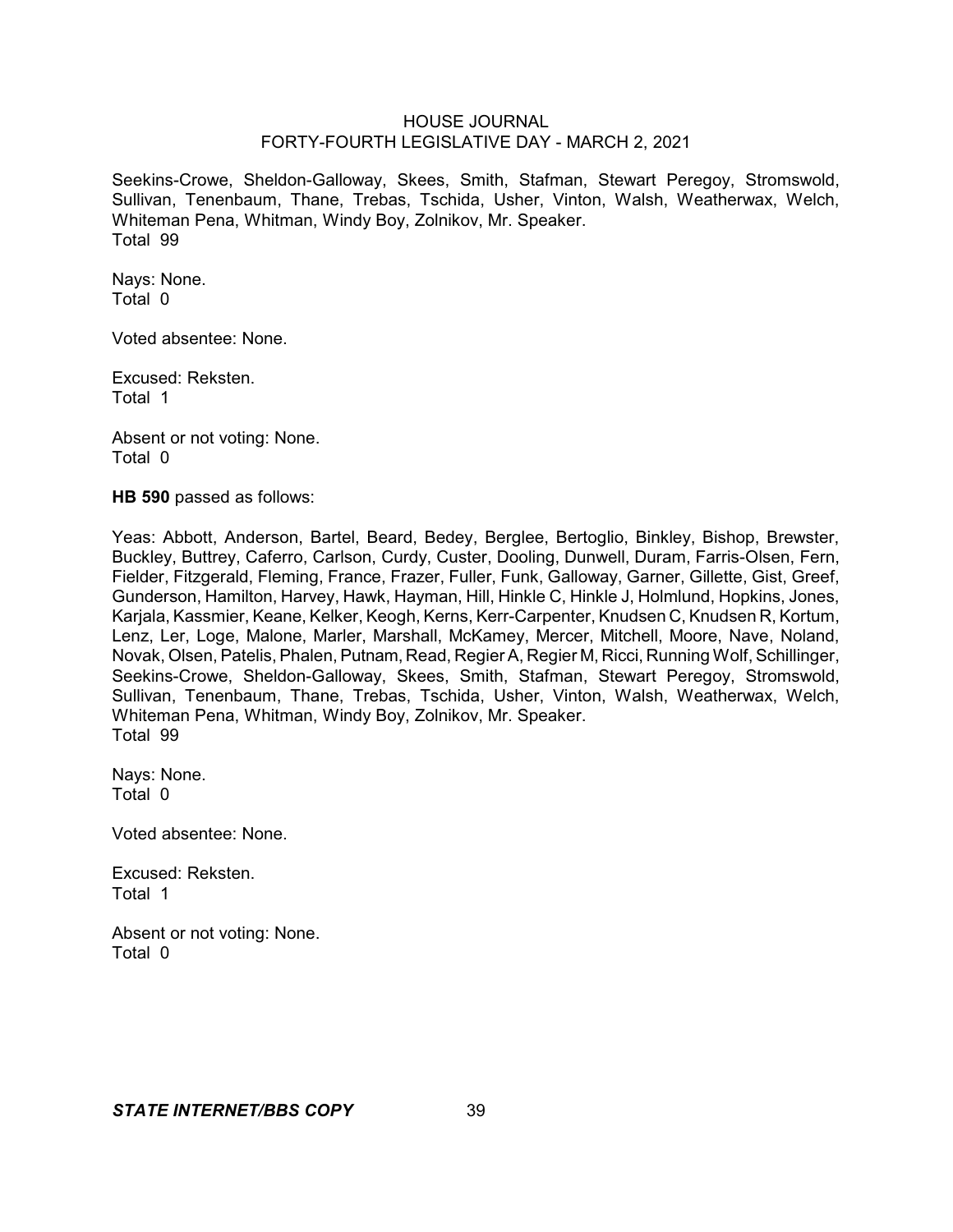Seekins-Crowe, Sheldon-Galloway, Skees, Smith, Stafman, Stewart Peregoy, Stromswold, Sullivan, Tenenbaum, Thane, Trebas, Tschida, Usher, Vinton, Walsh, Weatherwax, Welch, Whiteman Pena, Whitman, Windy Boy, Zolnikov, Mr. Speaker.
Total 99

Nays: None.
Total 0

Voted absentee: None.

Excused: Reksten.
Total 1

Absent or not voting: None.
Total 0

**HB 590** passed as follows:

Yeas: Abbott, Anderson, Bartel, Beard, Bedey, Berglee, Bertoglio, Binkley, Bishop, Brewster, Buckley, Buttrey, Caferro, Carlson, Curdy, Custer, Dooling, Dunwell, Duram, Farris-Olsen, Fern, Fielder, Fitzgerald, Fleming, France, Frazer, Fuller, Funk, Galloway, Garner, Gillette, Gist, Greef, Gunderson, Hamilton, Harvey, Hawk, Hayman, Hill, Hinkle C, Hinkle J, Holmlund, Hopkins, Jones, Karjala, Kassmier, Keane, Kelker, Keogh, Kerns, Kerr-Carpenter, Knudsen C, Knudsen R, Kortum, Lenz, Ler, Loge, Malone, Marler, Marshall, McKamey, Mercer, Mitchell, Moore, Nave, Noland, Novak, Olsen, Patelis, Phalen, Putnam, Read, Regier A, Regier M, Ricci, Running Wolf, Schillinger, Seekins-Crowe, Sheldon-Galloway, Skees, Smith, Stafman, Stewart Peregoy, Stromswold, Sullivan, Tenenbaum, Thane, Trebas, Tschida, Usher, Vinton, Walsh, Weatherwax, Welch, Whiteman Pena, Whitman, Windy Boy, Zolnikov, Mr. Speaker.
Total 99

Nays: None.
Total 0

Voted absentee: None.

Excused: Reksten.
Total 1

Absent or not voting: None.
Total 0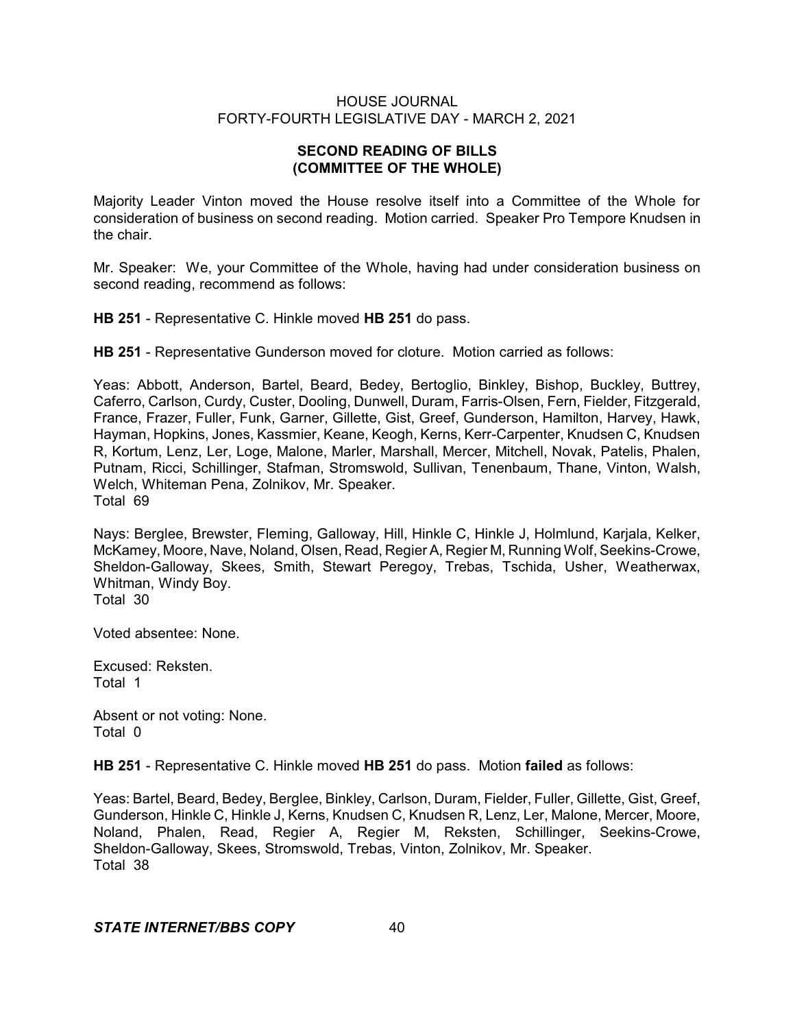## SECOND READING OF BILLS (COMMITTEE OF THE WHOLE)

Majority Leader Vinton moved the House resolve itself into a Committee of the Whole for consideration of business on second reading. Motion carried. Speaker Pro Tempore Knudsen in the chair.

Mr. Speaker: We, your Committee of the Whole, having had under consideration business on second reading, recommend as follows:

**HB 251** - Representative C. Hinkle moved **HB 251** do pass.

**HB 251** - Representative Gunderson moved for cloture. Motion carried as follows:

Yeas: Abbott, Anderson, Bartel, Beard, Bedey, Bertoglio, Binkley, Bishop, Buckley, Buttrey, Caferro, Carlson, Curdy, Custer, Dooling, Dunwell, Duram, Farris-Olsen, Fern, Fielder, Fitzgerald, France, Frazer, Fuller, Funk, Garner, Gillette, Gist, Greef, Gunderson, Hamilton, Harvey, Hawk, Hayman, Hopkins, Jones, Kassmier, Keane, Keogh, Kerns, Kerr-Carpenter, Knudsen C, Knudsen R, Kortum, Lenz, Ler, Loge, Malone, Marler, Marshall, Mercer, Mitchell, Novak, Patelis, Phalen, Putnam, Ricci, Schillinger, Stafman, Stromswold, Sullivan, Tenenbaum, Thane, Vinton, Walsh, Welch, Whiteman Pena, Zolnikov, Mr. Speaker.
Total 69

Nays: Berglee, Brewster, Fleming, Galloway, Hill, Hinkle C, Hinkle J, Holmlund, Karjala, Kelker, McKamey, Moore, Nave, Noland, Olsen, Read, Regier A, Regier M, Running Wolf, Seekins-Crowe, Sheldon-Galloway, Skees, Smith, Stewart Peregoy, Trebas, Tschida, Usher, Weatherwax, Whitman, Windy Boy.
Total 30

Voted absentee: None.

Excused: Reksten.
Total 1

Absent or not voting: None.
Total 0

**HB 251** - Representative C. Hinkle moved **HB 251** do pass. Motion **failed** as follows:

Yeas: Bartel, Beard, Bedey, Berglee, Binkley, Carlson, Duram, Fielder, Fuller, Gillette, Gist, Greef, Gunderson, Hinkle C, Hinkle J, Kerns, Knudsen C, Knudsen R, Lenz, Ler, Malone, Mercer, Moore, Noland, Phalen, Read, Regier A, Regier M, Reksten, Schillinger, Seekins-Crowe, Sheldon-Galloway, Skees, Stromswold, Trebas, Vinton, Zolnikov, Mr. Speaker.
Total 38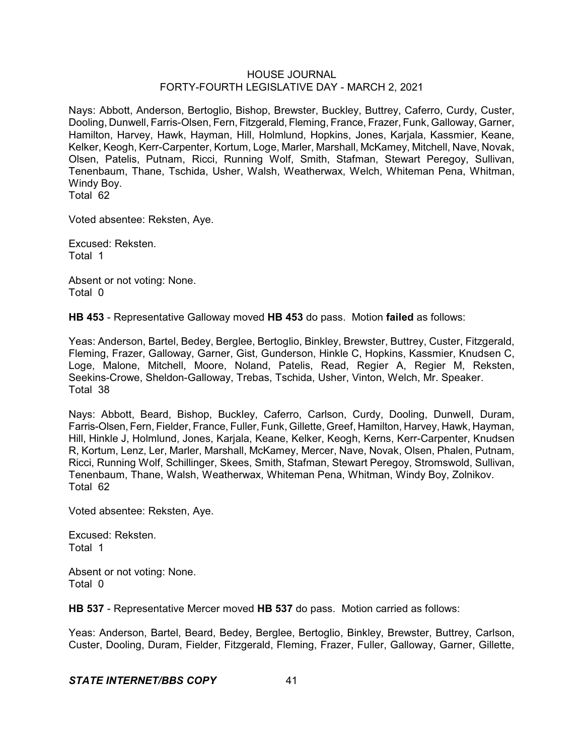Nays: Abbott, Anderson, Bertoglio, Bishop, Brewster, Buckley, Buttrey, Caferro, Curdy, Custer, Dooling, Dunwell, Farris-Olsen, Fern, Fitzgerald, Fleming, France, Frazer, Funk, Galloway, Garner, Hamilton, Harvey, Hawk, Hayman, Hill, Holmlund, Hopkins, Jones, Karjala, Kassmier, Keane, Kelker, Keogh, Kerr-Carpenter, Kortum, Loge, Marler, Marshall, McKamey, Mitchell, Nave, Novak, Olsen, Patelis, Putnam, Ricci, Running Wolf, Smith, Stafman, Stewart Peregoy, Sullivan, Tenenbaum, Thane, Tschida, Usher, Walsh, Weatherwax, Welch, Whiteman Pena, Whitman, Windy Boy.
Total 62

Voted absentee: Reksten, Aye.

Excused: Reksten.
Total 1

Absent or not voting: None.
Total 0

**HB 453** - Representative Galloway moved **HB 453** do pass. Motion **failed** as follows:

Yeas: Anderson, Bartel, Bedey, Berglee, Bertoglio, Binkley, Brewster, Buttrey, Custer, Fitzgerald, Fleming, Frazer, Galloway, Garner, Gist, Gunderson, Hinkle C, Hopkins, Kassmier, Knudsen C, Loge, Malone, Mitchell, Moore, Noland, Patelis, Read, Regier A, Regier M, Reksten, Seekins-Crowe, Sheldon-Galloway, Trebas, Tschida, Usher, Vinton, Welch, Mr. Speaker.
Total 38

Nays: Abbott, Beard, Bishop, Buckley, Caferro, Carlson, Curdy, Dooling, Dunwell, Duram, Farris-Olsen, Fern, Fielder, France, Fuller, Funk, Gillette, Greef, Hamilton, Harvey, Hawk, Hayman, Hill, Hinkle J, Holmlund, Jones, Karjala, Keane, Kelker, Keogh, Kerns, Kerr-Carpenter, Knudsen R, Kortum, Lenz, Ler, Marler, Marshall, McKamey, Mercer, Nave, Novak, Olsen, Phalen, Putnam, Ricci, Running Wolf, Schillinger, Skees, Smith, Stafman, Stewart Peregoy, Stromswold, Sullivan, Tenenbaum, Thane, Walsh, Weatherwax, Whiteman Pena, Whitman, Windy Boy, Zolnikov.
Total 62

Voted absentee: Reksten, Aye.

Excused: Reksten.
Total 1

Absent or not voting: None.
Total 0

**HB 537** - Representative Mercer moved **HB 537** do pass. Motion carried as follows:

Yeas: Anderson, Bartel, Beard, Bedey, Berglee, Bertoglio, Binkley, Brewster, Buttrey, Carlson, Custer, Dooling, Duram, Fielder, Fitzgerald, Fleming, Frazer, Fuller, Galloway, Garner, Gillette,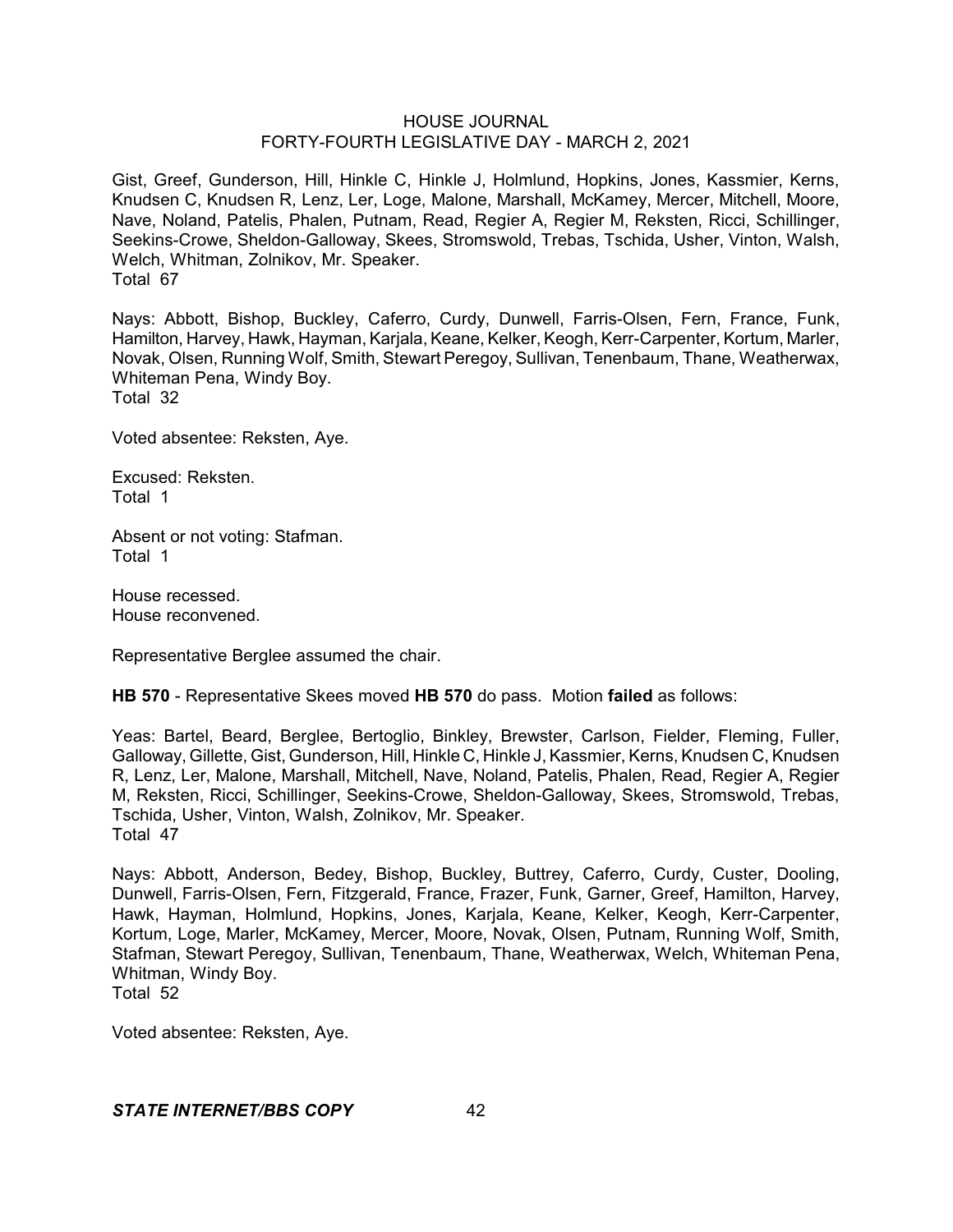Gist, Greef, Gunderson, Hill, Hinkle C, Hinkle J, Holmlund, Hopkins, Jones, Kassmier, Kerns, Knudsen C, Knudsen R, Lenz, Ler, Loge, Malone, Marshall, McKamey, Mercer, Mitchell, Moore, Nave, Noland, Patelis, Phalen, Putnam, Read, Regier A, Regier M, Reksten, Ricci, Schillinger, Seekins-Crowe, Sheldon-Galloway, Skees, Stromswold, Trebas, Tschida, Usher, Vinton, Walsh, Welch, Whitman, Zolnikov, Mr. Speaker.
Total 67

Nays: Abbott, Bishop, Buckley, Caferro, Curdy, Dunwell, Farris-Olsen, Fern, France, Funk, Hamilton, Harvey, Hawk, Hayman, Karjala, Keane, Kelker, Keogh, Kerr-Carpenter, Kortum, Marler, Novak, Olsen, Running Wolf, Smith, Stewart Peregoy, Sullivan, Tenenbaum, Thane, Weatherwax, Whiteman Pena, Windy Boy.
Total 32

Voted absentee: Reksten, Aye.

Excused: Reksten.
Total 1

Absent or not voting: Stafman.
Total 1

House recessed.
House reconvened.

Representative Berglee assumed the chair.

**HB 570** - Representative Skees moved **HB 570** do pass. Motion **failed** as follows:

Yeas: Bartel, Beard, Berglee, Bertoglio, Binkley, Brewster, Carlson, Fielder, Fleming, Fuller, Galloway, Gillette, Gist, Gunderson, Hill, Hinkle C, Hinkle J, Kassmier, Kerns, Knudsen C, Knudsen R, Lenz, Ler, Malone, Marshall, Mitchell, Nave, Noland, Patelis, Phalen, Read, Regier A, Regier M, Reksten, Ricci, Schillinger, Seekins-Crowe, Sheldon-Galloway, Skees, Stromswold, Trebas, Tschida, Usher, Vinton, Walsh, Zolnikov, Mr. Speaker.
Total 47

Nays: Abbott, Anderson, Bedey, Bishop, Buckley, Buttrey, Caferro, Curdy, Custer, Dooling, Dunwell, Farris-Olsen, Fern, Fitzgerald, France, Frazer, Funk, Garner, Greef, Hamilton, Harvey, Hawk, Hayman, Holmlund, Hopkins, Jones, Karjala, Keane, Kelker, Keogh, Kerr-Carpenter, Kortum, Loge, Marler, McKamey, Mercer, Moore, Novak, Olsen, Putnam, Running Wolf, Smith, Stafman, Stewart Peregoy, Sullivan, Tenenbaum, Thane, Weatherwax, Welch, Whiteman Pena, Whitman, Windy Boy.
Total 52

Voted absentee: Reksten, Aye.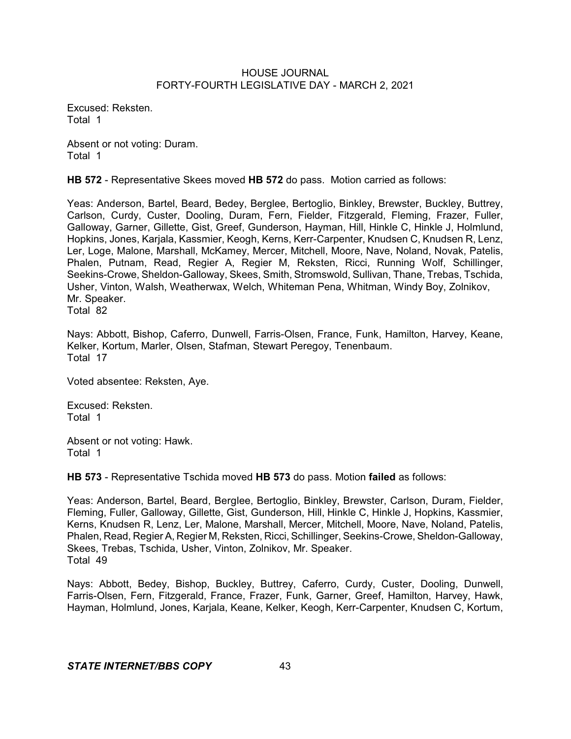Excused: Reksten.
Total 1

Absent or not voting: Duram.
Total 1

**HB 572** - Representative Skees moved **HB 572** do pass. Motion carried as follows:

Yeas: Anderson, Bartel, Beard, Bedey, Berglee, Bertoglio, Binkley, Brewster, Buckley, Buttrey, Carlson, Curdy, Custer, Dooling, Duram, Fern, Fielder, Fitzgerald, Fleming, Frazer, Fuller, Galloway, Garner, Gillette, Gist, Greef, Gunderson, Hayman, Hill, Hinkle C, Hinkle J, Holmlund, Hopkins, Jones, Karjala, Kassmier, Keogh, Kerns, Kerr-Carpenter, Knudsen C, Knudsen R, Lenz, Ler, Loge, Malone, Marshall, McKamey, Mercer, Mitchell, Moore, Nave, Noland, Novak, Patelis, Phalen, Putnam, Read, Regier A, Regier M, Reksten, Ricci, Running Wolf, Schillinger, Seekins-Crowe, Sheldon-Galloway, Skees, Smith, Stromswold, Sullivan, Thane, Trebas, Tschida, Usher, Vinton, Walsh, Weatherwax, Welch, Whiteman Pena, Whitman, Windy Boy, Zolnikov, Mr. Speaker.
Total 82

Nays: Abbott, Bishop, Caferro, Dunwell, Farris-Olsen, France, Funk, Hamilton, Harvey, Keane, Kelker, Kortum, Marler, Olsen, Stafman, Stewart Peregoy, Tenenbaum.
Total 17

Voted absentee: Reksten, Aye.

Excused: Reksten.
Total 1

Absent or not voting: Hawk.
Total 1

**HB 573** - Representative Tschida moved **HB 573** do pass. Motion **failed** as follows:

Yeas: Anderson, Bartel, Beard, Berglee, Bertoglio, Binkley, Brewster, Carlson, Duram, Fielder, Fleming, Fuller, Galloway, Gillette, Gist, Gunderson, Hill, Hinkle C, Hinkle J, Hopkins, Kassmier, Kerns, Knudsen R, Lenz, Ler, Malone, Marshall, Mercer, Mitchell, Moore, Nave, Noland, Patelis, Phalen, Read, Regier A, Regier M, Reksten, Ricci, Schillinger, Seekins-Crowe, Sheldon-Galloway, Skees, Trebas, Tschida, Usher, Vinton, Zolnikov, Mr. Speaker.
Total 49

Nays: Abbott, Bedey, Bishop, Buckley, Buttrey, Caferro, Curdy, Custer, Dooling, Dunwell, Farris-Olsen, Fern, Fitzgerald, France, Frazer, Funk, Garner, Greef, Hamilton, Harvey, Hawk, Hayman, Holmlund, Jones, Karjala, Keane, Kelker, Keogh, Kerr-Carpenter, Knudsen C, Kortum,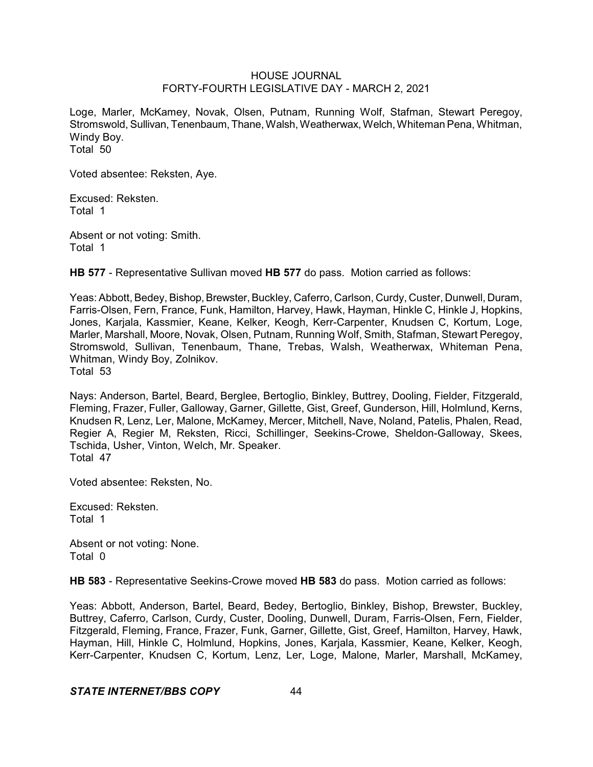Loge, Marler, McKamey, Novak, Olsen, Putnam, Running Wolf, Stafman, Stewart Peregoy, Stromswold, Sullivan, Tenenbaum, Thane, Walsh, Weatherwax, Welch, Whiteman Pena, Whitman, Windy Boy.
Total 50

Voted absentee: Reksten, Aye.

Excused: Reksten.
Total 1

Absent or not voting: Smith.
Total 1

**HB 577** - Representative Sullivan moved **HB 577** do pass. Motion carried as follows:

Yeas: Abbott, Bedey, Bishop, Brewster, Buckley, Caferro, Carlson, Curdy, Custer, Dunwell, Duram, Farris-Olsen, Fern, France, Funk, Hamilton, Harvey, Hawk, Hayman, Hinkle C, Hinkle J, Hopkins, Jones, Karjala, Kassmier, Keane, Kelker, Keogh, Kerr-Carpenter, Knudsen C, Kortum, Loge, Marler, Marshall, Moore, Novak, Olsen, Putnam, Running Wolf, Smith, Stafman, Stewart Peregoy, Stromswold, Sullivan, Tenenbaum, Thane, Trebas, Walsh, Weatherwax, Whiteman Pena, Whitman, Windy Boy, Zolnikov.
Total 53

Nays: Anderson, Bartel, Beard, Berglee, Bertoglio, Binkley, Buttrey, Dooling, Fielder, Fitzgerald, Fleming, Frazer, Fuller, Galloway, Garner, Gillette, Gist, Greef, Gunderson, Hill, Holmlund, Kerns, Knudsen R, Lenz, Ler, Malone, McKamey, Mercer, Mitchell, Nave, Noland, Patelis, Phalen, Read, Regier A, Regier M, Reksten, Ricci, Schillinger, Seekins-Crowe, Sheldon-Galloway, Skees, Tschida, Usher, Vinton, Welch, Mr. Speaker.
Total 47

Voted absentee: Reksten, No.

Excused: Reksten.
Total 1

Absent or not voting: None.
Total 0

**HB 583** - Representative Seekins-Crowe moved **HB 583** do pass. Motion carried as follows:

Yeas: Abbott, Anderson, Bartel, Beard, Bedey, Bertoglio, Binkley, Bishop, Brewster, Buckley, Buttrey, Caferro, Carlson, Curdy, Custer, Dooling, Dunwell, Duram, Farris-Olsen, Fern, Fielder, Fitzgerald, Fleming, France, Frazer, Funk, Garner, Gillette, Gist, Greef, Hamilton, Harvey, Hawk, Hayman, Hill, Hinkle C, Holmlund, Hopkins, Jones, Karjala, Kassmier, Keane, Kelker, Keogh, Kerr-Carpenter, Knudsen C, Kortum, Lenz, Ler, Loge, Malone, Marler, Marshall, McKamey,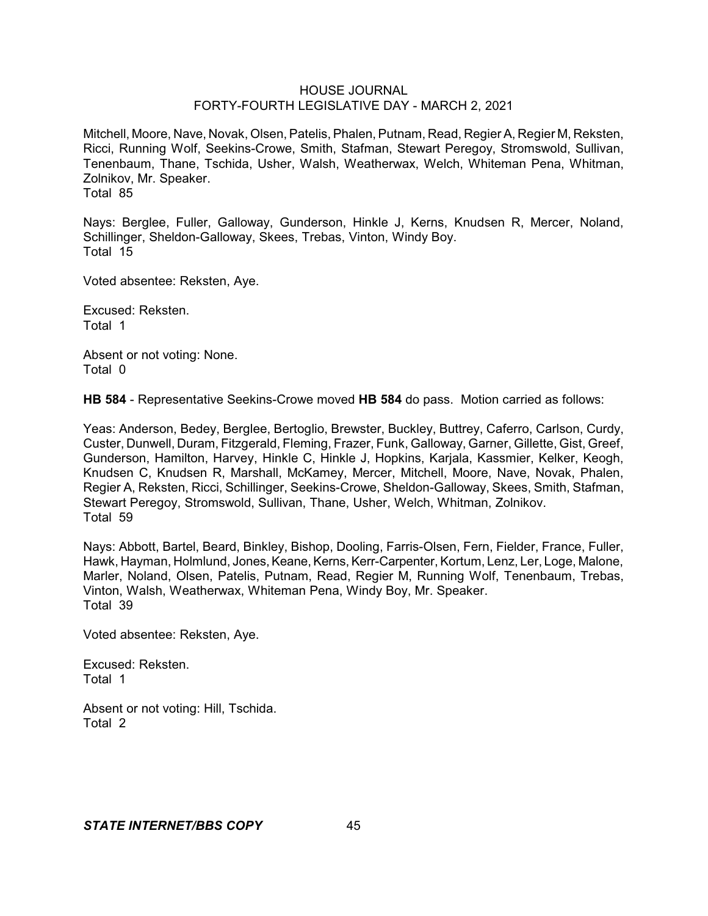Mitchell, Moore, Nave, Novak, Olsen, Patelis, Phalen, Putnam, Read, Regier A, Regier M, Reksten, Ricci, Running Wolf, Seekins-Crowe, Smith, Stafman, Stewart Peregoy, Stromswold, Sullivan, Tenenbaum, Thane, Tschida, Usher, Walsh, Weatherwax, Welch, Whiteman Pena, Whitman, Zolnikov, Mr. Speaker.
Total 85

Nays: Berglee, Fuller, Galloway, Gunderson, Hinkle J, Kerns, Knudsen R, Mercer, Noland, Schillinger, Sheldon-Galloway, Skees, Trebas, Vinton, Windy Boy.
Total 15

Voted absentee: Reksten, Aye.

Excused: Reksten.
Total 1

Absent or not voting: None.
Total 0

**HB 584** - Representative Seekins-Crowe moved **HB 584** do pass. Motion carried as follows:

Yeas: Anderson, Bedey, Berglee, Bertoglio, Brewster, Buckley, Buttrey, Caferro, Carlson, Curdy, Custer, Dunwell, Duram, Fitzgerald, Fleming, Frazer, Funk, Galloway, Garner, Gillette, Gist, Greef, Gunderson, Hamilton, Harvey, Hinkle C, Hinkle J, Hopkins, Karjala, Kassmier, Kelker, Keogh, Knudsen C, Knudsen R, Marshall, McKamey, Mercer, Mitchell, Moore, Nave, Novak, Phalen, Regier A, Reksten, Ricci, Schillinger, Seekins-Crowe, Sheldon-Galloway, Skees, Smith, Stafman, Stewart Peregoy, Stromswold, Sullivan, Thane, Usher, Welch, Whitman, Zolnikov.
Total 59

Nays: Abbott, Bartel, Beard, Binkley, Bishop, Dooling, Farris-Olsen, Fern, Fielder, France, Fuller, Hawk, Hayman, Holmlund, Jones, Keane, Kerns, Kerr-Carpenter, Kortum, Lenz, Ler, Loge, Malone, Marler, Noland, Olsen, Patelis, Putnam, Read, Regier M, Running Wolf, Tenenbaum, Trebas, Vinton, Walsh, Weatherwax, Whiteman Pena, Windy Boy, Mr. Speaker.
Total 39

Voted absentee: Reksten, Aye.

Excused: Reksten.
Total 1

Absent or not voting: Hill, Tschida.
Total 2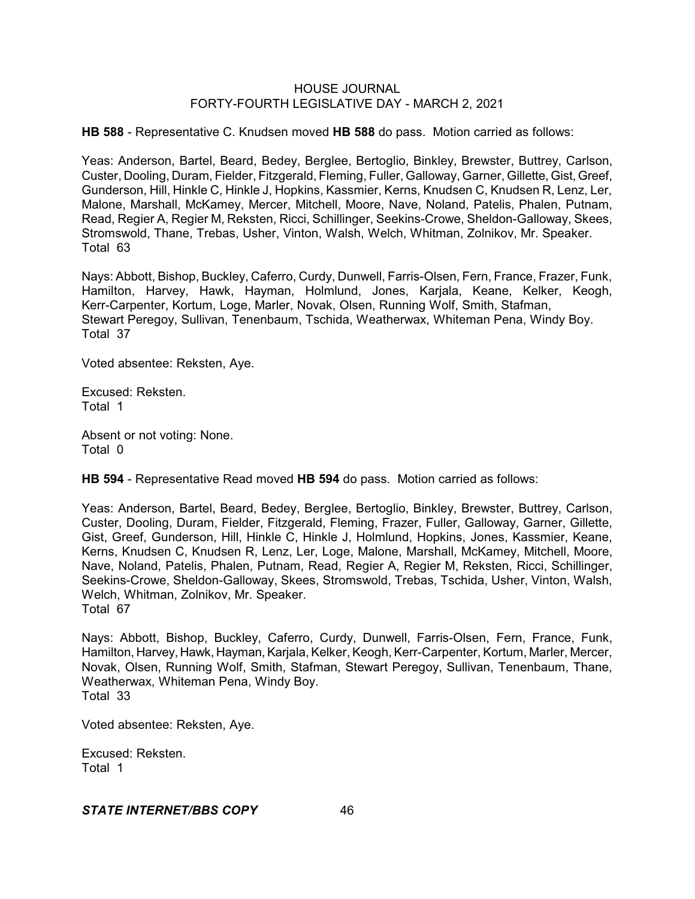**HB 588** - Representative C. Knudsen moved **HB 588** do pass. Motion carried as follows:

Yeas: Anderson, Bartel, Beard, Bedey, Berglee, Bertoglio, Binkley, Brewster, Buttrey, Carlson, Custer, Dooling, Duram, Fielder, Fitzgerald, Fleming, Fuller, Galloway, Garner, Gillette, Gist, Greef, Gunderson, Hill, Hinkle C, Hinkle J, Hopkins, Kassmier, Kerns, Knudsen C, Knudsen R, Lenz, Ler, Malone, Marshall, McKamey, Mercer, Mitchell, Moore, Nave, Noland, Patelis, Phalen, Putnam, Read, Regier A, Regier M, Reksten, Ricci, Schillinger, Seekins-Crowe, Sheldon-Galloway, Skees, Stromswold, Thane, Trebas, Usher, Vinton, Walsh, Welch, Whitman, Zolnikov, Mr. Speaker.
Total 63

Nays: Abbott, Bishop, Buckley, Caferro, Curdy, Dunwell, Farris-Olsen, Fern, France, Frazer, Funk, Hamilton, Harvey, Hawk, Hayman, Holmlund, Jones, Karjala, Keane, Kelker, Keogh, Kerr-Carpenter, Kortum, Loge, Marler, Novak, Olsen, Running Wolf, Smith, Stafman, Stewart Peregoy, Sullivan, Tenenbaum, Tschida, Weatherwax, Whiteman Pena, Windy Boy.
Total 37

Voted absentee: Reksten, Aye.

Excused: Reksten.
Total 1

Absent or not voting: None.
Total 0

**HB 594** - Representative Read moved **HB 594** do pass. Motion carried as follows:

Yeas: Anderson, Bartel, Beard, Bedey, Berglee, Bertoglio, Binkley, Brewster, Buttrey, Carlson, Custer, Dooling, Duram, Fielder, Fitzgerald, Fleming, Frazer, Fuller, Galloway, Garner, Gillette, Gist, Greef, Gunderson, Hill, Hinkle C, Hinkle J, Holmlund, Hopkins, Jones, Kassmier, Keane, Kerns, Knudsen C, Knudsen R, Lenz, Ler, Loge, Malone, Marshall, McKamey, Mitchell, Moore, Nave, Noland, Patelis, Phalen, Putnam, Read, Regier A, Regier M, Reksten, Ricci, Schillinger, Seekins-Crowe, Sheldon-Galloway, Skees, Stromswold, Trebas, Tschida, Usher, Vinton, Walsh, Welch, Whitman, Zolnikov, Mr. Speaker.
Total 67

Nays: Abbott, Bishop, Buckley, Caferro, Curdy, Dunwell, Farris-Olsen, Fern, France, Funk, Hamilton, Harvey, Hawk, Hayman, Karjala, Kelker, Keogh, Kerr-Carpenter, Kortum, Marler, Mercer, Novak, Olsen, Running Wolf, Smith, Stafman, Stewart Peregoy, Sullivan, Tenenbaum, Thane, Weatherwax, Whiteman Pena, Windy Boy.
Total 33

Voted absentee: Reksten, Aye.

Excused: Reksten.
Total 1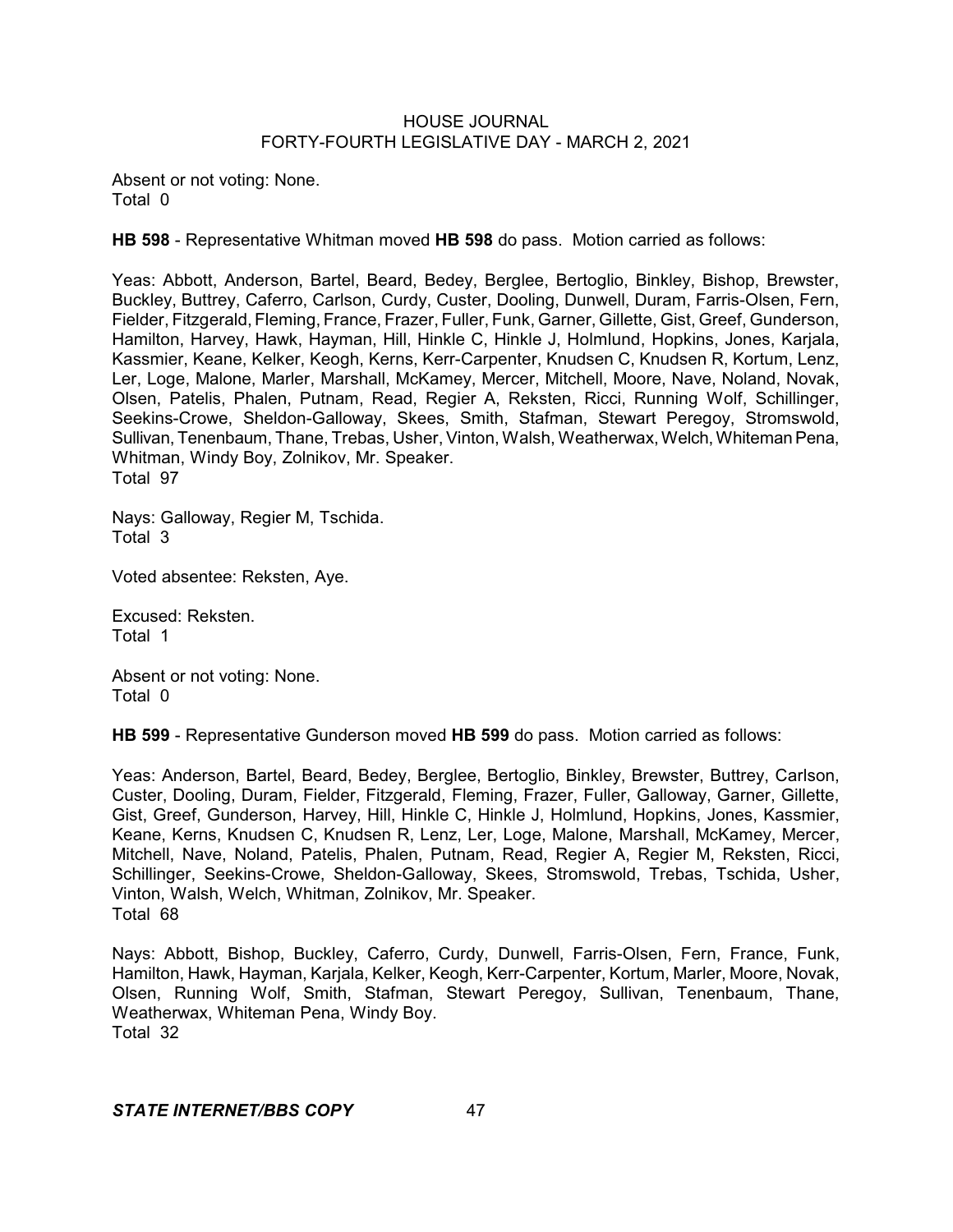Absent or not voting: None.
Total 0

**HB 598** - Representative Whitman moved **HB 598** do pass. Motion carried as follows:

Yeas: Abbott, Anderson, Bartel, Beard, Bedey, Berglee, Bertoglio, Binkley, Bishop, Brewster, Buckley, Buttrey, Caferro, Carlson, Curdy, Custer, Dooling, Dunwell, Duram, Farris-Olsen, Fern, Fielder, Fitzgerald, Fleming, France, Frazer, Fuller, Funk, Garner, Gillette, Gist, Greef, Gunderson, Hamilton, Harvey, Hawk, Hayman, Hill, Hinkle C, Hinkle J, Holmlund, Hopkins, Jones, Karjala, Kassmier, Keane, Kelker, Keogh, Kerns, Kerr-Carpenter, Knudsen C, Knudsen R, Kortum, Lenz, Ler, Loge, Malone, Marler, Marshall, McKamey, Mercer, Mitchell, Moore, Nave, Noland, Novak, Olsen, Patelis, Phalen, Putnam, Read, Regier A, Reksten, Ricci, Running Wolf, Schillinger, Seekins-Crowe, Sheldon-Galloway, Skees, Smith, Stafman, Stewart Peregoy, Stromswold, Sullivan, Tenenbaum, Thane, Trebas, Usher, Vinton, Walsh, Weatherwax, Welch, Whiteman Pena, Whitman, Windy Boy, Zolnikov, Mr. Speaker.
Total 97

Nays: Galloway, Regier M, Tschida.
Total 3

Voted absentee: Reksten, Aye.

Excused: Reksten.
Total 1

Absent or not voting: None.
Total 0

**HB 599** - Representative Gunderson moved **HB 599** do pass. Motion carried as follows:

Yeas: Anderson, Bartel, Beard, Bedey, Berglee, Bertoglio, Binkley, Brewster, Buttrey, Carlson, Custer, Dooling, Duram, Fielder, Fitzgerald, Fleming, Frazer, Fuller, Galloway, Garner, Gillette, Gist, Greef, Gunderson, Harvey, Hill, Hinkle C, Hinkle J, Holmlund, Hopkins, Jones, Kassmier, Keane, Kerns, Knudsen C, Knudsen R, Lenz, Ler, Loge, Malone, Marshall, McKamey, Mercer, Mitchell, Nave, Noland, Patelis, Phalen, Putnam, Read, Regier A, Regier M, Reksten, Ricci, Schillinger, Seekins-Crowe, Sheldon-Galloway, Skees, Stromswold, Trebas, Tschida, Usher, Vinton, Walsh, Welch, Whitman, Zolnikov, Mr. Speaker.
Total 68

Nays: Abbott, Bishop, Buckley, Caferro, Curdy, Dunwell, Farris-Olsen, Fern, France, Funk, Hamilton, Hawk, Hayman, Karjala, Kelker, Keogh, Kerr-Carpenter, Kortum, Marler, Moore, Novak, Olsen, Running Wolf, Smith, Stafman, Stewart Peregoy, Sullivan, Tenenbaum, Thane, Weatherwax, Whiteman Pena, Windy Boy.
Total 32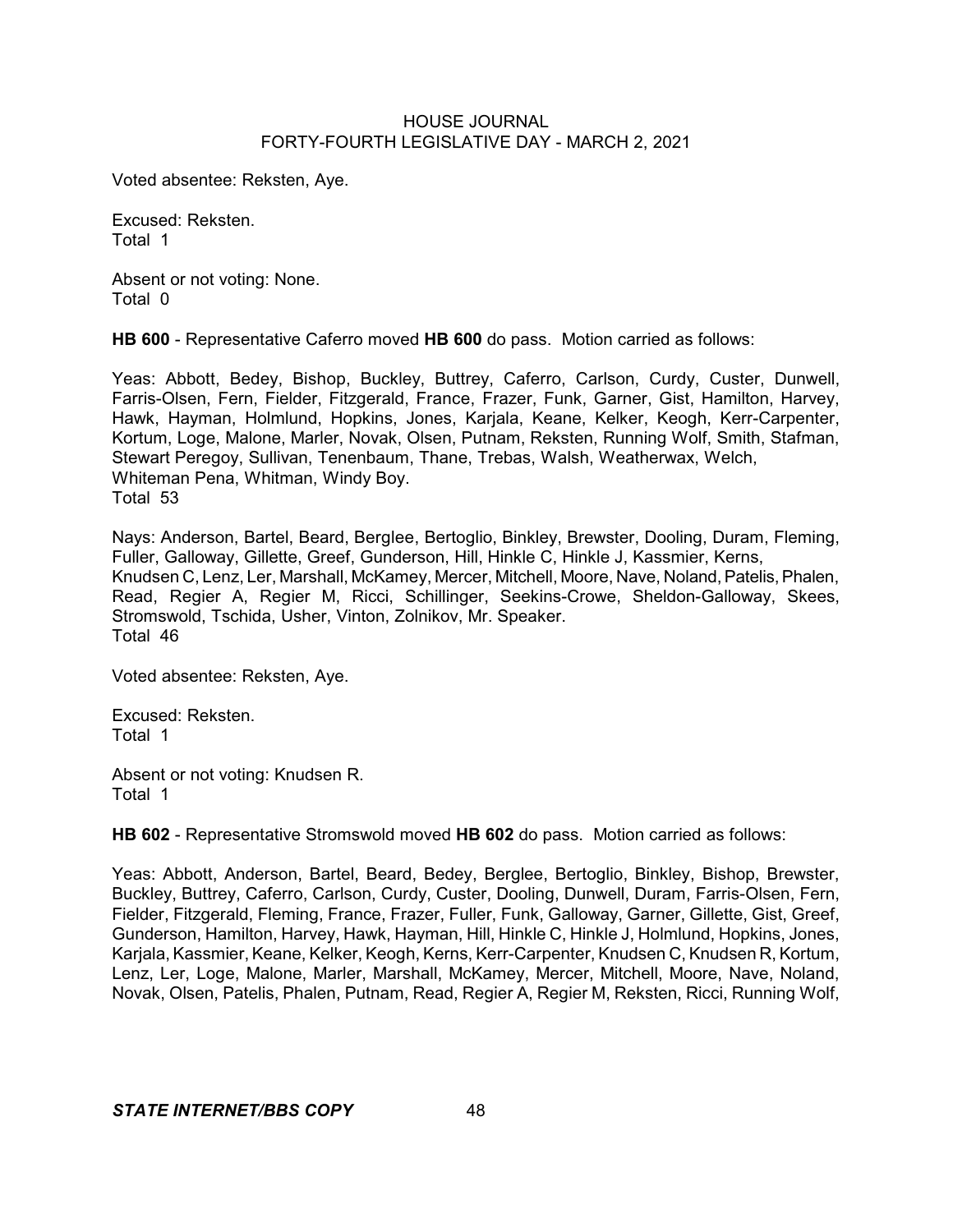Voted absentee: Reksten, Aye.

Excused: Reksten.
Total 1

Absent or not voting: None.
Total 0

**HB 600** - Representative Caferro moved **HB 600** do pass. Motion carried as follows:

Yeas: Abbott, Bedey, Bishop, Buckley, Buttrey, Caferro, Carlson, Curdy, Custer, Dunwell, Farris-Olsen, Fern, Fielder, Fitzgerald, France, Frazer, Funk, Garner, Gist, Hamilton, Harvey, Hawk, Hayman, Holmlund, Hopkins, Jones, Karjala, Keane, Kelker, Keogh, Kerr-Carpenter, Kortum, Loge, Malone, Marler, Novak, Olsen, Putnam, Reksten, Running Wolf, Smith, Stafman, Stewart Peregoy, Sullivan, Tenenbaum, Thane, Trebas, Walsh, Weatherwax, Welch, Whiteman Pena, Whitman, Windy Boy.
Total 53

Nays: Anderson, Bartel, Beard, Berglee, Bertoglio, Binkley, Brewster, Dooling, Duram, Fleming, Fuller, Galloway, Gillette, Greef, Gunderson, Hill, Hinkle C, Hinkle J, Kassmier, Kerns, Knudsen C, Lenz, Ler, Marshall, McKamey, Mercer, Mitchell, Moore, Nave, Noland, Patelis, Phalen, Read, Regier A, Regier M, Ricci, Schillinger, Seekins-Crowe, Sheldon-Galloway, Skees, Stromswold, Tschida, Usher, Vinton, Zolnikov, Mr. Speaker.
Total 46

Voted absentee: Reksten, Aye.

Excused: Reksten.
Total 1

Absent or not voting: Knudsen R.
Total 1

**HB 602** - Representative Stromswold moved **HB 602** do pass. Motion carried as follows:

Yeas: Abbott, Anderson, Bartel, Beard, Bedey, Berglee, Bertoglio, Binkley, Bishop, Brewster, Buckley, Buttrey, Caferro, Carlson, Curdy, Custer, Dooling, Dunwell, Duram, Farris-Olsen, Fern, Fielder, Fitzgerald, Fleming, France, Frazer, Fuller, Funk, Galloway, Garner, Gillette, Gist, Greef, Gunderson, Hamilton, Harvey, Hawk, Hayman, Hill, Hinkle C, Hinkle J, Holmlund, Hopkins, Jones, Karjala, Kassmier, Keane, Kelker, Keogh, Kerns, Kerr-Carpenter, Knudsen C, Knudsen R, Kortum, Lenz, Ler, Loge, Malone, Marler, Marshall, McKamey, Mercer, Mitchell, Moore, Nave, Noland, Novak, Olsen, Patelis, Phalen, Putnam, Read, Regier A, Regier M, Reksten, Ricci, Running Wolf,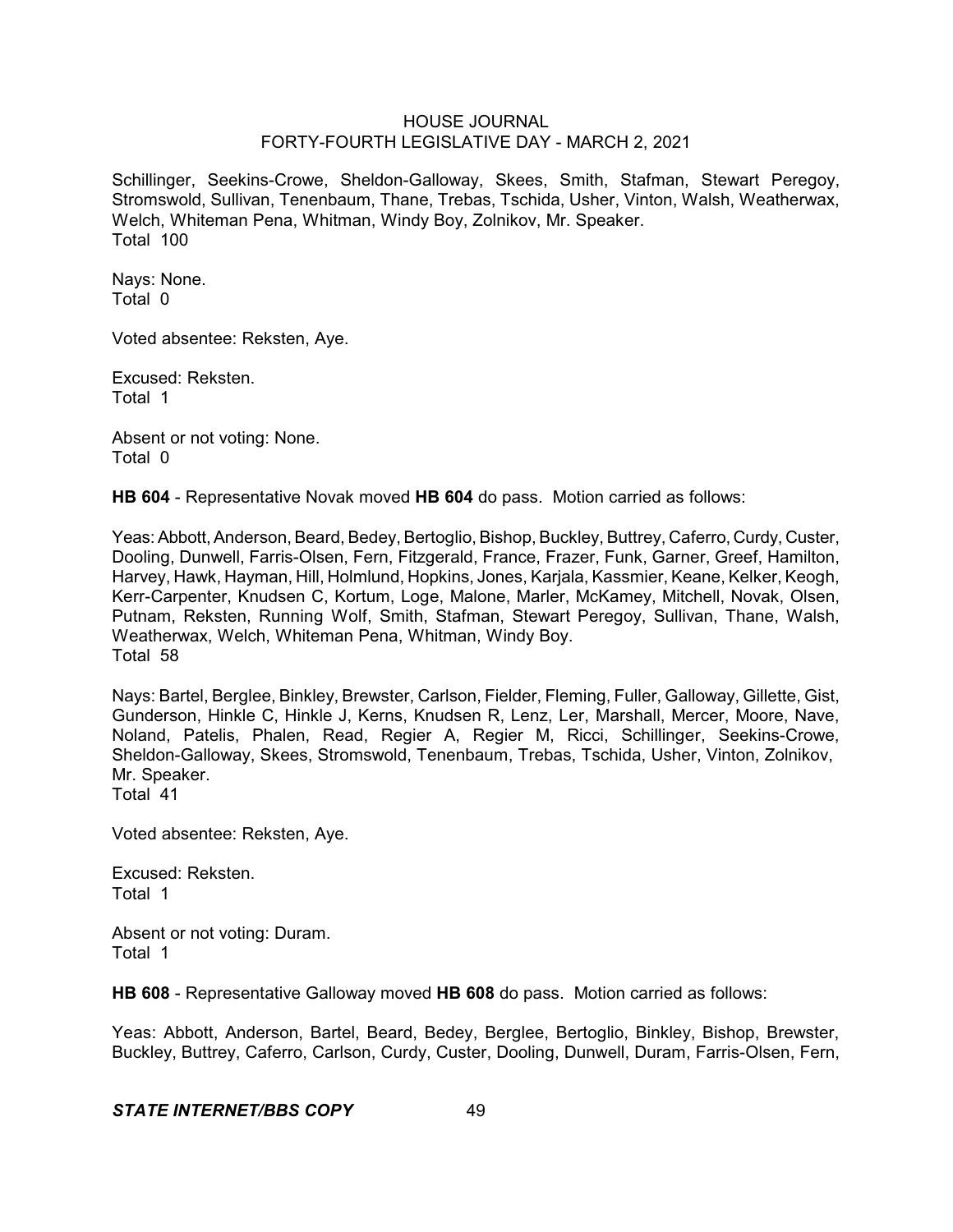Schillinger, Seekins-Crowe, Sheldon-Galloway, Skees, Smith, Stafman, Stewart Peregoy, Stromswold, Sullivan, Tenenbaum, Thane, Trebas, Tschida, Usher, Vinton, Walsh, Weatherwax, Welch, Whiteman Pena, Whitman, Windy Boy, Zolnikov, Mr. Speaker.
Total 100

Nays: None.
Total 0

Voted absentee: Reksten, Aye.

Excused: Reksten.
Total 1

Absent or not voting: None.
Total 0

**HB 604** - Representative Novak moved **HB 604** do pass. Motion carried as follows:

Yeas: Abbott, Anderson, Beard, Bedey, Bertoglio, Bishop, Buckley, Buttrey, Caferro, Curdy, Custer, Dooling, Dunwell, Farris-Olsen, Fern, Fitzgerald, France, Frazer, Funk, Garner, Greef, Hamilton, Harvey, Hawk, Hayman, Hill, Holmlund, Hopkins, Jones, Karjala, Kassmier, Keane, Kelker, Keogh, Kerr-Carpenter, Knudsen C, Kortum, Loge, Malone, Marler, McKamey, Mitchell, Novak, Olsen, Putnam, Reksten, Running Wolf, Smith, Stafman, Stewart Peregoy, Sullivan, Thane, Walsh, Weatherwax, Welch, Whiteman Pena, Whitman, Windy Boy.
Total 58

Nays: Bartel, Berglee, Binkley, Brewster, Carlson, Fielder, Fleming, Fuller, Galloway, Gillette, Gist, Gunderson, Hinkle C, Hinkle J, Kerns, Knudsen R, Lenz, Ler, Marshall, Mercer, Moore, Nave, Noland, Patelis, Phalen, Read, Regier A, Regier M, Ricci, Schillinger, Seekins-Crowe, Sheldon-Galloway, Skees, Stromswold, Tenenbaum, Trebas, Tschida, Usher, Vinton, Zolnikov, Mr. Speaker.
Total 41

Voted absentee: Reksten, Aye.

Excused: Reksten.
Total 1

Absent or not voting: Duram.
Total 1

**HB 608** - Representative Galloway moved **HB 608** do pass. Motion carried as follows:

Yeas: Abbott, Anderson, Bartel, Beard, Bedey, Berglee, Bertoglio, Binkley, Bishop, Brewster, Buckley, Buttrey, Caferro, Carlson, Curdy, Custer, Dooling, Dunwell, Duram, Farris-Olsen, Fern,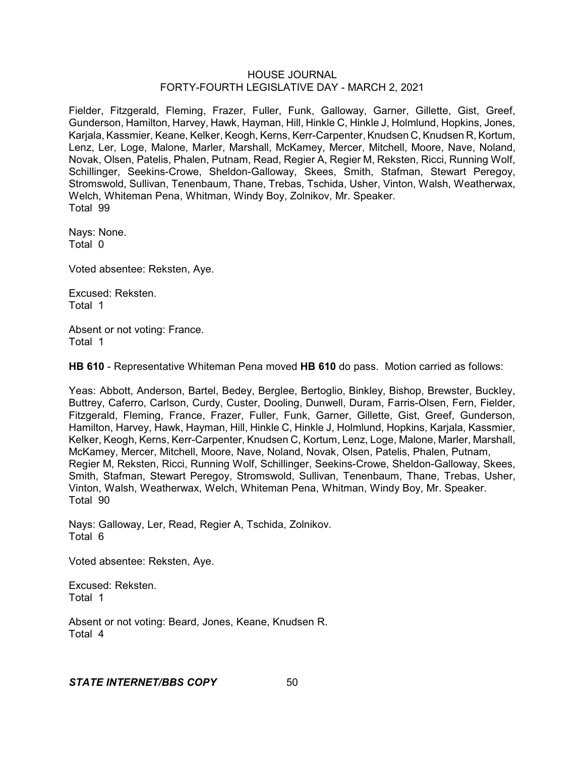Fielder, Fitzgerald, Fleming, Frazer, Fuller, Funk, Galloway, Garner, Gillette, Gist, Greef, Gunderson, Hamilton, Harvey, Hawk, Hayman, Hill, Hinkle C, Hinkle J, Holmlund, Hopkins, Jones, Karjala, Kassmier, Keane, Kelker, Keogh, Kerns, Kerr-Carpenter, Knudsen C, Knudsen R, Kortum, Lenz, Ler, Loge, Malone, Marler, Marshall, McKamey, Mercer, Mitchell, Moore, Nave, Noland, Novak, Olsen, Patelis, Phalen, Putnam, Read, Regier A, Regier M, Reksten, Ricci, Running Wolf, Schillinger, Seekins-Crowe, Sheldon-Galloway, Skees, Smith, Stafman, Stewart Peregoy, Stromswold, Sullivan, Tenenbaum, Thane, Trebas, Tschida, Usher, Vinton, Walsh, Weatherwax, Welch, Whiteman Pena, Whitman, Windy Boy, Zolnikov, Mr. Speaker.
Total 99

Nays: None.
Total 0

Voted absentee: Reksten, Aye.

Excused: Reksten.
Total 1

Absent or not voting: France.
Total 1

**HB 610** - Representative Whiteman Pena moved **HB 610** do pass. Motion carried as follows:

Yeas: Abbott, Anderson, Bartel, Bedey, Berglee, Bertoglio, Binkley, Bishop, Brewster, Buckley, Buttrey, Caferro, Carlson, Curdy, Custer, Dooling, Dunwell, Duram, Farris-Olsen, Fern, Fielder, Fitzgerald, Fleming, France, Frazer, Fuller, Funk, Garner, Gillette, Gist, Greef, Gunderson, Hamilton, Harvey, Hawk, Hayman, Hill, Hinkle C, Hinkle J, Holmlund, Hopkins, Karjala, Kassmier, Kelker, Keogh, Kerns, Kerr-Carpenter, Knudsen C, Kortum, Lenz, Loge, Malone, Marler, Marshall, McKamey, Mercer, Mitchell, Moore, Nave, Noland, Novak, Olsen, Patelis, Phalen, Putnam, Regier M, Reksten, Ricci, Running Wolf, Schillinger, Seekins-Crowe, Sheldon-Galloway, Skees, Smith, Stafman, Stewart Peregoy, Stromswold, Sullivan, Tenenbaum, Thane, Trebas, Usher, Vinton, Walsh, Weatherwax, Welch, Whiteman Pena, Whitman, Windy Boy, Mr. Speaker.
Total 90

Nays: Galloway, Ler, Read, Regier A, Tschida, Zolnikov.
Total 6

Voted absentee: Reksten, Aye.

Excused: Reksten.
Total 1

Absent or not voting: Beard, Jones, Keane, Knudsen R.
Total 4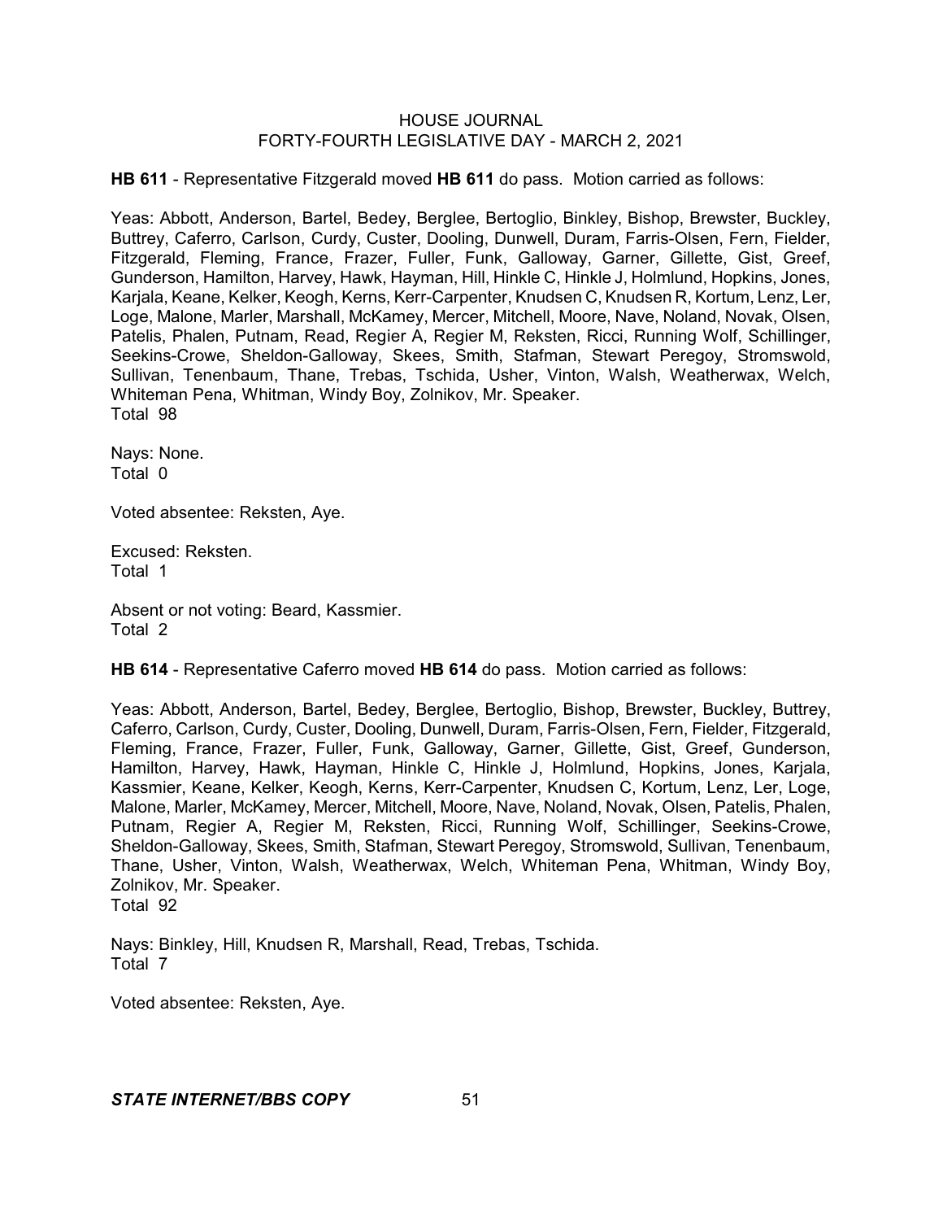**HB 611** - Representative Fitzgerald moved **HB 611** do pass. Motion carried as follows:

Yeas: Abbott, Anderson, Bartel, Bedey, Berglee, Bertoglio, Binkley, Bishop, Brewster, Buckley, Buttrey, Caferro, Carlson, Curdy, Custer, Dooling, Dunwell, Duram, Farris-Olsen, Fern, Fielder, Fitzgerald, Fleming, France, Frazer, Fuller, Funk, Galloway, Garner, Gillette, Gist, Greef, Gunderson, Hamilton, Harvey, Hawk, Hayman, Hill, Hinkle C, Hinkle J, Holmlund, Hopkins, Jones, Karjala, Keane, Kelker, Keogh, Kerns, Kerr-Carpenter, Knudsen C, Knudsen R, Kortum, Lenz, Ler, Loge, Malone, Marler, Marshall, McKamey, Mercer, Mitchell, Moore, Nave, Noland, Novak, Olsen, Patelis, Phalen, Putnam, Read, Regier A, Regier M, Reksten, Ricci, Running Wolf, Schillinger, Seekins-Crowe, Sheldon-Galloway, Skees, Smith, Stafman, Stewart Peregoy, Stromswold, Sullivan, Tenenbaum, Thane, Trebas, Tschida, Usher, Vinton, Walsh, Weatherwax, Welch, Whiteman Pena, Whitman, Windy Boy, Zolnikov, Mr. Speaker.
Total 98

Nays: None.
Total 0

Voted absentee: Reksten, Aye.

Excused: Reksten.
Total 1

Absent or not voting: Beard, Kassmier.
Total 2

**HB 614** - Representative Caferro moved **HB 614** do pass. Motion carried as follows:

Yeas: Abbott, Anderson, Bartel, Bedey, Berglee, Bertoglio, Bishop, Brewster, Buckley, Buttrey, Caferro, Carlson, Curdy, Custer, Dooling, Dunwell, Duram, Farris-Olsen, Fern, Fielder, Fitzgerald, Fleming, France, Frazer, Fuller, Funk, Galloway, Garner, Gillette, Gist, Greef, Gunderson, Hamilton, Harvey, Hawk, Hayman, Hinkle C, Hinkle J, Holmlund, Hopkins, Jones, Karjala, Kassmier, Keane, Kelker, Keogh, Kerns, Kerr-Carpenter, Knudsen C, Kortum, Lenz, Ler, Loge, Malone, Marler, McKamey, Mercer, Mitchell, Moore, Nave, Noland, Novak, Olsen, Patelis, Phalen, Putnam, Regier A, Regier M, Reksten, Ricci, Running Wolf, Schillinger, Seekins-Crowe, Sheldon-Galloway, Skees, Smith, Stafman, Stewart Peregoy, Stromswold, Sullivan, Tenenbaum, Thane, Usher, Vinton, Walsh, Weatherwax, Welch, Whiteman Pena, Whitman, Windy Boy, Zolnikov, Mr. Speaker.
Total 92

Nays: Binkley, Hill, Knudsen R, Marshall, Read, Trebas, Tschida.
Total 7

Voted absentee: Reksten, Aye.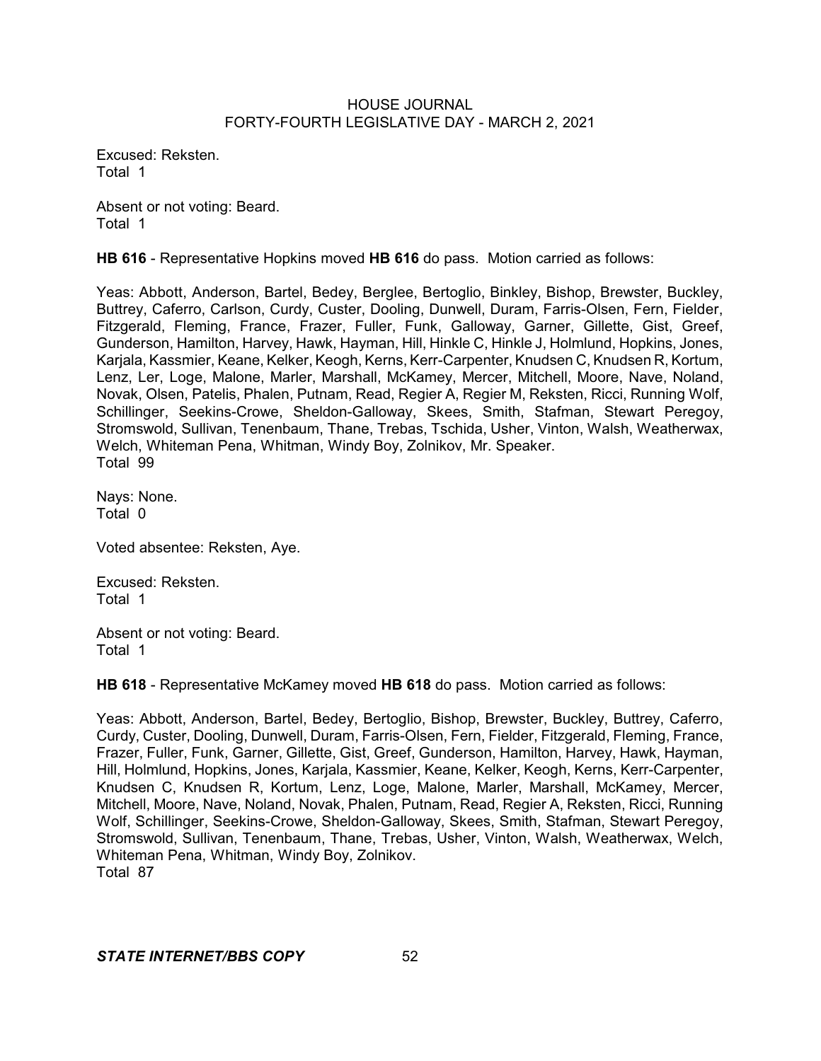Excused: Reksten.
Total 1

Absent or not voting: Beard.
Total 1

**HB 616** - Representative Hopkins moved **HB 616** do pass. Motion carried as follows:

Yeas: Abbott, Anderson, Bartel, Bedey, Berglee, Bertoglio, Binkley, Bishop, Brewster, Buckley, Buttrey, Caferro, Carlson, Curdy, Custer, Dooling, Dunwell, Duram, Farris-Olsen, Fern, Fielder, Fitzgerald, Fleming, France, Frazer, Fuller, Funk, Galloway, Garner, Gillette, Gist, Greef, Gunderson, Hamilton, Harvey, Hawk, Hayman, Hill, Hinkle C, Hinkle J, Holmlund, Hopkins, Jones, Karjala, Kassmier, Keane, Kelker, Keogh, Kerns, Kerr-Carpenter, Knudsen C, Knudsen R, Kortum, Lenz, Ler, Loge, Malone, Marler, Marshall, McKamey, Mercer, Mitchell, Moore, Nave, Noland, Novak, Olsen, Patelis, Phalen, Putnam, Read, Regier A, Regier M, Reksten, Ricci, Running Wolf, Schillinger, Seekins-Crowe, Sheldon-Galloway, Skees, Smith, Stafman, Stewart Peregoy, Stromswold, Sullivan, Tenenbaum, Thane, Trebas, Tschida, Usher, Vinton, Walsh, Weatherwax, Welch, Whiteman Pena, Whitman, Windy Boy, Zolnikov, Mr. Speaker.
Total 99

Nays: None.
Total 0

Voted absentee: Reksten, Aye.

Excused: Reksten.
Total 1

Absent or not voting: Beard.
Total 1

**HB 618** - Representative McKamey moved **HB 618** do pass. Motion carried as follows:

Yeas: Abbott, Anderson, Bartel, Bedey, Bertoglio, Bishop, Brewster, Buckley, Buttrey, Caferro, Curdy, Custer, Dooling, Dunwell, Duram, Farris-Olsen, Fern, Fielder, Fitzgerald, Fleming, France, Frazer, Fuller, Funk, Garner, Gillette, Gist, Greef, Gunderson, Hamilton, Harvey, Hawk, Hayman, Hill, Holmlund, Hopkins, Jones, Karjala, Kassmier, Keane, Kelker, Keogh, Kerns, Kerr-Carpenter, Knudsen C, Knudsen R, Kortum, Lenz, Loge, Malone, Marler, Marshall, McKamey, Mercer, Mitchell, Moore, Nave, Noland, Novak, Phalen, Putnam, Read, Regier A, Reksten, Ricci, Running Wolf, Schillinger, Seekins-Crowe, Sheldon-Galloway, Skees, Smith, Stafman, Stewart Peregoy, Stromswold, Sullivan, Tenenbaum, Thane, Trebas, Usher, Vinton, Walsh, Weatherwax, Welch, Whiteman Pena, Whitman, Windy Boy, Zolnikov.
Total 87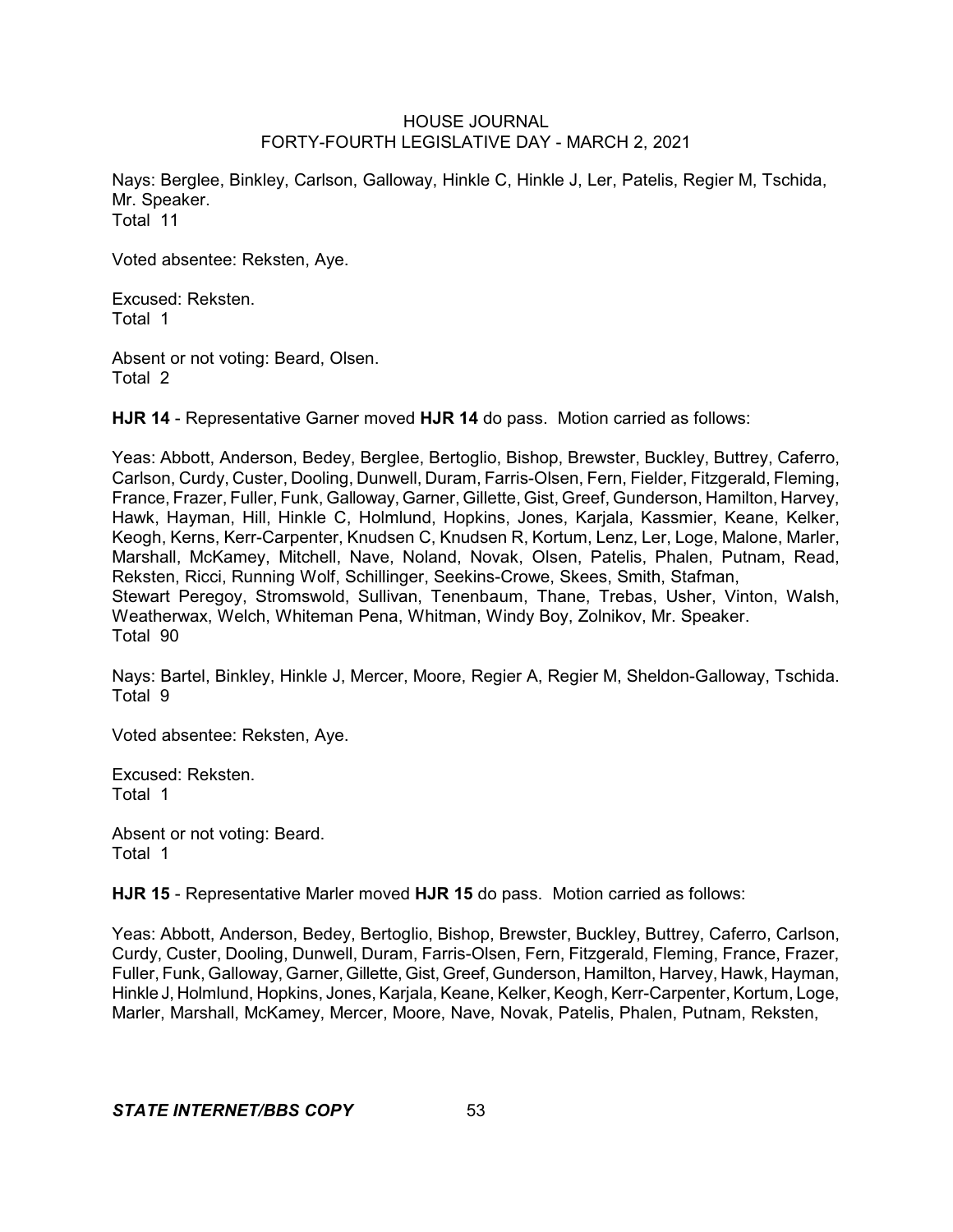Nays: Berglee, Binkley, Carlson, Galloway, Hinkle C, Hinkle J, Ler, Patelis, Regier M, Tschida, Mr. Speaker.
Total 11

Voted absentee: Reksten, Aye.

Excused: Reksten.
Total 1

Absent or not voting: Beard, Olsen.
Total 2

**HJR 14** - Representative Garner moved **HJR 14** do pass. Motion carried as follows:

Yeas: Abbott, Anderson, Bedey, Berglee, Bertoglio, Bishop, Brewster, Buckley, Buttrey, Caferro, Carlson, Curdy, Custer, Dooling, Dunwell, Duram, Farris-Olsen, Fern, Fielder, Fitzgerald, Fleming, France, Frazer, Fuller, Funk, Galloway, Garner, Gillette, Gist, Greef, Gunderson, Hamilton, Harvey, Hawk, Hayman, Hill, Hinkle C, Holmlund, Hopkins, Jones, Karjala, Kassmier, Keane, Kelker, Keogh, Kerns, Kerr-Carpenter, Knudsen C, Knudsen R, Kortum, Lenz, Ler, Loge, Malone, Marler, Marshall, McKamey, Mitchell, Nave, Noland, Novak, Olsen, Patelis, Phalen, Putnam, Read, Reksten, Ricci, Running Wolf, Schillinger, Seekins-Crowe, Skees, Smith, Stafman, Stewart Peregoy, Stromswold, Sullivan, Tenenbaum, Thane, Trebas, Usher, Vinton, Walsh, Weatherwax, Welch, Whiteman Pena, Whitman, Windy Boy, Zolnikov, Mr. Speaker.
Total 90

Nays: Bartel, Binkley, Hinkle J, Mercer, Moore, Regier A, Regier M, Sheldon-Galloway, Tschida.
Total 9

Voted absentee: Reksten, Aye.

Excused: Reksten.
Total 1

Absent or not voting: Beard.
Total 1

**HJR 15** - Representative Marler moved **HJR 15** do pass. Motion carried as follows:

Yeas: Abbott, Anderson, Bedey, Bertoglio, Bishop, Brewster, Buckley, Buttrey, Caferro, Carlson, Curdy, Custer, Dooling, Dunwell, Duram, Farris-Olsen, Fern, Fitzgerald, Fleming, France, Frazer, Fuller, Funk, Galloway, Garner, Gillette, Gist, Greef, Gunderson, Hamilton, Harvey, Hawk, Hayman, Hinkle J, Holmlund, Hopkins, Jones, Karjala, Keane, Kelker, Keogh, Kerr-Carpenter, Kortum, Loge, Marler, Marshall, McKamey, Mercer, Moore, Nave, Novak, Patelis, Phalen, Putnam, Reksten,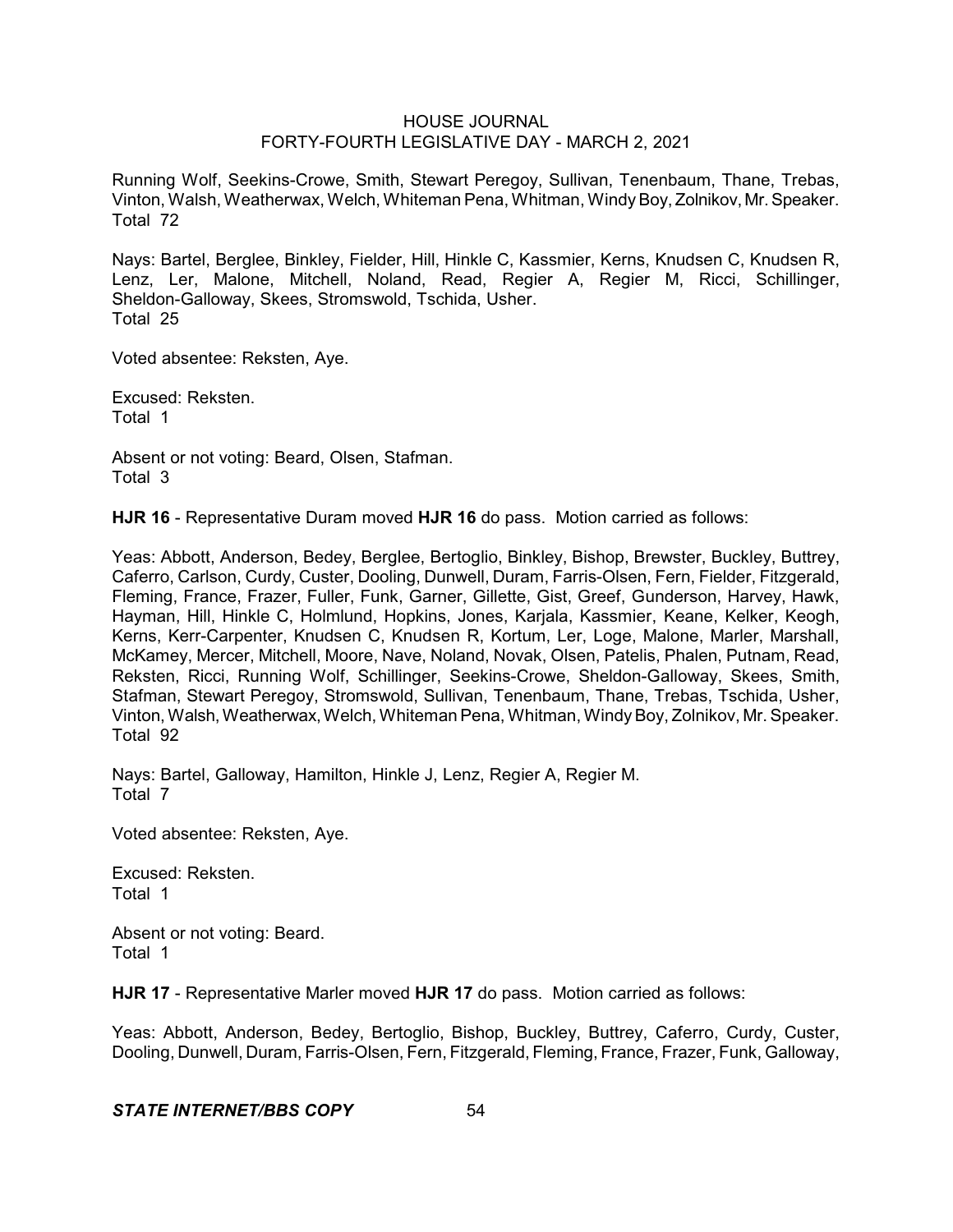Running Wolf, Seekins-Crowe, Smith, Stewart Peregoy, Sullivan, Tenenbaum, Thane, Trebas, Vinton, Walsh, Weatherwax, Welch, Whiteman Pena, Whitman, Windy Boy, Zolnikov, Mr. Speaker. Total 72

Nays: Bartel, Berglee, Binkley, Fielder, Hill, Hinkle C, Kassmier, Kerns, Knudsen C, Knudsen R, Lenz, Ler, Malone, Mitchell, Noland, Read, Regier A, Regier M, Ricci, Schillinger, Sheldon-Galloway, Skees, Stromswold, Tschida, Usher.
Total 25

Voted absentee: Reksten, Aye.

Excused: Reksten.
Total 1

Absent or not voting: Beard, Olsen, Stafman.
Total 3

**HJR 16** - Representative Duram moved **HJR 16** do pass. Motion carried as follows:

Yeas: Abbott, Anderson, Bedey, Berglee, Bertoglio, Binkley, Bishop, Brewster, Buckley, Buttrey, Caferro, Carlson, Curdy, Custer, Dooling, Dunwell, Duram, Farris-Olsen, Fern, Fielder, Fitzgerald, Fleming, France, Frazer, Fuller, Funk, Garner, Gillette, Gist, Greef, Gunderson, Harvey, Hawk, Hayman, Hill, Hinkle C, Holmlund, Hopkins, Jones, Karjala, Kassmier, Keane, Kelker, Keogh, Kerns, Kerr-Carpenter, Knudsen C, Knudsen R, Kortum, Ler, Loge, Malone, Marler, Marshall, McKamey, Mercer, Mitchell, Moore, Nave, Noland, Novak, Olsen, Patelis, Phalen, Putnam, Read, Reksten, Ricci, Running Wolf, Schillinger, Seekins-Crowe, Sheldon-Galloway, Skees, Smith, Stafman, Stewart Peregoy, Stromswold, Sullivan, Tenenbaum, Thane, Trebas, Tschida, Usher, Vinton, Walsh, Weatherwax, Welch, Whiteman Pena, Whitman, Windy Boy, Zolnikov, Mr. Speaker.
Total 92

Nays: Bartel, Galloway, Hamilton, Hinkle J, Lenz, Regier A, Regier M.
Total 7

Voted absentee: Reksten, Aye.

Excused: Reksten.
Total 1

Absent or not voting: Beard.
Total 1

**HJR 17** - Representative Marler moved **HJR 17** do pass. Motion carried as follows:

Yeas: Abbott, Anderson, Bedey, Bertoglio, Bishop, Buckley, Buttrey, Caferro, Curdy, Custer, Dooling, Dunwell, Duram, Farris-Olsen, Fern, Fitzgerald, Fleming, France, Frazer, Funk, Galloway,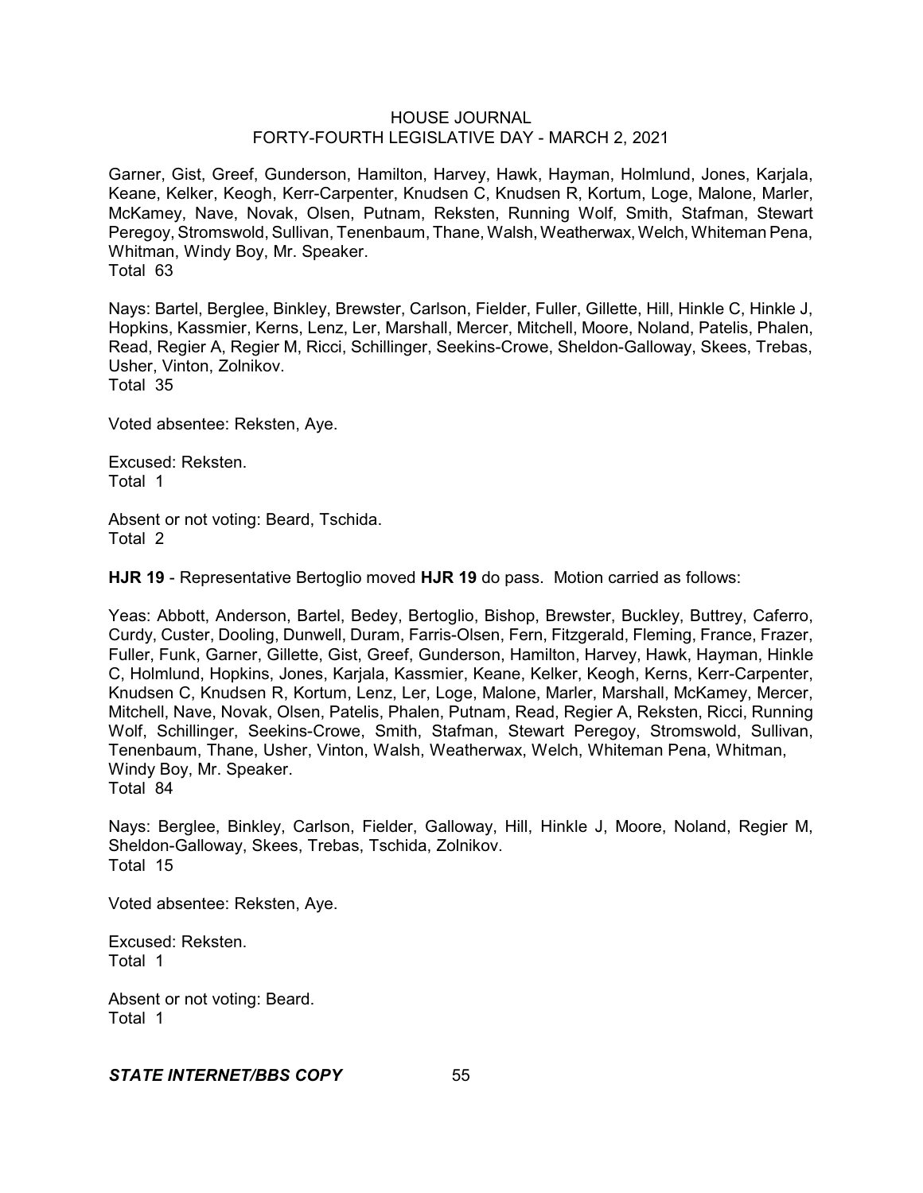Garner, Gist, Greef, Gunderson, Hamilton, Harvey, Hawk, Hayman, Holmlund, Jones, Karjala, Keane, Kelker, Keogh, Kerr-Carpenter, Knudsen C, Knudsen R, Kortum, Loge, Malone, Marler, McKamey, Nave, Novak, Olsen, Putnam, Reksten, Running Wolf, Smith, Stafman, Stewart Peregoy, Stromswold, Sullivan, Tenenbaum, Thane, Walsh, Weatherwax, Welch, Whiteman Pena, Whitman, Windy Boy, Mr. Speaker.
Total 63

Nays: Bartel, Berglee, Binkley, Brewster, Carlson, Fielder, Fuller, Gillette, Hill, Hinkle C, Hinkle J, Hopkins, Kassmier, Kerns, Lenz, Ler, Marshall, Mercer, Mitchell, Moore, Noland, Patelis, Phalen, Read, Regier A, Regier M, Ricci, Schillinger, Seekins-Crowe, Sheldon-Galloway, Skees, Trebas, Usher, Vinton, Zolnikov.
Total 35

Voted absentee: Reksten, Aye.

Excused: Reksten.
Total 1

Absent or not voting: Beard, Tschida.
Total 2

**HJR 19** - Representative Bertoglio moved **HJR 19** do pass. Motion carried as follows:

Yeas: Abbott, Anderson, Bartel, Bedey, Bertoglio, Bishop, Brewster, Buckley, Buttrey, Caferro, Curdy, Custer, Dooling, Dunwell, Duram, Farris-Olsen, Fern, Fitzgerald, Fleming, France, Frazer, Fuller, Funk, Garner, Gillette, Gist, Greef, Gunderson, Hamilton, Harvey, Hawk, Hayman, Hinkle C, Holmlund, Hopkins, Jones, Karjala, Kassmier, Keane, Kelker, Keogh, Kerns, Kerr-Carpenter, Knudsen C, Knudsen R, Kortum, Lenz, Ler, Loge, Malone, Marler, Marshall, McKamey, Mercer, Mitchell, Nave, Novak, Olsen, Patelis, Phalen, Putnam, Read, Regier A, Reksten, Ricci, Running Wolf, Schillinger, Seekins-Crowe, Smith, Stafman, Stewart Peregoy, Stromswold, Sullivan, Tenenbaum, Thane, Usher, Vinton, Walsh, Weatherwax, Welch, Whiteman Pena, Whitman, Windy Boy, Mr. Speaker.
Total 84

Nays: Berglee, Binkley, Carlson, Fielder, Galloway, Hill, Hinkle J, Moore, Noland, Regier M, Sheldon-Galloway, Skees, Trebas, Tschida, Zolnikov.
Total 15

Voted absentee: Reksten, Aye.

Excused: Reksten.
Total 1

Absent or not voting: Beard.
Total 1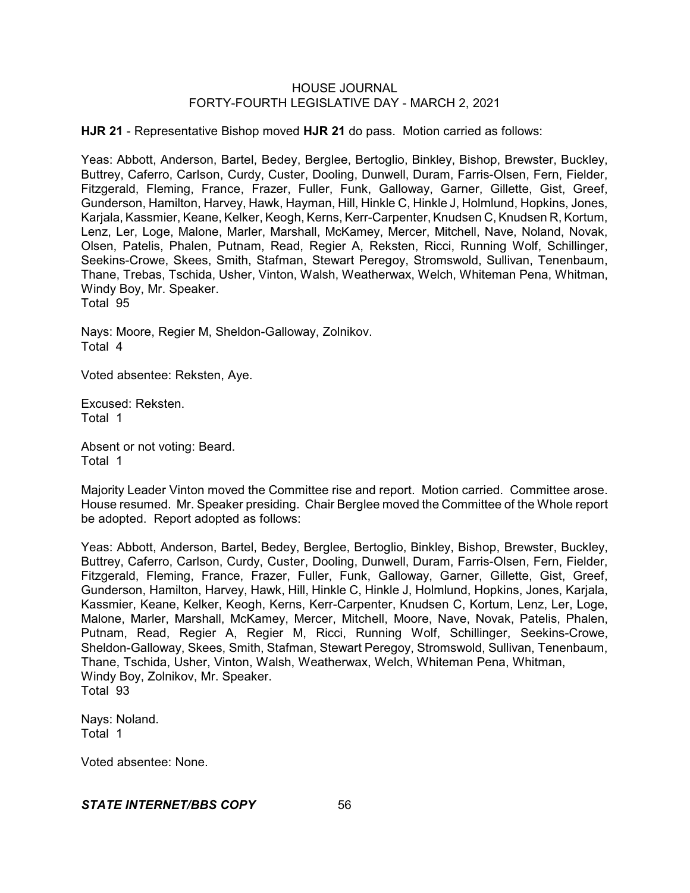**HJR 21** - Representative Bishop moved **HJR 21** do pass. Motion carried as follows:

Yeas: Abbott, Anderson, Bartel, Bedey, Berglee, Bertoglio, Binkley, Bishop, Brewster, Buckley, Buttrey, Caferro, Carlson, Curdy, Custer, Dooling, Dunwell, Duram, Farris-Olsen, Fern, Fielder, Fitzgerald, Fleming, France, Frazer, Fuller, Funk, Galloway, Garner, Gillette, Gist, Greef, Gunderson, Hamilton, Harvey, Hawk, Hayman, Hill, Hinkle C, Hinkle J, Holmlund, Hopkins, Jones, Karjala, Kassmier, Keane, Kelker, Keogh, Kerns, Kerr-Carpenter, Knudsen C, Knudsen R, Kortum, Lenz, Ler, Loge, Malone, Marler, Marshall, McKamey, Mercer, Mitchell, Nave, Noland, Novak, Olsen, Patelis, Phalen, Putnam, Read, Regier A, Reksten, Ricci, Running Wolf, Schillinger, Seekins-Crowe, Skees, Smith, Stafman, Stewart Peregoy, Stromswold, Sullivan, Tenenbaum, Thane, Trebas, Tschida, Usher, Vinton, Walsh, Weatherwax, Welch, Whiteman Pena, Whitman, Windy Boy, Mr. Speaker.
Total 95

Nays: Moore, Regier M, Sheldon-Galloway, Zolnikov.
Total 4

Voted absentee: Reksten, Aye.

Excused: Reksten.
Total 1

Absent or not voting: Beard.
Total 1

Majority Leader Vinton moved the Committee rise and report. Motion carried. Committee arose. House resumed. Mr. Speaker presiding. Chair Berglee moved the Committee of the Whole report be adopted. Report adopted as follows:

Yeas: Abbott, Anderson, Bartel, Bedey, Berglee, Bertoglio, Binkley, Bishop, Brewster, Buckley, Buttrey, Caferro, Carlson, Curdy, Custer, Dooling, Dunwell, Duram, Farris-Olsen, Fern, Fielder, Fitzgerald, Fleming, France, Frazer, Fuller, Funk, Galloway, Garner, Gillette, Gist, Greef, Gunderson, Hamilton, Harvey, Hawk, Hill, Hinkle C, Hinkle J, Holmlund, Hopkins, Jones, Karjala, Kassmier, Keane, Kelker, Keogh, Kerns, Kerr-Carpenter, Knudsen C, Kortum, Lenz, Ler, Loge, Malone, Marler, Marshall, McKamey, Mercer, Mitchell, Moore, Nave, Novak, Patelis, Phalen, Putnam, Read, Regier A, Regier M, Ricci, Running Wolf, Schillinger, Seekins-Crowe, Sheldon-Galloway, Skees, Smith, Stafman, Stewart Peregoy, Stromswold, Sullivan, Tenenbaum, Thane, Tschida, Usher, Vinton, Walsh, Weatherwax, Welch, Whiteman Pena, Whitman, Windy Boy, Zolnikov, Mr. Speaker.
Total 93

Nays: Noland.
Total 1

Voted absentee: None.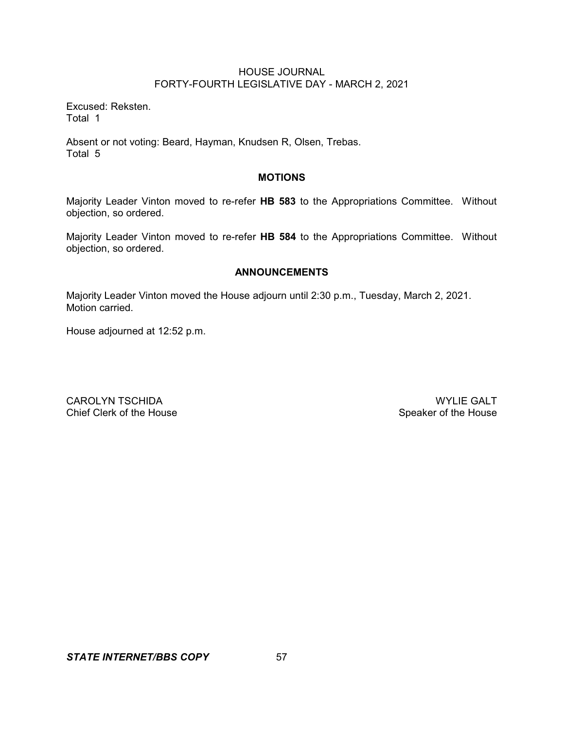Excused: Reksten.
Total 1

Absent or not voting: Beard, Hayman, Knudsen R, Olsen, Trebas.
Total 5

## MOTIONS

Majority Leader Vinton moved to re-refer **HB 583** to the Appropriations Committee. Without objection, so ordered.

Majority Leader Vinton moved to re-refer **HB 584** to the Appropriations Committee. Without objection, so ordered.

## ANNOUNCEMENTS

Majority Leader Vinton moved the House adjourn until 2:30 p.m., Tuesday, March 2, 2021. Motion carried.

House adjourned at 12:52 p.m.

CAROLYN TSCHIDA
Chief Clerk of the House

WYLIE GALT
Speaker of the House